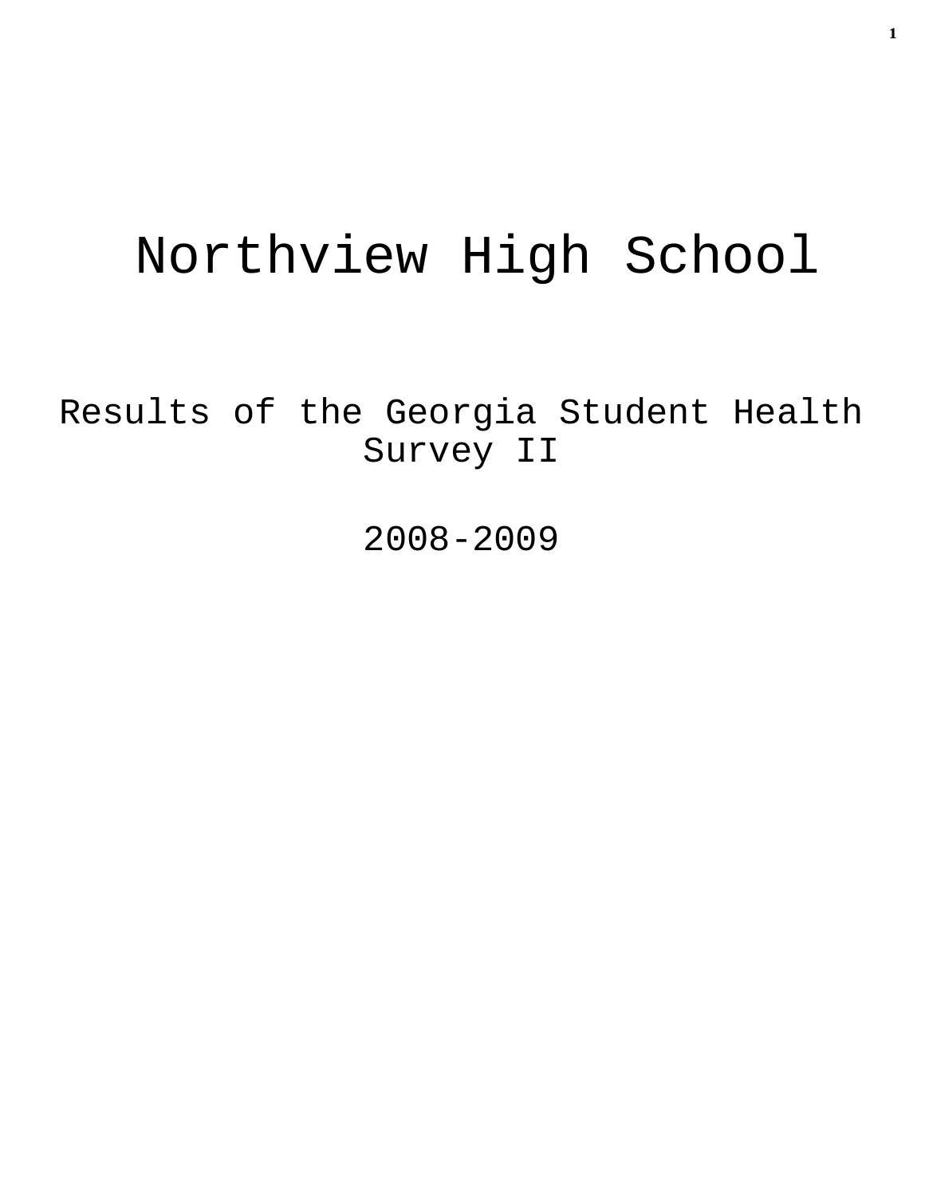# Northview High School

## Results of the Georgia Student Health Survey II

## 2008-2009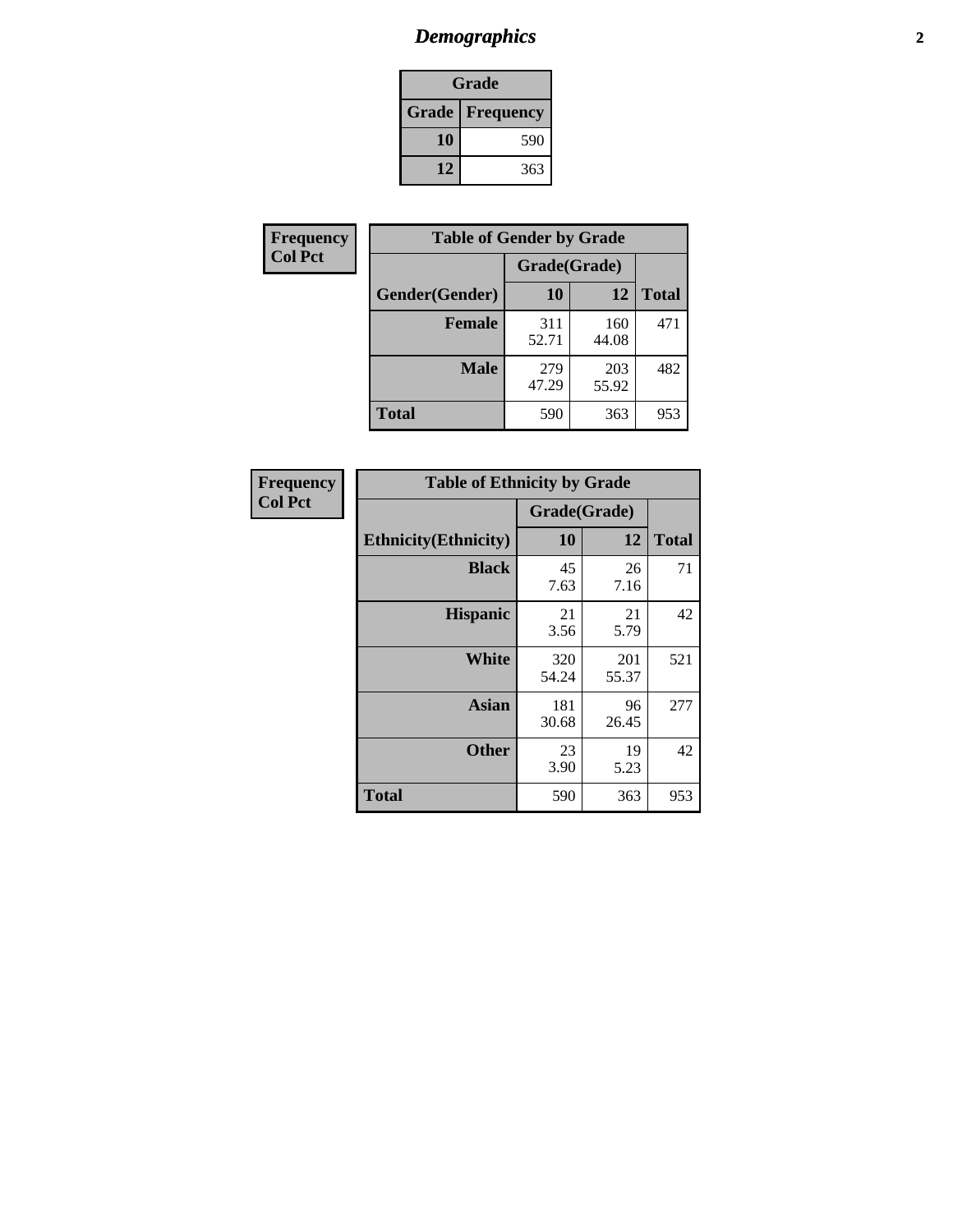# *Demographics*

| Grade | |
|---|---|
| **Grade** | **Frequency** |
| **10** | 590 |
| **12** | 363 |

**Frequency**
**Col Pct**

| Table of Gender by Grade | | | |
|---|---|---|---|
| | Grade(Grade) | | |
| **Gender(Gender)** | **10** | **12** | **Total** |
| **Female** | 311<br>52.71 | 160<br>44.08 | 471 |
| **Male** | 279<br>47.29 | 203<br>55.92 | 482 |
| **Total** | 590 | 363 | 953 |

**Frequency**
**Col Pct**

| Table of Ethnicity by Grade | | | |
|---|---|---|---|
| | Grade(Grade) | | |
| **Ethnicity(Ethnicity)** | **10** | **12** | **Total** |
| **Black** | 45<br>7.63 | 26<br>7.16 | 71 |
| **Hispanic** | 21<br>3.56 | 21<br>5.79 | 42 |
| **White** | 320<br>54.24 | 201<br>55.37 | 521 |
| **Asian** | 181<br>30.68 | 96<br>26.45 | 277 |
| **Other** | 23<br>3.90 | 19<br>5.23 | 42 |
| **Total** | 590 | 363 | 953 |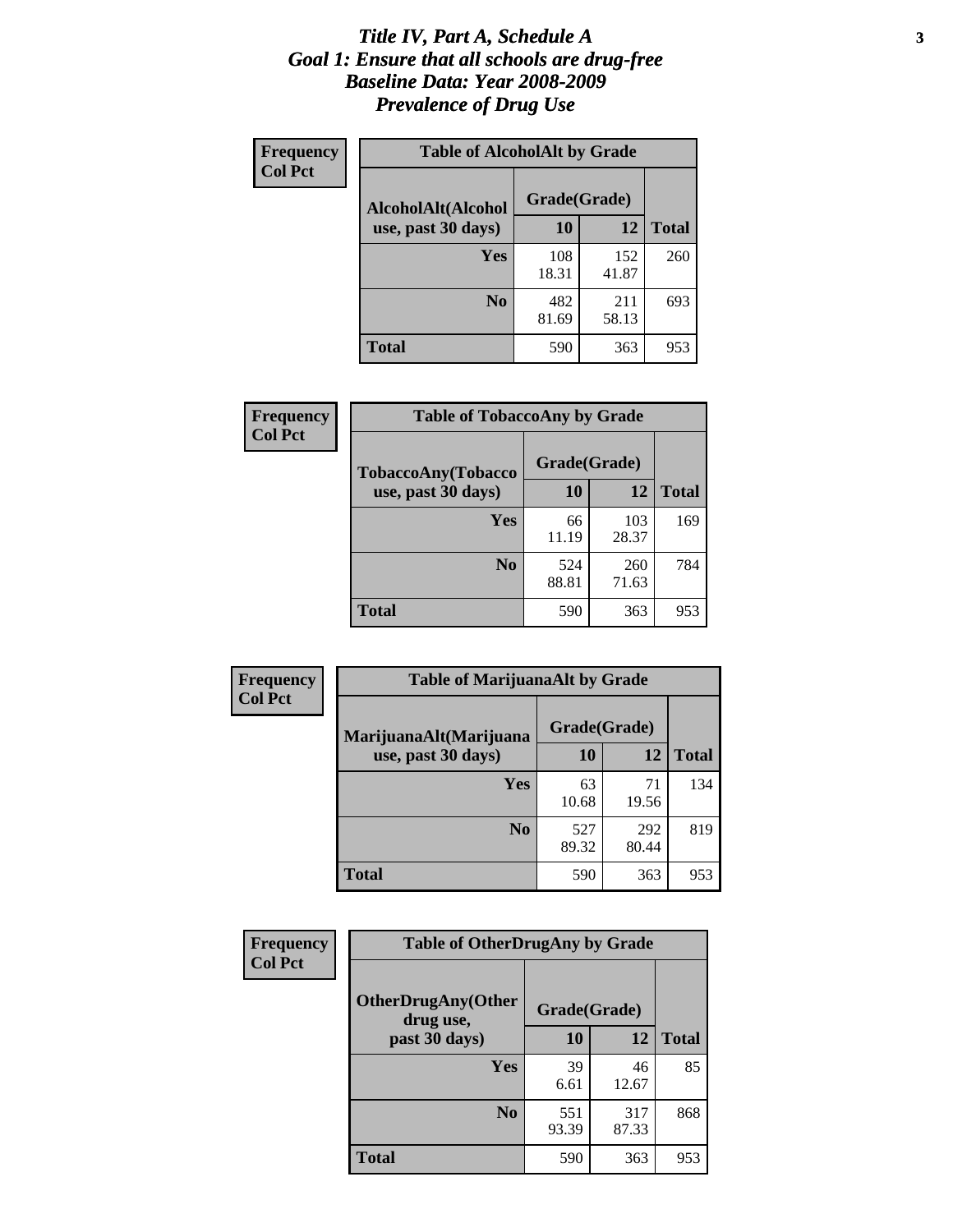# *Title IV, Part A, Schedule A*
# *Goal 1: Ensure that all schools are drug-free*
# *Baseline Data: Year 2008-2009*
# *Prevalence of Drug Use*

**Frequency**
**Col Pct**

**Table of AlcoholAlt by Grade**

| AlcoholAlt(Alcohol use, past 30 days) | Grade(Grade) 10 | 12 | Total |
|---|---|---|---|
| **Yes** | 108<br>18.31 | 152<br>41.87 | 260 |
| **No** | 482<br>81.69 | 211<br>58.13 | 693 |
| **Total** | 590 | 363 | 953 |

**Frequency**
**Col Pct**

**Table of TobaccoAny by Grade**

| TobaccoAny(Tobacco use, past 30 days) | Grade(Grade) 10 | 12 | Total |
|---|---|---|---|
| **Yes** | 66<br>11.19 | 103<br>28.37 | 169 |
| **No** | 524<br>88.81 | 260<br>71.63 | 784 |
| **Total** | 590 | 363 | 953 |

**Frequency**
**Col Pct**

**Table of MarijuanaAlt by Grade**

| MarijuanaAlt(Marijuana use, past 30 days) | Grade(Grade) 10 | 12 | Total |
|---|---|---|---|
| **Yes** | 63<br>10.68 | 71<br>19.56 | 134 |
| **No** | 527<br>89.32 | 292<br>80.44 | 819 |
| **Total** | 590 | 363 | 953 |

**Frequency**
**Col Pct**

**Table of OtherDrugAny by Grade**

| OtherDrugAny(Other drug use, past 30 days) | Grade(Grade) 10 | 12 | Total |
|---|---|---|---|
| **Yes** | 39<br>6.61 | 46<br>12.67 | 85 |
| **No** | 551<br>93.39 | 317<br>87.33 | 868 |
| **Total** | 590 | 363 | 953 |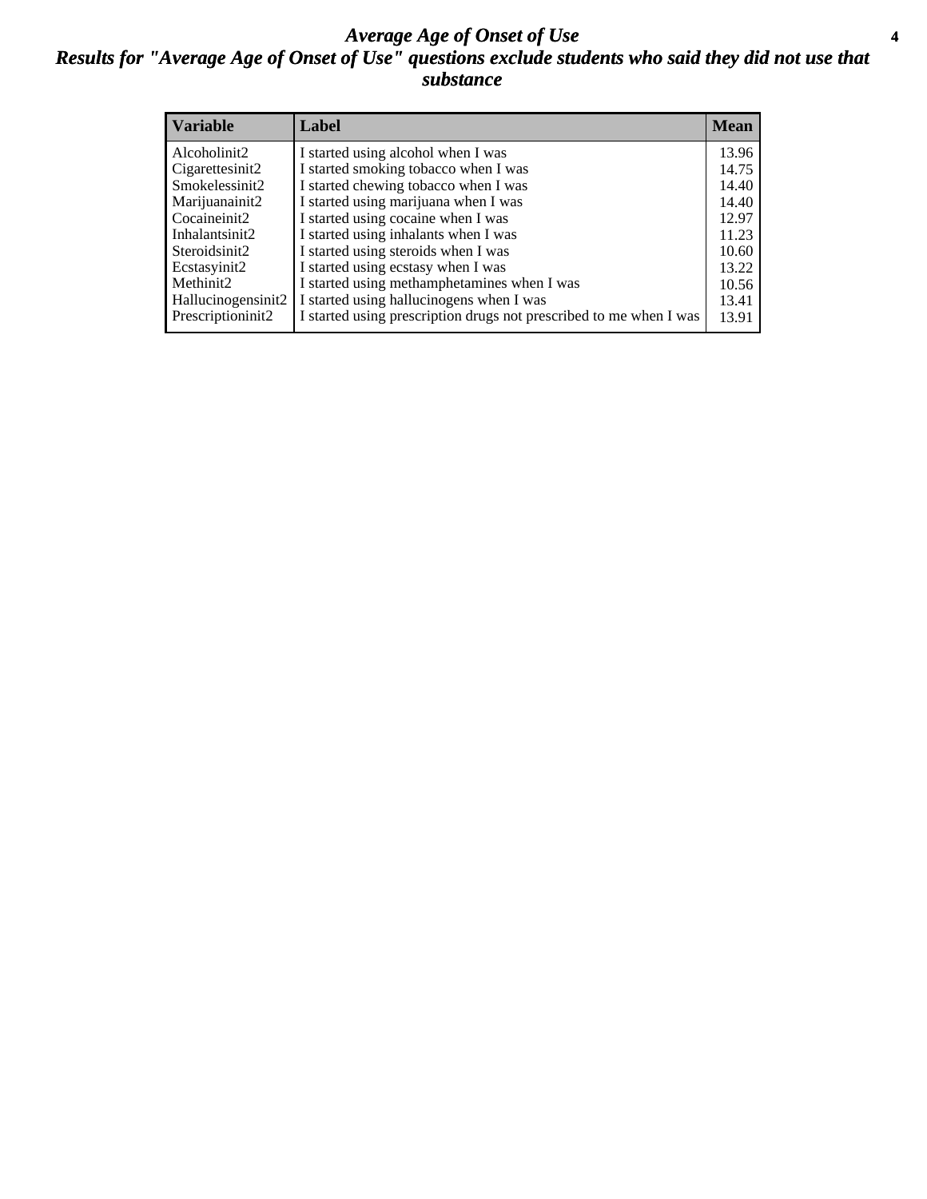# *Average Age of Onset of Use*

## *Results for "Average Age of Onset of Use" questions exclude students who said they did not use that substance*

| Variable | Label | Mean |
|---|---|---|
| Alcoholinit2 | I started using alcohol when I was | 13.96 |
| Cigarettesinit2 | I started smoking tobacco when I was | 14.75 |
| Smokelessinit2 | I started chewing tobacco when I was | 14.40 |
| Marijuanainit2 | I started using marijuana when I was | 14.40 |
| Cocaineinit2 | I started using cocaine when I was | 12.97 |
| Inhalantsinit2 | I started using inhalants when I was | 11.23 |
| Steroidsinit2 | I started using steroids when I was | 10.60 |
| Ecstasyinit2 | I started using ecstasy when I was | 13.22 |
| Methinit2 | I started using methamphetamines when I was | 10.56 |
| Hallucinogensinit2 | I started using hallucinogens when I was | 13.41 |
| Prescriptioninit2 | I started using prescription drugs not prescribed to me when I was | 13.91 |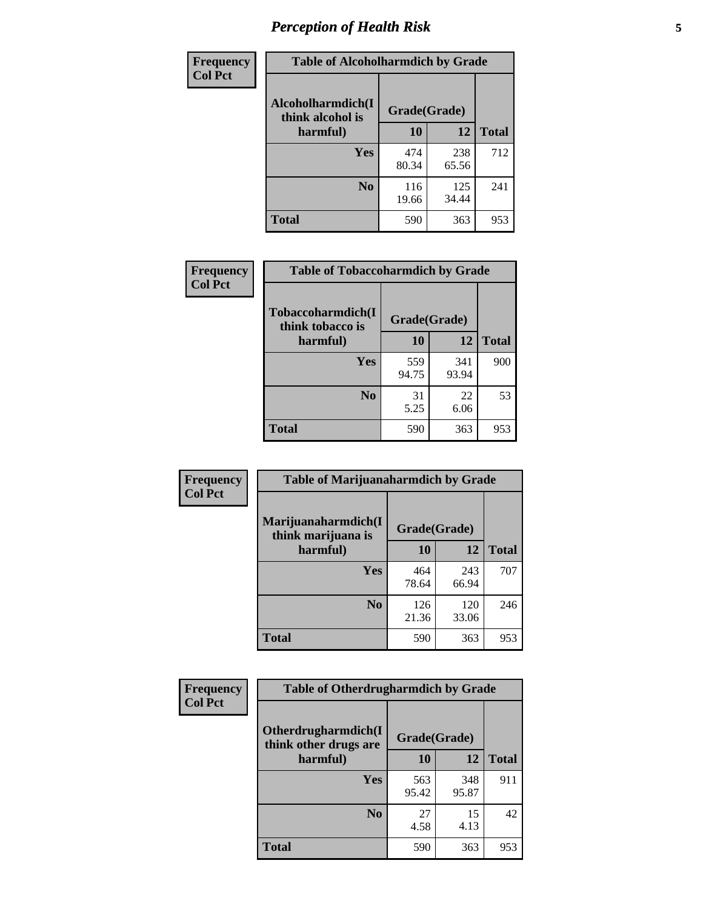# Perception of Health Risk

**Frequency Col Pct**

**Table of Alcoholharmdich by Grade**

| Alcoholharmdich(I think alcohol is harmful) | Grade(Grade) 10 | 12 | Total |
|---|---|---|---|
| Yes | 474 80.34 | 238 65.56 | 712 |
| No | 116 19.66 | 125 34.44 | 241 |
| Total | 590 | 363 | 953 |

**Frequency Col Pct**

**Table of Tobaccoharmdich by Grade**

| Tobaccoharmdich(I think tobacco is harmful) | Grade(Grade) 10 | 12 | Total |
|---|---|---|---|
| Yes | 559 94.75 | 341 93.94 | 900 |
| No | 31 5.25 | 22 6.06 | 53 |
| Total | 590 | 363 | 953 |

**Frequency Col Pct**

**Table of Marijuanaharmdich by Grade**

| Marijuanaharmdich(I think marijuana is harmful) | Grade(Grade) 10 | 12 | Total |
|---|---|---|---|
| Yes | 464 78.64 | 243 66.94 | 707 |
| No | 126 21.36 | 120 33.06 | 246 |
| Total | 590 | 363 | 953 |

**Frequency Col Pct**

**Table of Otherdrugharmdich by Grade**

| Otherdrugharmdich(I think other drugs are harmful) | Grade(Grade) 10 | 12 | Total |
|---|---|---|---|
| Yes | 563 95.42 | 348 95.87 | 911 |
| No | 27 4.58 | 15 4.13 | 42 |
| Total | 590 | 363 | 953 |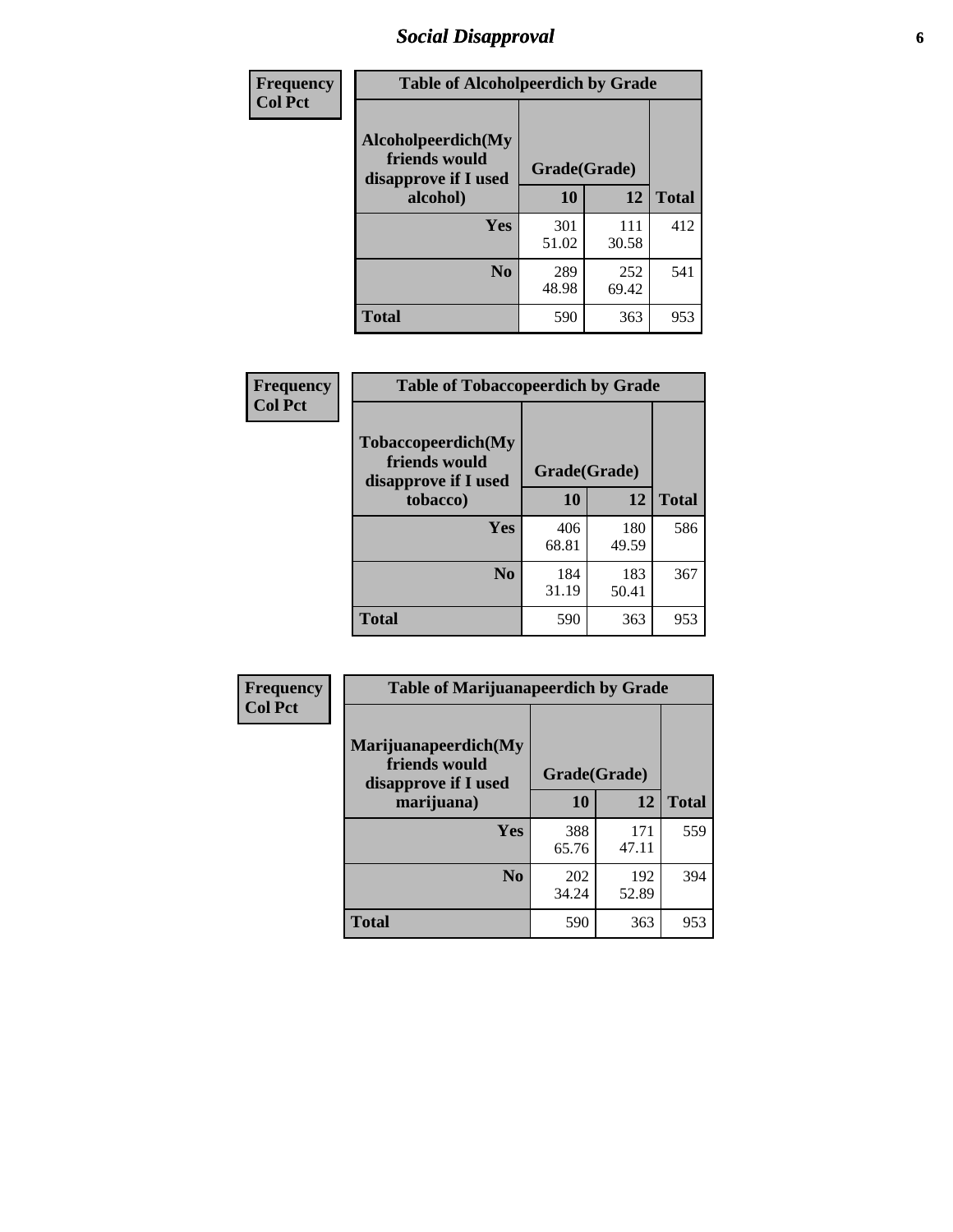## Social Disapproval

| Frequency<br>Col Pct | Table of Alcoholpeerdich by Grade | | |
|---|---|---|---|
| Alcoholpeerdich(My friends would disapprove if I used alcohol) | Grade(Grade) | | |
| | 10 | 12 | Total |
| Yes | 301<br>51.02 | 111<br>30.58 | 412 |
| No | 289<br>48.98 | 252<br>69.42 | 541 |
| Total | 590 | 363 | 953 |

| Frequency<br>Col Pct | Table of Tobaccopeerdich by Grade | | |
|---|---|---|---|
| Tobaccopeerdich(My friends would disapprove if I used tobacco) | Grade(Grade) | | |
| | 10 | 12 | Total |
| Yes | 406<br>68.81 | 180<br>49.59 | 586 |
| No | 184<br>31.19 | 183<br>50.41 | 367 |
| Total | 590 | 363 | 953 |

| Frequency<br>Col Pct | Table of Marijuanapeerdich by Grade | | |
|---|---|---|---|
| Marijuanapeerdich(My friends would disapprove if I used marijuana) | Grade(Grade) | | |
| | 10 | 12 | Total |
| Yes | 388<br>65.76 | 171<br>47.11 | 559 |
| No | 202<br>34.24 | 192<br>52.89 | 394 |
| Total | 590 | 363 | 953 |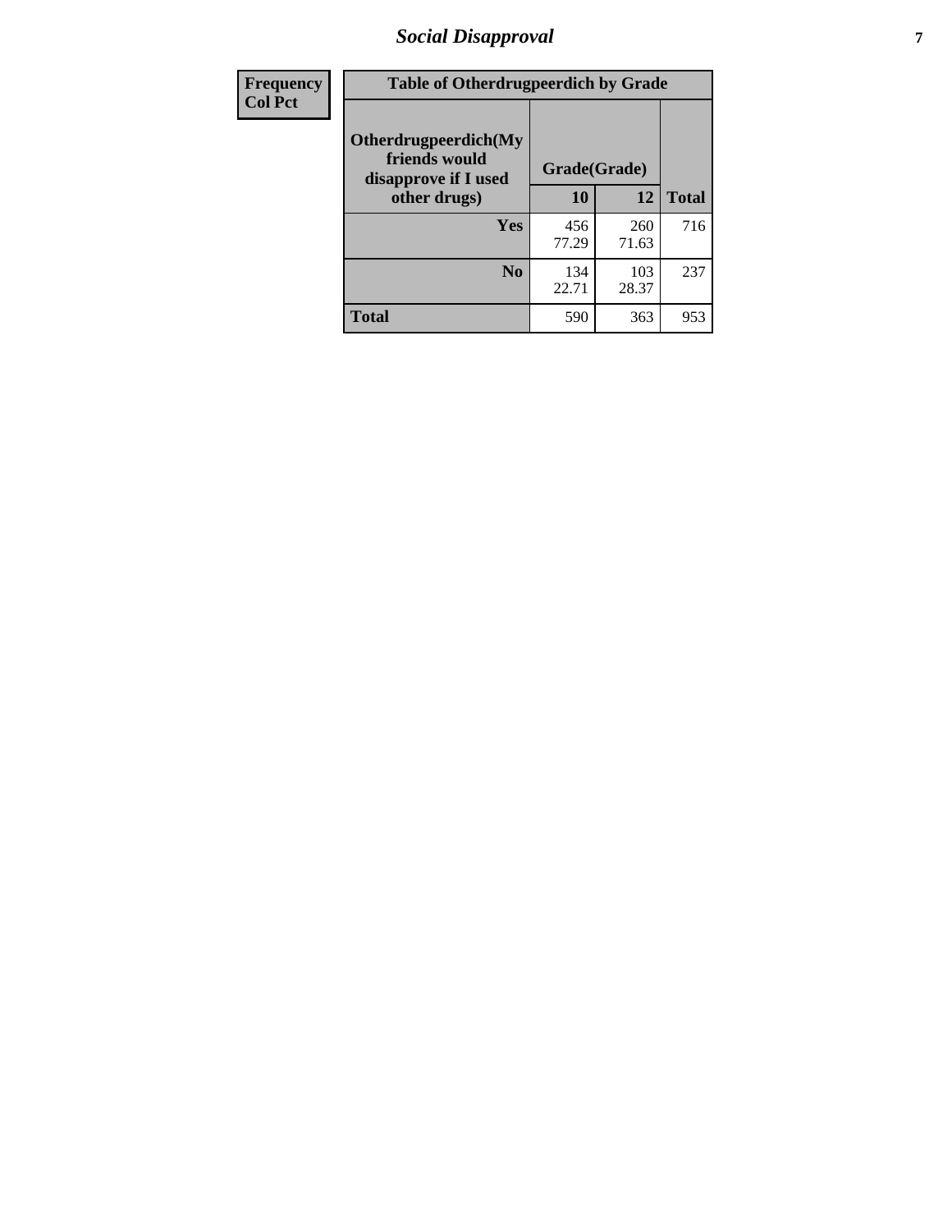| Frequency<br>Col Pct | Table of Otherdrugpeerdich by Grade | | |
|---|---|---|---|
| **Otherdrugpeerdich(My friends would disapprove if I used other drugs)** | **Grade(Grade)** | | |
| | **10** | **12** | **Total** |
| **Yes** | 456<br>77.29 | 260<br>71.63 | 716 |
| **No** | 134<br>22.71 | 103<br>28.37 | 237 |
| **Total** | 590 | 363 | 953 |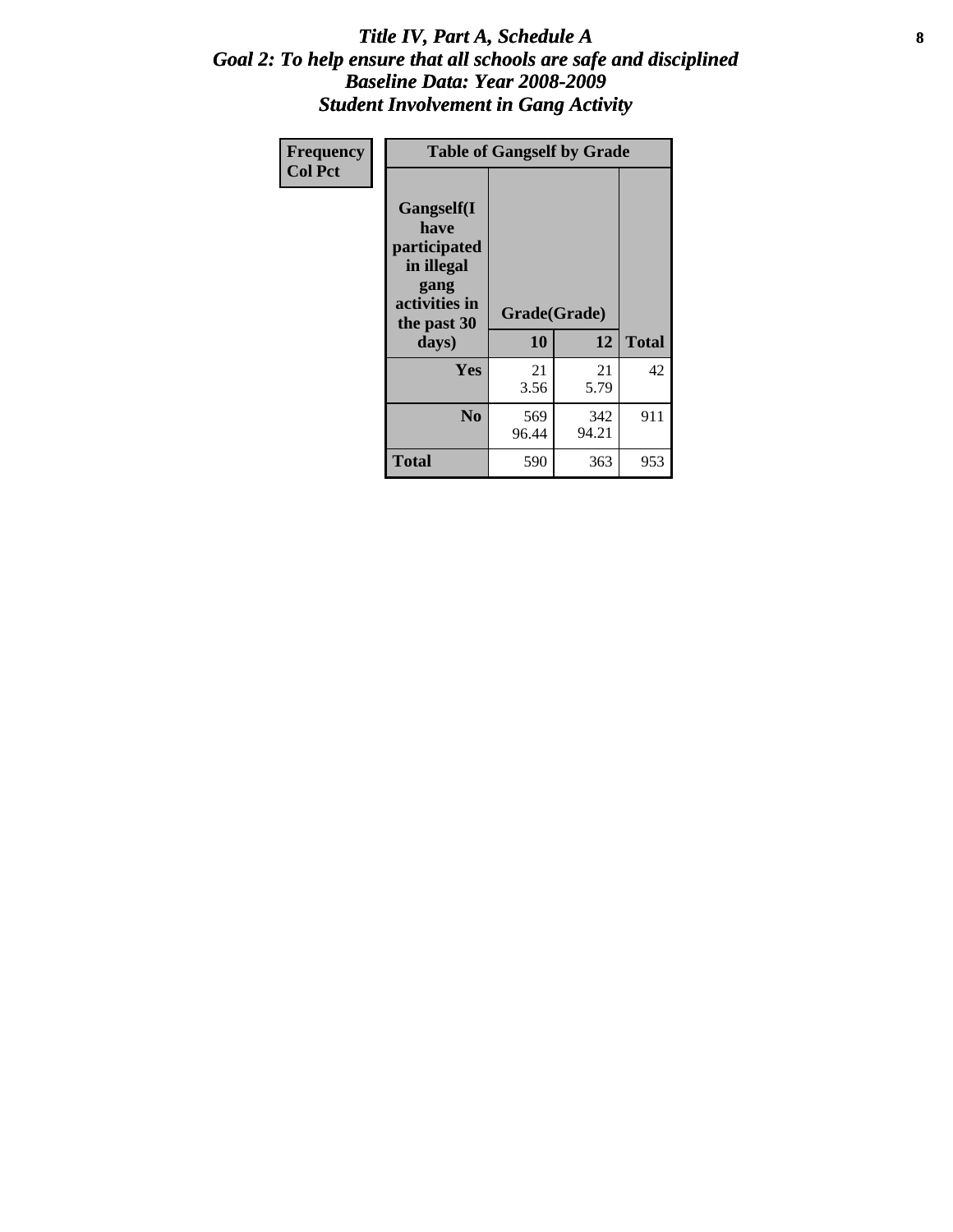# *Title IV, Part A, Schedule A*
## *Goal 2: To help ensure that all schools are safe and disciplined*
## *Baseline Data: Year 2008-2009*
## *Student Involvement in Gang Activity*

| Frequency<br>Col Pct | Table of Gangself by Grade | | |
|---|---|---|---|
| Gangself(I have participated in illegal gang activities in the past 30 days) | Grade(Grade) | | |
| | 10 | 12 | Total |
| Yes | 21<br>3.56 | 21<br>5.79 | 42 |
| No | 569<br>96.44 | 342<br>94.21 | 911 |
| Total | 590 | 363 | 953 |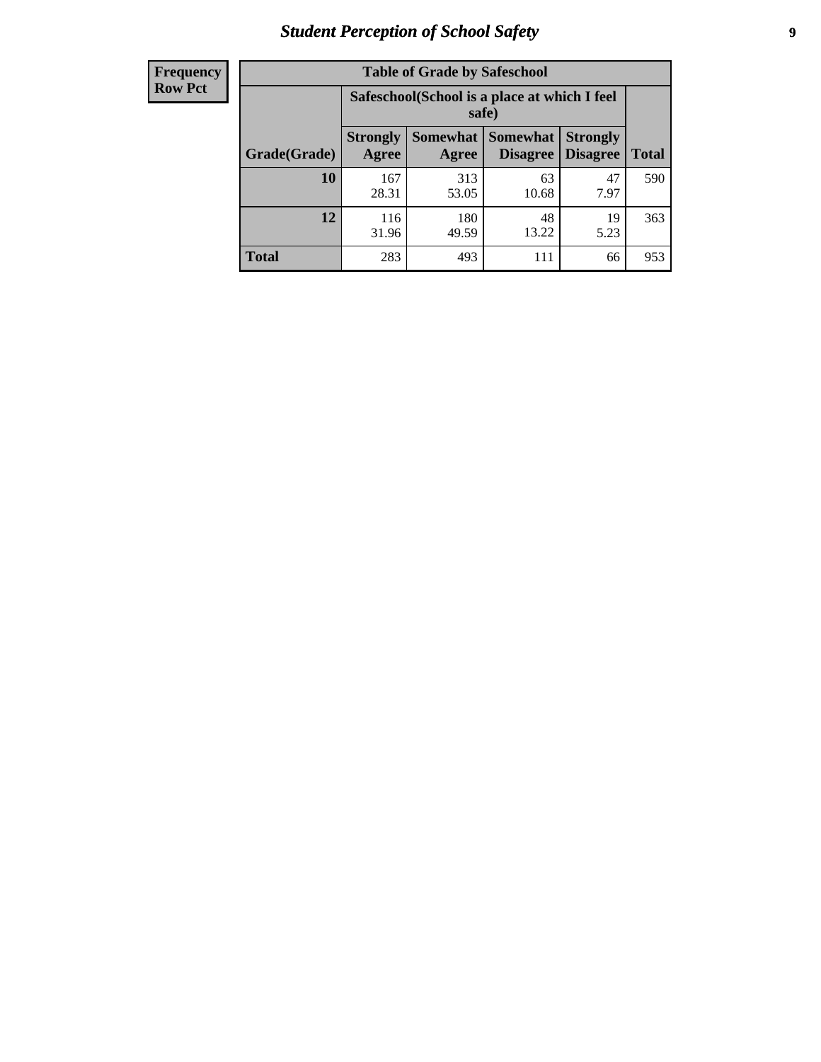# Student Perception of School Safety

| Frequency Row Pct |
|---|

| Table of Grade by Safeschool | | | | | |
|---|---|---|---|---|---|
| | Safeschool(School is a place at which I feel safe) | | | | |
| Grade(Grade) | Strongly Agree | Somewhat Agree | Somewhat Disagree | Strongly Disagree | Total |
| 10 | 167<br>28.31 | 313<br>53.05 | 63<br>10.68 | 47<br>7.97 | 590 |
| 12 | 116<br>31.96 | 180<br>49.59 | 48<br>13.22 | 19<br>5.23 | 363 |
| Total | 283 | 493 | 111 | 66 | 953 |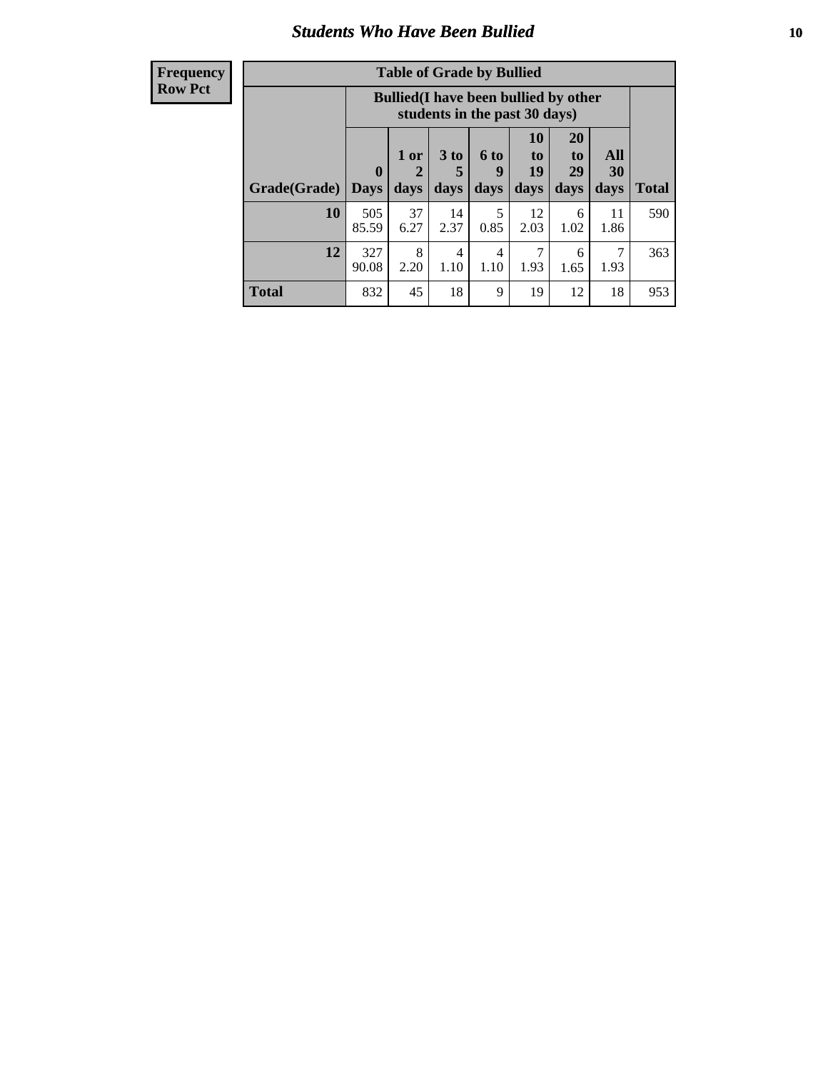## Students Who Have Been Bullied

| Frequency<br>Row Pct |
|---|

**Table of Grade by Bullied**

| Grade(Grade) | Bullied(I have been bullied by other students in the past 30 days) | | | | | | | Total |
|---|---|---|---|---|---|---|---|---|
| | 0 Days | 1 or 2 days | 3 to 5 days | 6 to 9 days | 10 to 19 days | 20 to 29 days | All 30 days | |
| **10** | 505<br>85.59 | 37<br>6.27 | 14<br>2.37 | 5<br>0.85 | 12<br>2.03 | 6<br>1.02 | 11<br>1.86 | 590 |
| **12** | 327<br>90.08 | 8<br>2.20 | 4<br>1.10 | 4<br>1.10 | 7<br>1.93 | 6<br>1.65 | 7<br>1.93 | 363 |
| **Total** | 832 | 45 | 18 | 9 | 19 | 12 | 18 | 953 |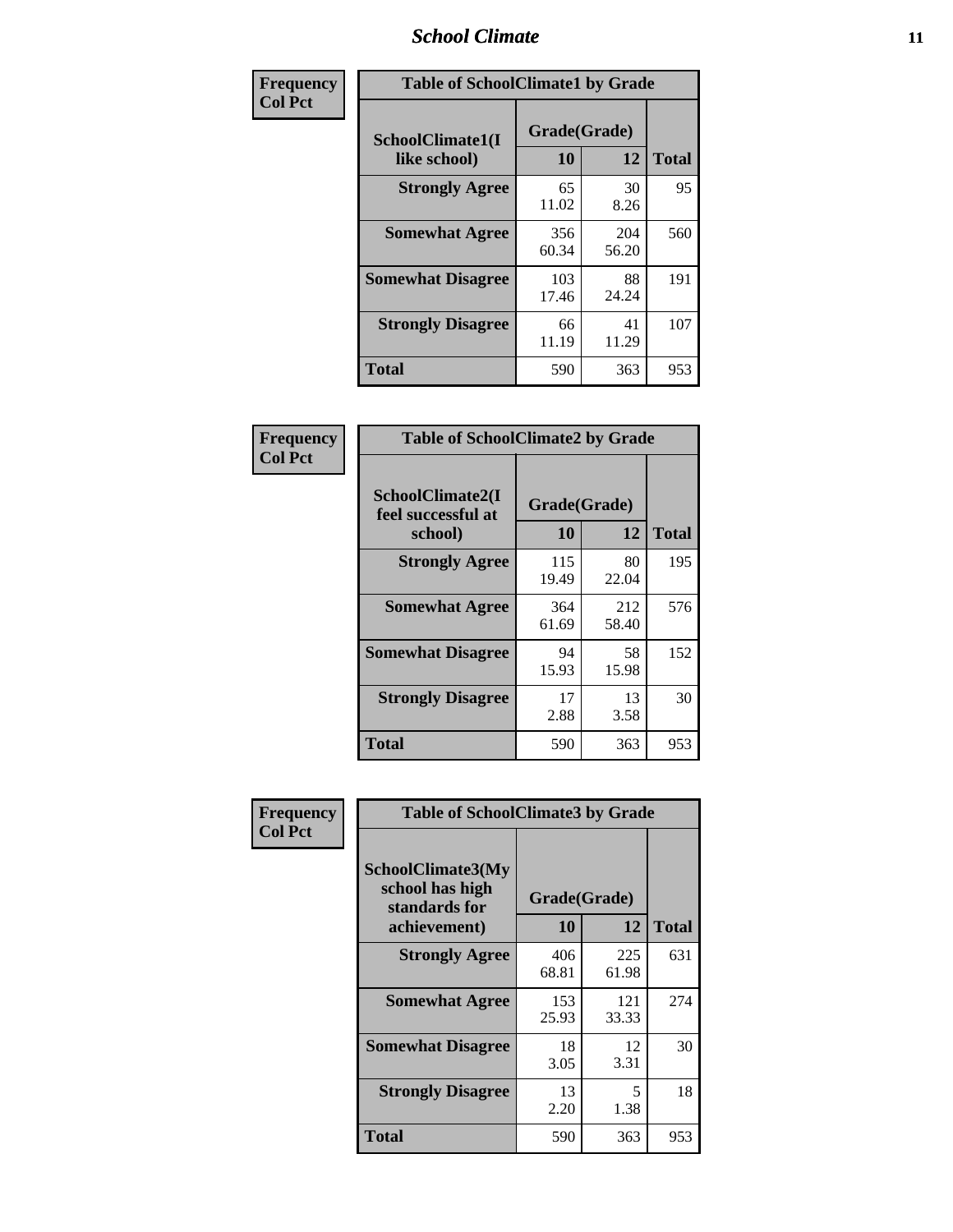| Frequency Col Pct |
|---|

| Table of SchoolClimate1 by Grade | | | |
|---|---|---|---|
| SchoolClimate1(I like school) | Grade(Grade) | | Total |
| | 10 | 12 | |
| Strongly Agree | 65<br>11.02 | 30<br>8.26 | 95 |
| Somewhat Agree | 356<br>60.34 | 204<br>56.20 | 560 |
| Somewhat Disagree | 103<br>17.46 | 88<br>24.24 | 191 |
| Strongly Disagree | 66<br>11.19 | 41<br>11.29 | 107 |
| Total | 590 | 363 | 953 |

| Frequency Col Pct |
|---|

| Table of SchoolClimate2 by Grade | | | |
|---|---|---|---|
| SchoolClimate2(I feel successful at school) | Grade(Grade) | | Total |
| | 10 | 12 | |
| Strongly Agree | 115<br>19.49 | 80<br>22.04 | 195 |
| Somewhat Agree | 364<br>61.69 | 212<br>58.40 | 576 |
| Somewhat Disagree | 94<br>15.93 | 58<br>15.98 | 152 |
| Strongly Disagree | 17<br>2.88 | 13<br>3.58 | 30 |
| Total | 590 | 363 | 953 |

| Frequency Col Pct |
|---|

| Table of SchoolClimate3 by Grade | | | |
|---|---|---|---|
| SchoolClimate3(My school has high standards for achievement) | Grade(Grade) | | Total |
| | 10 | 12 | |
| Strongly Agree | 406<br>68.81 | 225<br>61.98 | 631 |
| Somewhat Agree | 153<br>25.93 | 121<br>33.33 | 274 |
| Somewhat Disagree | 18<br>3.05 | 12<br>3.31 | 30 |
| Strongly Disagree | 13<br>2.20 | 5<br>1.38 | 18 |
| Total | 590 | 363 | 953 |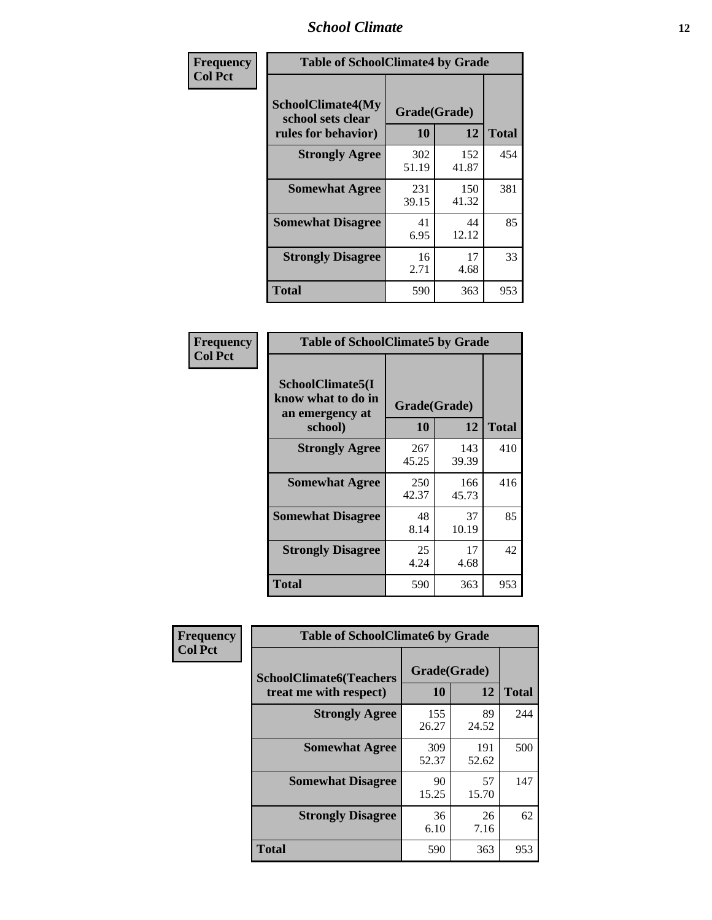# School Climate

**Frequency**
**Col Pct**

| Table of SchoolClimate4 by Grade | | | |
|---|---|---|---|
| SchoolClimate4(My school sets clear rules for behavior) | Grade(Grade) | | |
| | 10 | 12 | Total |
| Strongly Agree | 302<br>51.19 | 152<br>41.87 | 454 |
| Somewhat Agree | 231<br>39.15 | 150<br>41.32 | 381 |
| Somewhat Disagree | 41<br>6.95 | 44<br>12.12 | 85 |
| Strongly Disagree | 16<br>2.71 | 17<br>4.68 | 33 |
| Total | 590 | 363 | 953 |

**Frequency**
**Col Pct**

| Table of SchoolClimate5 by Grade | | | |
|---|---|---|---|
| SchoolClimate5(I know what to do in an emergency at school) | Grade(Grade) | | |
| | 10 | 12 | Total |
| Strongly Agree | 267<br>45.25 | 143<br>39.39 | 410 |
| Somewhat Agree | 250<br>42.37 | 166<br>45.73 | 416 |
| Somewhat Disagree | 48<br>8.14 | 37<br>10.19 | 85 |
| Strongly Disagree | 25<br>4.24 | 17<br>4.68 | 42 |
| Total | 590 | 363 | 953 |

**Frequency**
**Col Pct**

| Table of SchoolClimate6 by Grade | | | |
|---|---|---|---|
| SchoolClimate6(Teachers treat me with respect) | Grade(Grade) | | |
| | 10 | 12 | Total |
| Strongly Agree | 155<br>26.27 | 89<br>24.52 | 244 |
| Somewhat Agree | 309<br>52.37 | 191<br>52.62 | 500 |
| Somewhat Disagree | 90<br>15.25 | 57<br>15.70 | 147 |
| Strongly Disagree | 36<br>6.10 | 26<br>7.16 | 62 |
| Total | 590 | 363 | 953 |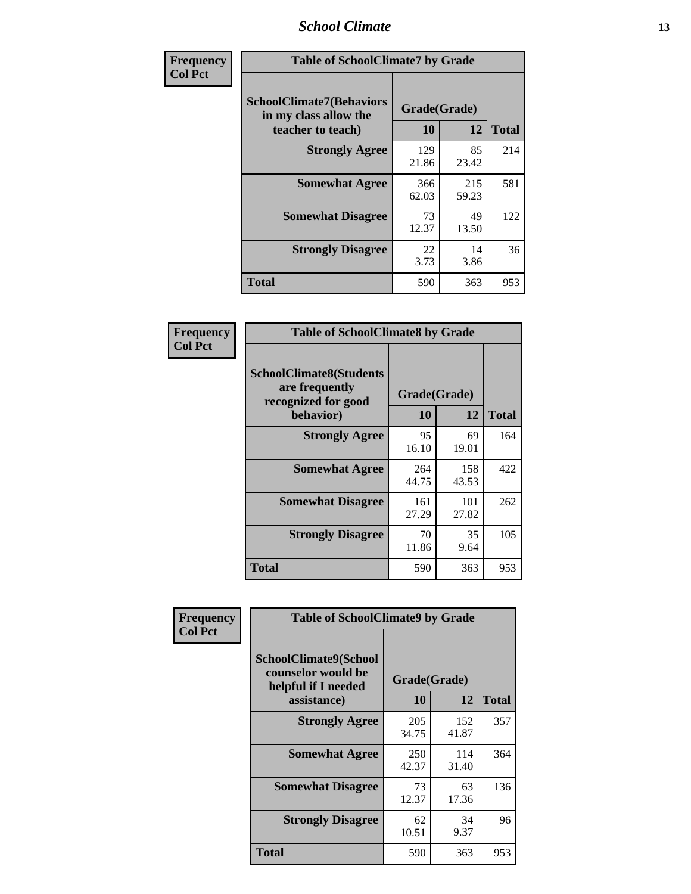**Frequency Col Pct**

| Table of SchoolClimate7 by Grade | | | |
|---|---|---|---|
| SchoolClimate7(Behaviors in my class allow the teacher to teach) | Grade(Grade) | | Total |
| | 10 | 12 | |
| Strongly Agree | 129<br>21.86 | 85<br>23.42 | 214 |
| Somewhat Agree | 366<br>62.03 | 215<br>59.23 | 581 |
| Somewhat Disagree | 73<br>12.37 | 49<br>13.50 | 122 |
| Strongly Disagree | 22<br>3.73 | 14<br>3.86 | 36 |
| Total | 590 | 363 | 953 |

**Frequency Col Pct**

| Table of SchoolClimate8 by Grade | | | |
|---|---|---|---|
| SchoolClimate8(Students are frequently recognized for good behavior) | Grade(Grade) | | Total |
| | 10 | 12 | |
| Strongly Agree | 95<br>16.10 | 69<br>19.01 | 164 |
| Somewhat Agree | 264<br>44.75 | 158<br>43.53 | 422 |
| Somewhat Disagree | 161<br>27.29 | 101<br>27.82 | 262 |
| Strongly Disagree | 70<br>11.86 | 35<br>9.64 | 105 |
| Total | 590 | 363 | 953 |

**Frequency Col Pct**

| Table of SchoolClimate9 by Grade | | | |
|---|---|---|---|
| SchoolClimate9(School counselor would be helpful if I needed assistance) | Grade(Grade) | | Total |
| | 10 | 12 | |
| Strongly Agree | 205<br>34.75 | 152<br>41.87 | 357 |
| Somewhat Agree | 250<br>42.37 | 114<br>31.40 | 364 |
| Somewhat Disagree | 73<br>12.37 | 63<br>17.36 | 136 |
| Strongly Disagree | 62<br>10.51 | 34<br>9.37 | 96 |
| Total | 590 | 363 | 953 |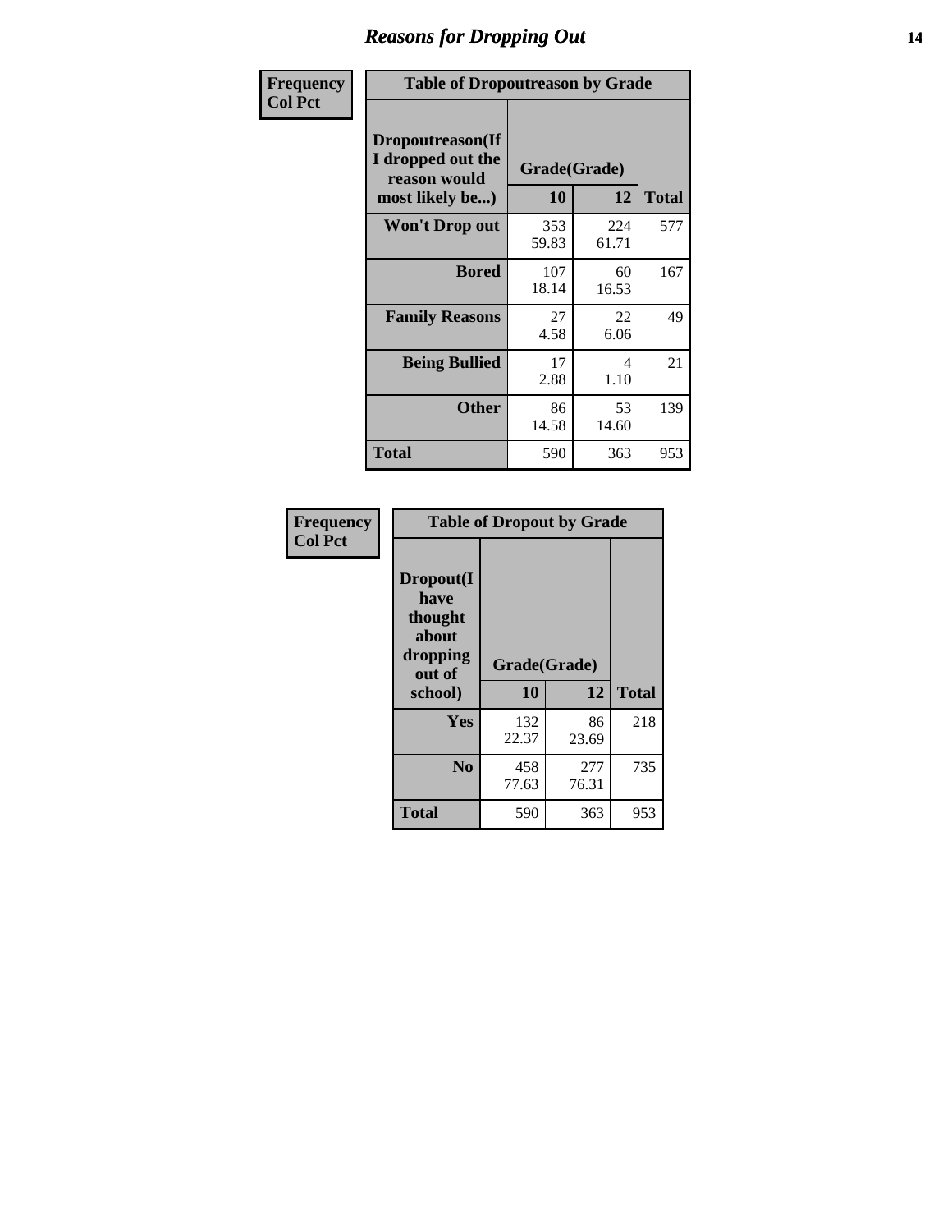# Reasons for Dropping Out

| Frequency<br>Col Pct | Table of Dropoutreason by Grade | | |
|---|---|---|---|
| **Dropoutreason(If I dropped out the reason would most likely be...)** | **Grade(Grade)** | | |
| | **10** | **12** | **Total** |
| **Won't Drop out** | 353<br>59.83 | 224<br>61.71 | 577 |
| **Bored** | 107<br>18.14 | 60<br>16.53 | 167 |
| **Family Reasons** | 27<br>4.58 | 22<br>6.06 | 49 |
| **Being Bullied** | 17<br>2.88 | 4<br>1.10 | 21 |
| **Other** | 86<br>14.58 | 53<br>14.60 | 139 |
| **Total** | 590 | 363 | 953 |

| Frequency<br>Col Pct | Table of Dropout by Grade | | |
|---|---|---|---|
| **Dropout(I have thought about dropping out of school)** | **Grade(Grade)** | | |
| | **10** | **12** | **Total** |
| **Yes** | 132<br>22.37 | 86<br>23.69 | 218 |
| **No** | 458<br>77.63 | 277<br>76.31 | 735 |
| **Total** | 590 | 363 | 953 |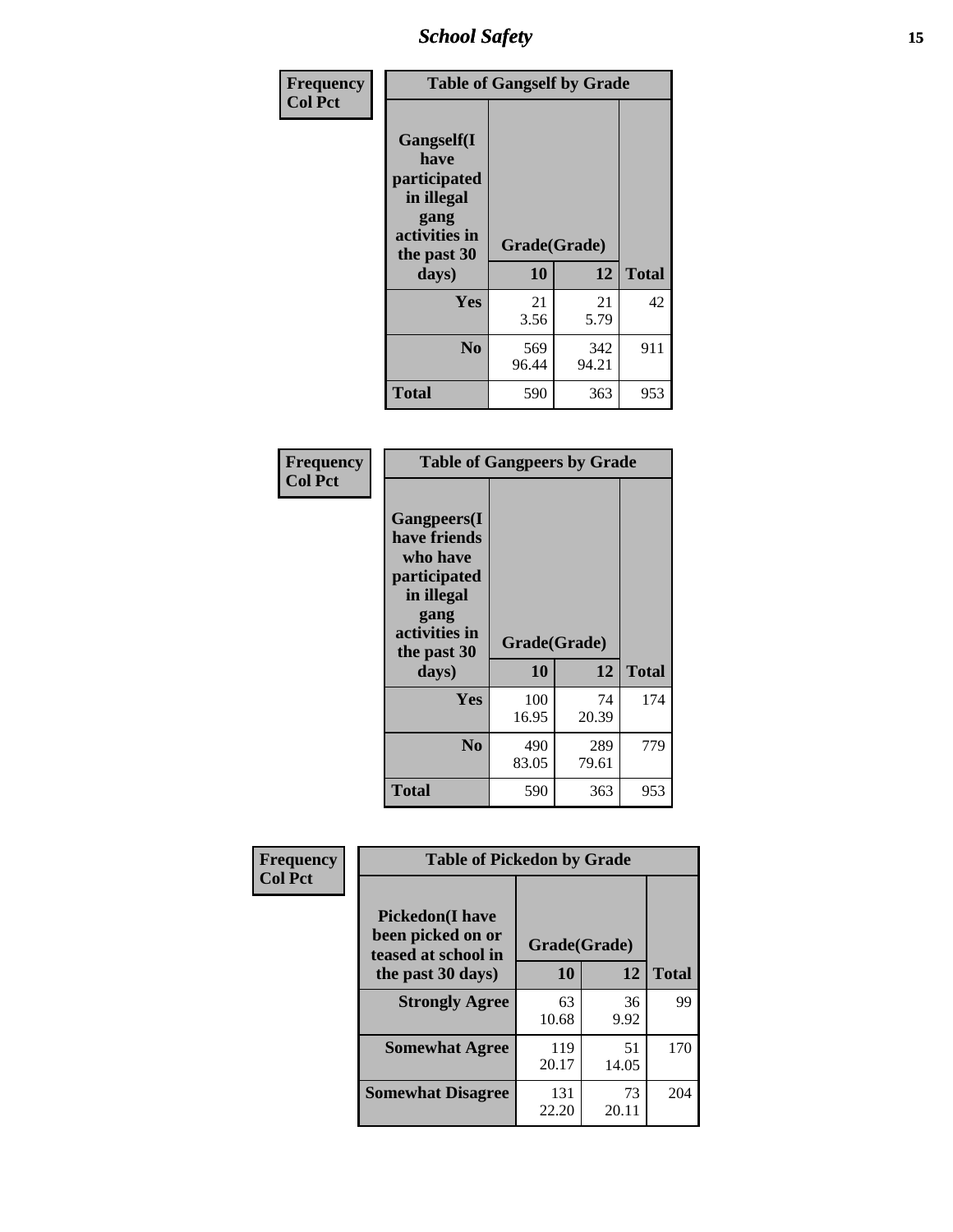| Frequency<br>Col Pct | Table of Gangself by Grade | | |
|---|---|---|---|
| Gangself(I have participated in illegal gang activities in the past 30 days) | Grade(Grade) | | |
| | 10 | 12 | Total |
| Yes | 21<br>3.56 | 21<br>5.79 | 42 |
| No | 569<br>96.44 | 342<br>94.21 | 911 |
| Total | 590 | 363 | 953 |

| Frequency<br>Col Pct | Table of Gangpeers by Grade | | |
|---|---|---|---|
| Gangpeers(I have friends who have participated in illegal gang activities in the past 30 days) | Grade(Grade) | | |
| | 10 | 12 | Total |
| Yes | 100<br>16.95 | 74<br>20.39 | 174 |
| No | 490<br>83.05 | 289<br>79.61 | 779 |
| Total | 590 | 363 | 953 |

| Frequency<br>Col Pct | Table of Pickedon by Grade | | |
|---|---|---|---|
| Pickedon(I have been picked on or teased at school in the past 30 days) | Grade(Grade) | | |
| | 10 | 12 | Total |
| Strongly Agree | 63<br>10.68 | 36<br>9.92 | 99 |
| Somewhat Agree | 119<br>20.17 | 51<br>14.05 | 170 |
| Somewhat Disagree | 131<br>22.20 | 73<br>20.11 | 204 |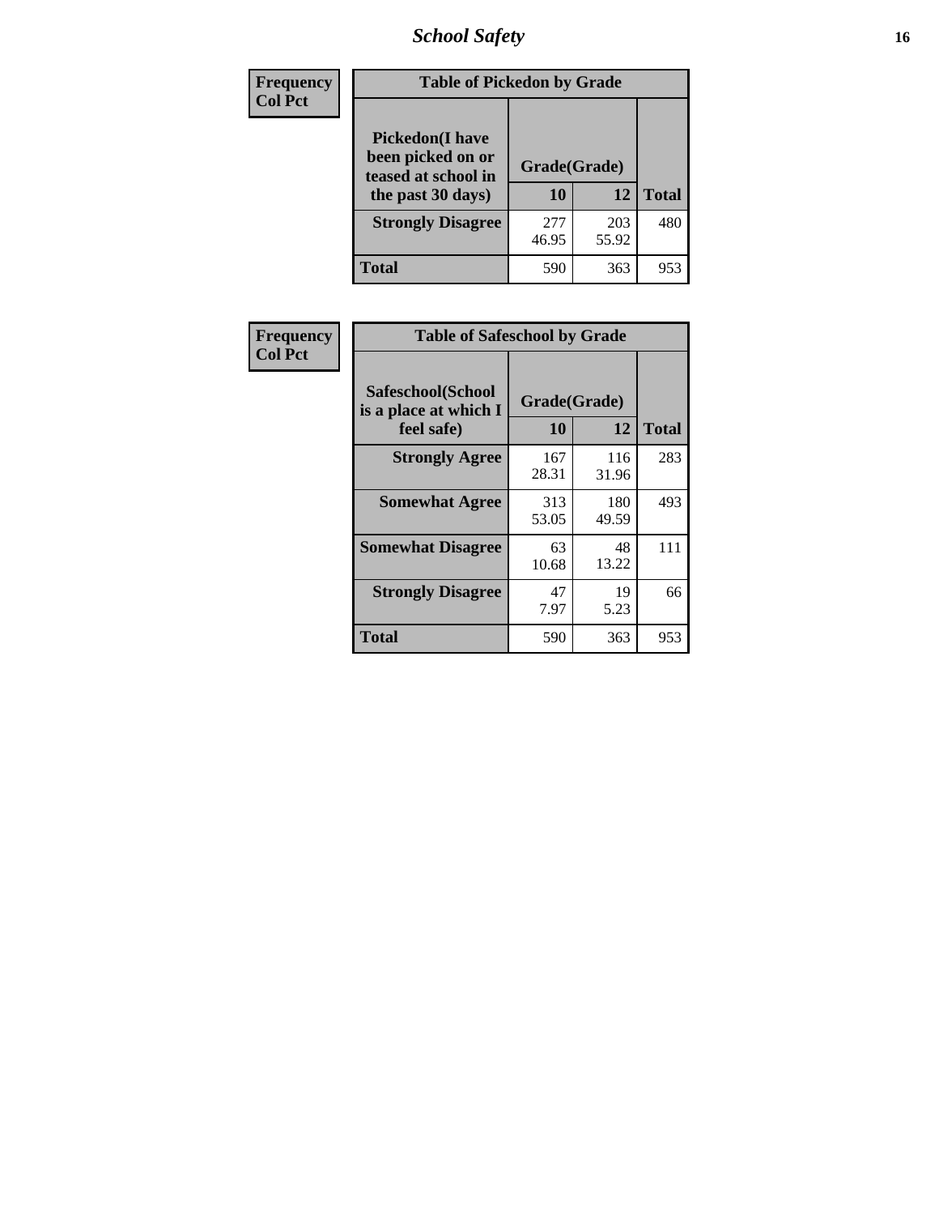| Frequency<br>Col Pct | Table of Pickedon by Grade | | |
|---|---|---|---|
| **Pickedon(I have been picked on or teased at school in the past 30 days)** | **Grade(Grade)** | | |
| | **10** | **12** | **Total** |
| **Strongly Disagree** | 277<br>46.95 | 203<br>55.92 | 480 |
| **Total** | 590 | 363 | 953 |

| Frequency<br>Col Pct | Table of Safeschool by Grade | | |
|---|---|---|---|
| **Safeschool(School is a place at which I feel safe)** | **Grade(Grade)** | | |
| | **10** | **12** | **Total** |
| **Strongly Agree** | 167<br>28.31 | 116<br>31.96 | 283 |
| **Somewhat Agree** | 313<br>53.05 | 180<br>49.59 | 493 |
| **Somewhat Disagree** | 63<br>10.68 | 48<br>13.22 | 111 |
| **Strongly Disagree** | 47<br>7.97 | 19<br>5.23 | 66 |
| **Total** | 590 | 363 | 953 |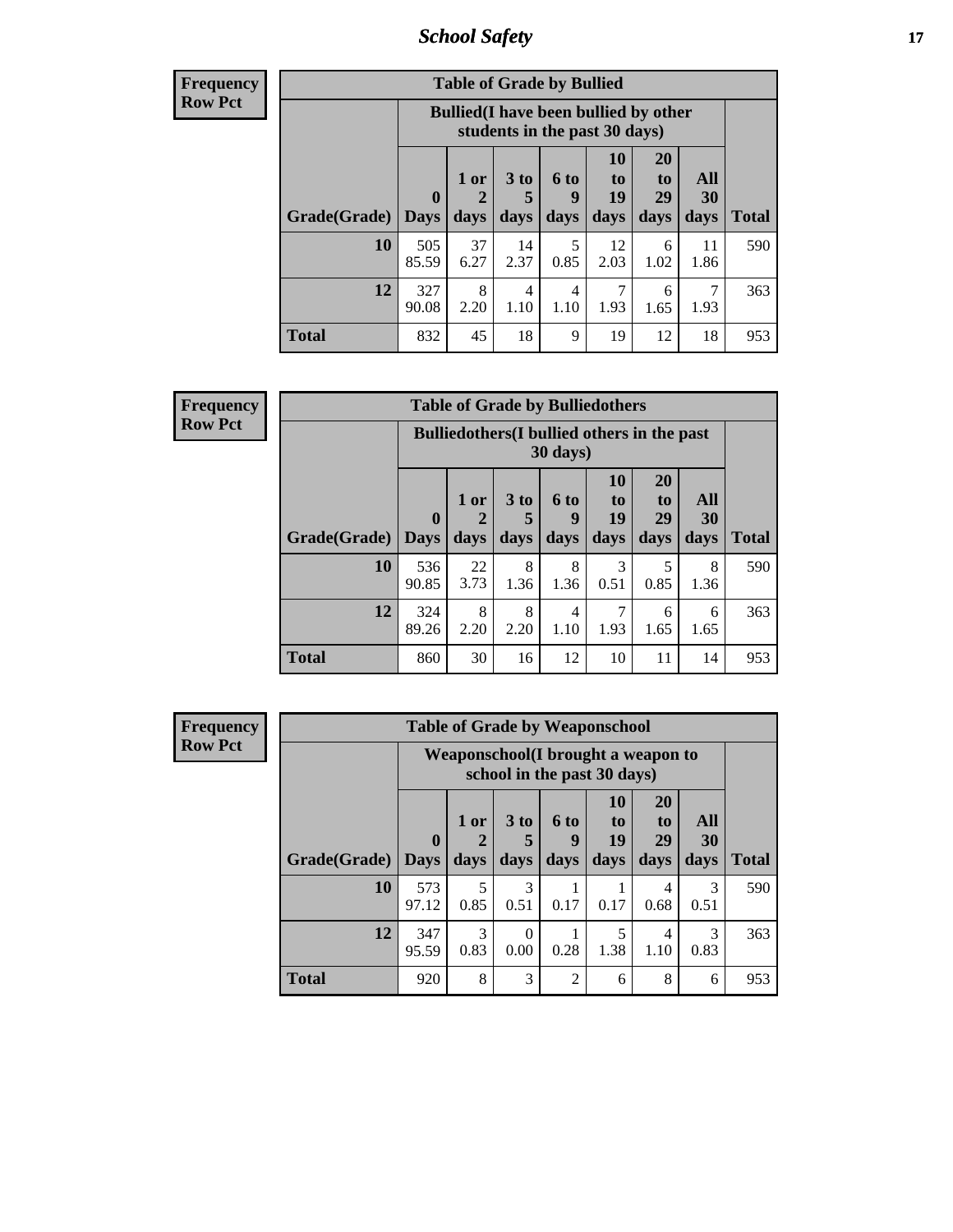**Frequency**
**Row Pct**

| Table of Grade by Bullied | | | | | | | | |
|---|---|---|---|---|---|---|---|---|
| | Bullied(I have been bullied by other students in the past 30 days) | | | | | | | |
| Grade(Grade) | 0 Days | 1 or 2 days | 3 to 5 days | 6 to 9 days | 10 to 19 days | 20 to 29 days | All 30 days | Total |
| **10** | 505<br>85.59 | 37<br>6.27 | 14<br>2.37 | 5<br>0.85 | 12<br>2.03 | 6<br>1.02 | 11<br>1.86 | 590 |
| **12** | 327<br>90.08 | 8<br>2.20 | 4<br>1.10 | 4<br>1.10 | 7<br>1.93 | 6<br>1.65 | 7<br>1.93 | 363 |
| **Total** | 832 | 45 | 18 | 9 | 19 | 12 | 18 | 953 |

**Frequency**
**Row Pct**

| Table of Grade by Bulliedothers | | | | | | | | |
|---|---|---|---|---|---|---|---|---|
| | Bulliedothers(I bullied others in the past 30 days) | | | | | | | |
| Grade(Grade) | 0 Days | 1 or 2 days | 3 to 5 days | 6 to 9 days | 10 to 19 days | 20 to 29 days | All 30 days | Total |
| **10** | 536<br>90.85 | 22<br>3.73 | 8<br>1.36 | 8<br>1.36 | 3<br>0.51 | 5<br>0.85 | 8<br>1.36 | 590 |
| **12** | 324<br>89.26 | 8<br>2.20 | 8<br>2.20 | 4<br>1.10 | 7<br>1.93 | 6<br>1.65 | 6<br>1.65 | 363 |
| **Total** | 860 | 30 | 16 | 12 | 10 | 11 | 14 | 953 |

**Frequency**
**Row Pct**

| Table of Grade by Weaponschool | | | | | | | | |
|---|---|---|---|---|---|---|---|---|
| | Weaponschool(I brought a weapon to school in the past 30 days) | | | | | | | |
| Grade(Grade) | 0 Days | 1 or 2 days | 3 to 5 days | 6 to 9 days | 10 to 19 days | 20 to 29 days | All 30 days | Total |
| **10** | 573<br>97.12 | 5<br>0.85 | 3<br>0.51 | 1<br>0.17 | 1<br>0.17 | 4<br>0.68 | 3<br>0.51 | 590 |
| **12** | 347<br>95.59 | 3<br>0.83 | 0<br>0.00 | 1<br>0.28 | 5<br>1.38 | 4<br>1.10 | 3<br>0.83 | 363 |
| **Total** | 920 | 8 | 3 | 2 | 6 | 8 | 6 | 953 |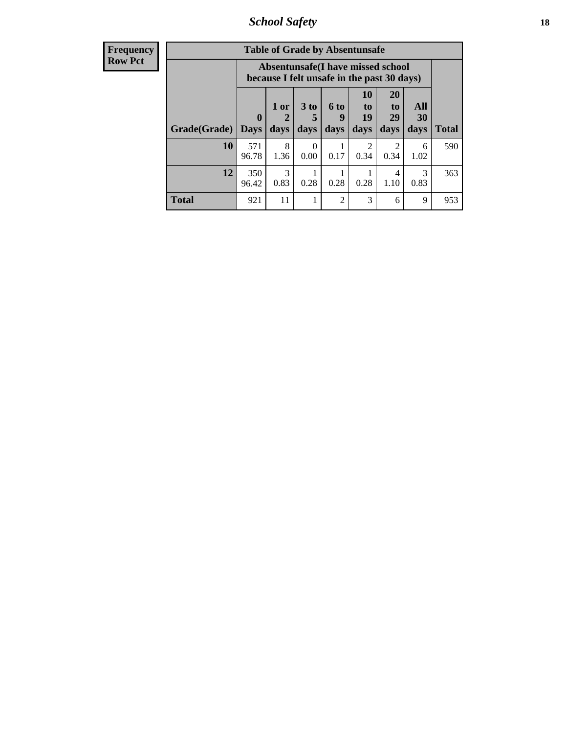## School Safety

| Frequency<br>Row Pct | Table of Grade by Absentunsafe | | | | | | | |
|---|---|---|---|---|---|---|---|---|
| | Absentunsafe(I have missed school because I felt unsafe in the past 30 days) | | | | | | | |
| Grade(Grade) | 0 Days | 1 or 2 days | 3 to 5 days | 6 to 9 days | 10 to 19 days | 20 to 29 days | All 30 days | Total |
| 10 | 571<br>96.78 | 8<br>1.36 | 0<br>0.00 | 1<br>0.17 | 2<br>0.34 | 2<br>0.34 | 6<br>1.02 | 590 |
| 12 | 350<br>96.42 | 3<br>0.83 | 1<br>0.28 | 1<br>0.28 | 1<br>0.28 | 4<br>1.10 | 3<br>0.83 | 363 |
| Total | 921 | 11 | 1 | 2 | 3 | 6 | 9 | 953 |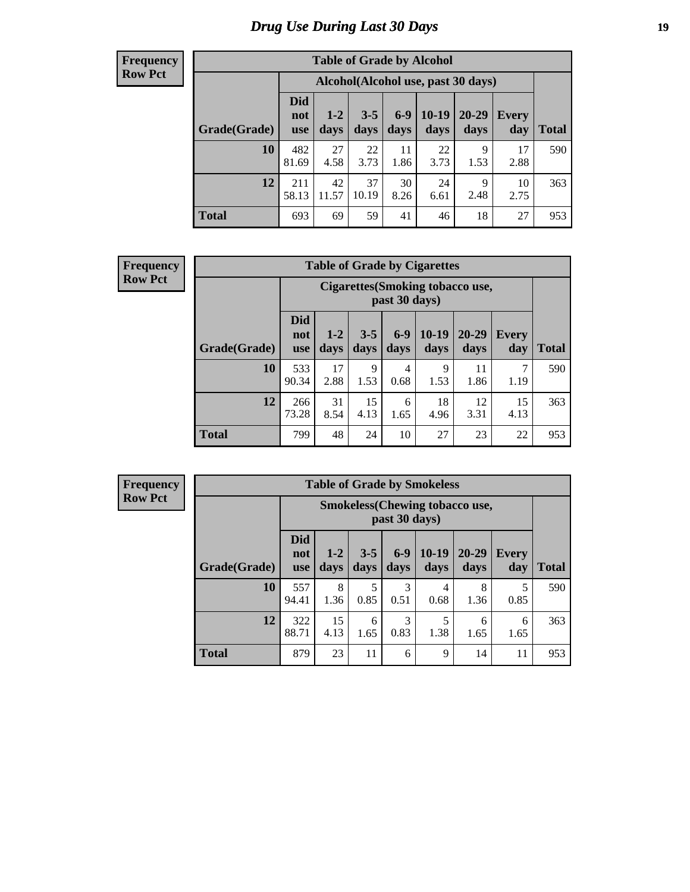# Drug Use During Last 30 Days

**Frequency**
**Row Pct**

| Table of Grade by Alcohol | | | | | | | | |
|---|---|---|---|---|---|---|---|---|
| | Alcohol(Alcohol use, past 30 days) | | | | | | | |
| Grade(Grade) | Did not use | 1-2 days | 3-5 days | 6-9 days | 10-19 days | 20-29 days | Every day | Total |
| 10 | 482<br>81.69 | 27<br>4.58 | 22<br>3.73 | 11<br>1.86 | 22<br>3.73 | 9<br>1.53 | 17<br>2.88 | 590 |
| 12 | 211<br>58.13 | 42<br>11.57 | 37<br>10.19 | 30<br>8.26 | 24<br>6.61 | 9<br>2.48 | 10<br>2.75 | 363 |
| Total | 693 | 69 | 59 | 41 | 46 | 18 | 27 | 953 |

**Frequency**
**Row Pct**

| Table of Grade by Cigarettes | | | | | | | | |
|---|---|---|---|---|---|---|---|---|
| | Cigarettes(Smoking tobacco use, past 30 days) | | | | | | | |
| Grade(Grade) | Did not use | 1-2 days | 3-5 days | 6-9 days | 10-19 days | 20-29 days | Every day | Total |
| 10 | 533<br>90.34 | 17<br>2.88 | 9<br>1.53 | 4<br>0.68 | 9<br>1.53 | 11<br>1.86 | 7<br>1.19 | 590 |
| 12 | 266<br>73.28 | 31<br>8.54 | 15<br>4.13 | 6<br>1.65 | 18<br>4.96 | 12<br>3.31 | 15<br>4.13 | 363 |
| Total | 799 | 48 | 24 | 10 | 27 | 23 | 22 | 953 |

**Frequency**
**Row Pct**

| Table of Grade by Smokeless | | | | | | | | |
|---|---|---|---|---|---|---|---|---|
| | Smokeless(Chewing tobacco use, past 30 days) | | | | | | | |
| Grade(Grade) | Did not use | 1-2 days | 3-5 days | 6-9 days | 10-19 days | 20-29 days | Every day | Total |
| 10 | 557<br>94.41 | 8<br>1.36 | 5<br>0.85 | 3<br>0.51 | 4<br>0.68 | 8<br>1.36 | 5<br>0.85 | 590 |
| 12 | 322<br>88.71 | 15<br>4.13 | 6<br>1.65 | 3<br>0.83 | 5<br>1.38 | 6<br>1.65 | 6<br>1.65 | 363 |
| Total | 879 | 23 | 11 | 6 | 9 | 14 | 11 | 953 |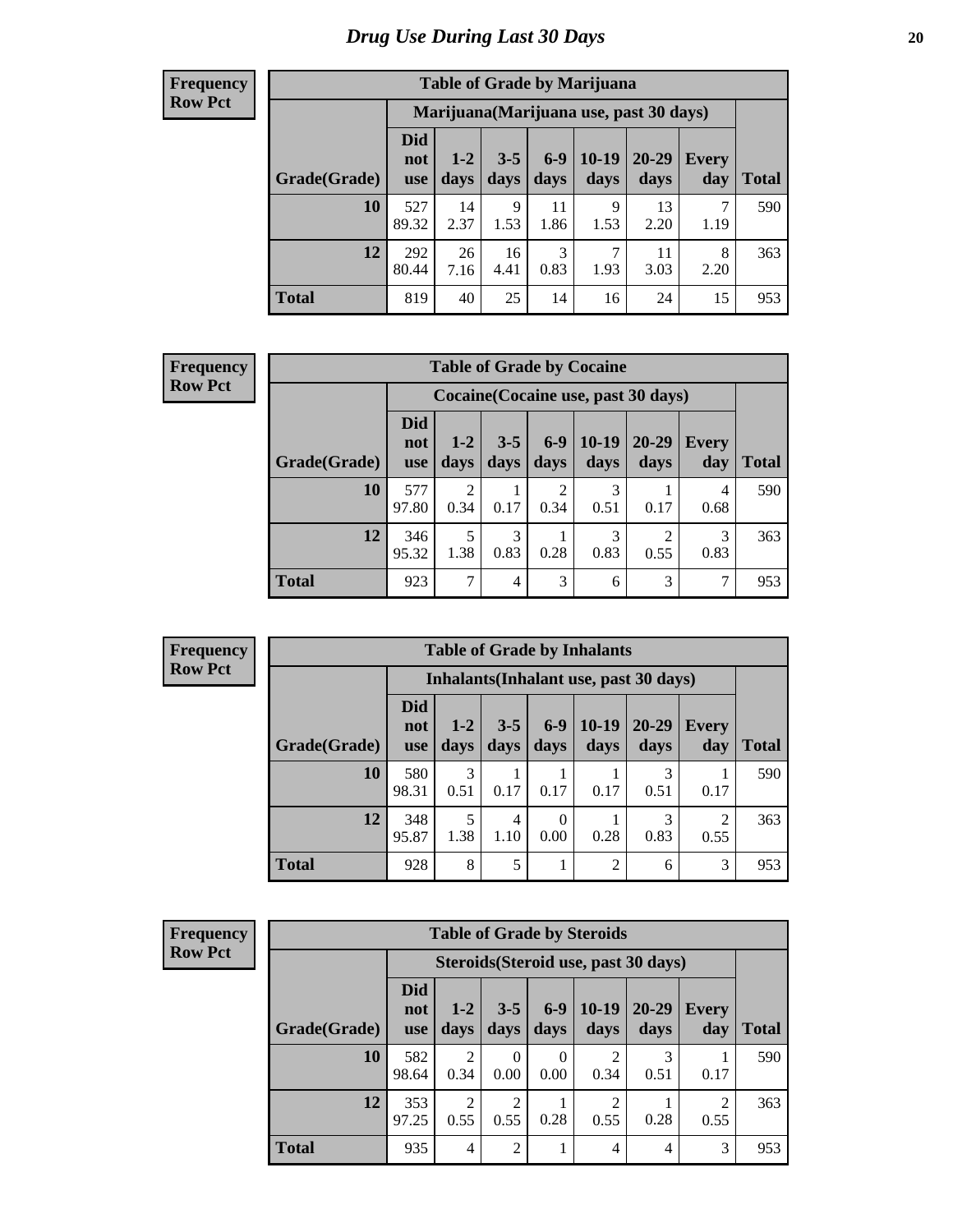# Drug Use During Last 30 Days

**Frequency**
**Row Pct**

**Table of Grade by Marijuana**

| | Marijuana(Marijuana use, past 30 days) | | | | | | | |
|---|---|---|---|---|---|---|---|---|
| Grade(Grade) | Did not use | 1-2 days | 3-5 days | 6-9 days | 10-19 days | 20-29 days | Every day | Total |
| 10 | 527<br>89.32 | 14<br>2.37 | 9<br>1.53 | 11<br>1.86 | 9<br>1.53 | 13<br>2.20 | 7<br>1.19 | 590 |
| 12 | 292<br>80.44 | 26<br>7.16 | 16<br>4.41 | 3<br>0.83 | 7<br>1.93 | 11<br>3.03 | 8<br>2.20 | 363 |
| Total | 819 | 40 | 25 | 14 | 16 | 24 | 15 | 953 |

**Frequency**
**Row Pct**

**Table of Grade by Cocaine**

| | Cocaine(Cocaine use, past 30 days) | | | | | | | |
|---|---|---|---|---|---|---|---|---|
| Grade(Grade) | Did not use | 1-2 days | 3-5 days | 6-9 days | 10-19 days | 20-29 days | Every day | Total |
| 10 | 577<br>97.80 | 2<br>0.34 | 1<br>0.17 | 2<br>0.34 | 3<br>0.51 | 1<br>0.17 | 4<br>0.68 | 590 |
| 12 | 346<br>95.32 | 5<br>1.38 | 3<br>0.83 | 1<br>0.28 | 3<br>0.83 | 2<br>0.55 | 3<br>0.83 | 363 |
| Total | 923 | 7 | 4 | 3 | 6 | 3 | 7 | 953 |

**Frequency**
**Row Pct**

**Table of Grade by Inhalants**

| | Inhalants(Inhalant use, past 30 days) | | | | | | | |
|---|---|---|---|---|---|---|---|---|
| Grade(Grade) | Did not use | 1-2 days | 3-5 days | 6-9 days | 10-19 days | 20-29 days | Every day | Total |
| 10 | 580<br>98.31 | 3<br>0.51 | 1<br>0.17 | 1<br>0.17 | 1<br>0.17 | 3<br>0.51 | 1<br>0.17 | 590 |
| 12 | 348<br>95.87 | 5<br>1.38 | 4<br>1.10 | 0<br>0.00 | 1<br>0.28 | 3<br>0.83 | 2<br>0.55 | 363 |
| Total | 928 | 8 | 5 | 1 | 2 | 6 | 3 | 953 |

**Frequency**
**Row Pct**

**Table of Grade by Steroids**

| | Steroids(Steroid use, past 30 days) | | | | | | | |
|---|---|---|---|---|---|---|---|---|
| Grade(Grade) | Did not use | 1-2 days | 3-5 days | 6-9 days | 10-19 days | 20-29 days | Every day | Total |
| 10 | 582<br>98.64 | 2<br>0.34 | 0<br>0.00 | 0<br>0.00 | 2<br>0.34 | 3<br>0.51 | 1<br>0.17 | 590 |
| 12 | 353<br>97.25 | 2<br>0.55 | 2<br>0.55 | 1<br>0.28 | 2<br>0.55 | 1<br>0.28 | 2<br>0.55 | 363 |
| Total | 935 | 4 | 2 | 1 | 4 | 4 | 3 | 953 |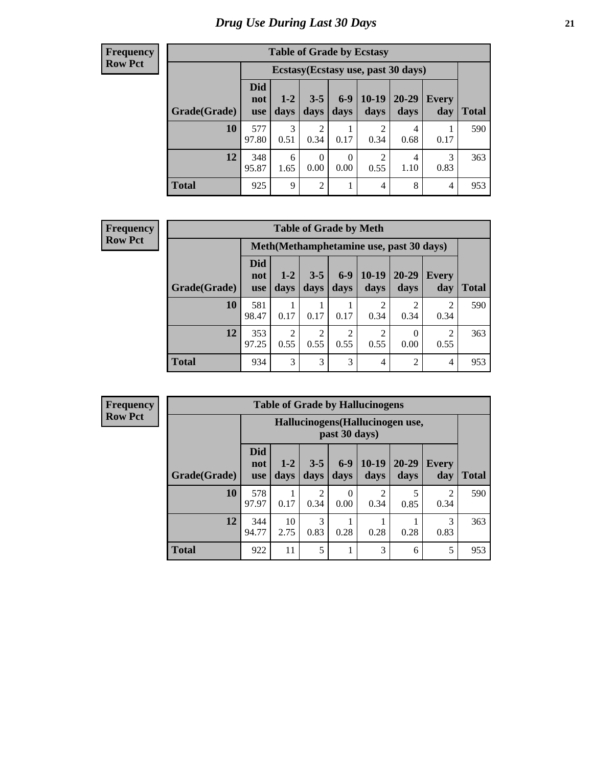# Drug Use During Last 30 Days

**Frequency**
**Row Pct**

| Table of Grade by Ecstasy | | | | | | | | |
|---|---|---|---|---|---|---|---|---|
| | Ecstasy(Ecstasy use, past 30 days) | | | | | | | |
| Grade(Grade) | Did not use | 1-2 days | 3-5 days | 6-9 days | 10-19 days | 20-29 days | Every day | Total |
| **10** | 577<br>97.80 | 3<br>0.51 | 2<br>0.34 | 1<br>0.17 | 2<br>0.34 | 4<br>0.68 | 1<br>0.17 | 590 |
| **12** | 348<br>95.87 | 6<br>1.65 | 0<br>0.00 | 0<br>0.00 | 2<br>0.55 | 4<br>1.10 | 3<br>0.83 | 363 |
| **Total** | 925 | 9 | 2 | 1 | 4 | 8 | 4 | 953 |

**Frequency**
**Row Pct**

| Table of Grade by Meth | | | | | | | | |
|---|---|---|---|---|---|---|---|---|
| | Meth(Methamphetamine use, past 30 days) | | | | | | | |
| Grade(Grade) | Did not use | 1-2 days | 3-5 days | 6-9 days | 10-19 days | 20-29 days | Every day | Total |
| **10** | 581<br>98.47 | 1<br>0.17 | 1<br>0.17 | 1<br>0.17 | 2<br>0.34 | 2<br>0.34 | 2<br>0.34 | 590 |
| **12** | 353<br>97.25 | 2<br>0.55 | 2<br>0.55 | 2<br>0.55 | 2<br>0.55 | 0<br>0.00 | 2<br>0.55 | 363 |
| **Total** | 934 | 3 | 3 | 3 | 4 | 2 | 4 | 953 |

**Frequency**
**Row Pct**

| Table of Grade by Hallucinogens | | | | | | | | |
|---|---|---|---|---|---|---|---|---|
| | Hallucinogens(Hallucinogen use, past 30 days) | | | | | | | |
| Grade(Grade) | Did not use | 1-2 days | 3-5 days | 6-9 days | 10-19 days | 20-29 days | Every day | Total |
| **10** | 578<br>97.97 | 1<br>0.17 | 2<br>0.34 | 0<br>0.00 | 2<br>0.34 | 5<br>0.85 | 2<br>0.34 | 590 |
| **12** | 344<br>94.77 | 10<br>2.75 | 3<br>0.83 | 1<br>0.28 | 1<br>0.28 | 1<br>0.28 | 3<br>0.83 | 363 |
| **Total** | 922 | 11 | 5 | 1 | 3 | 6 | 5 | 953 |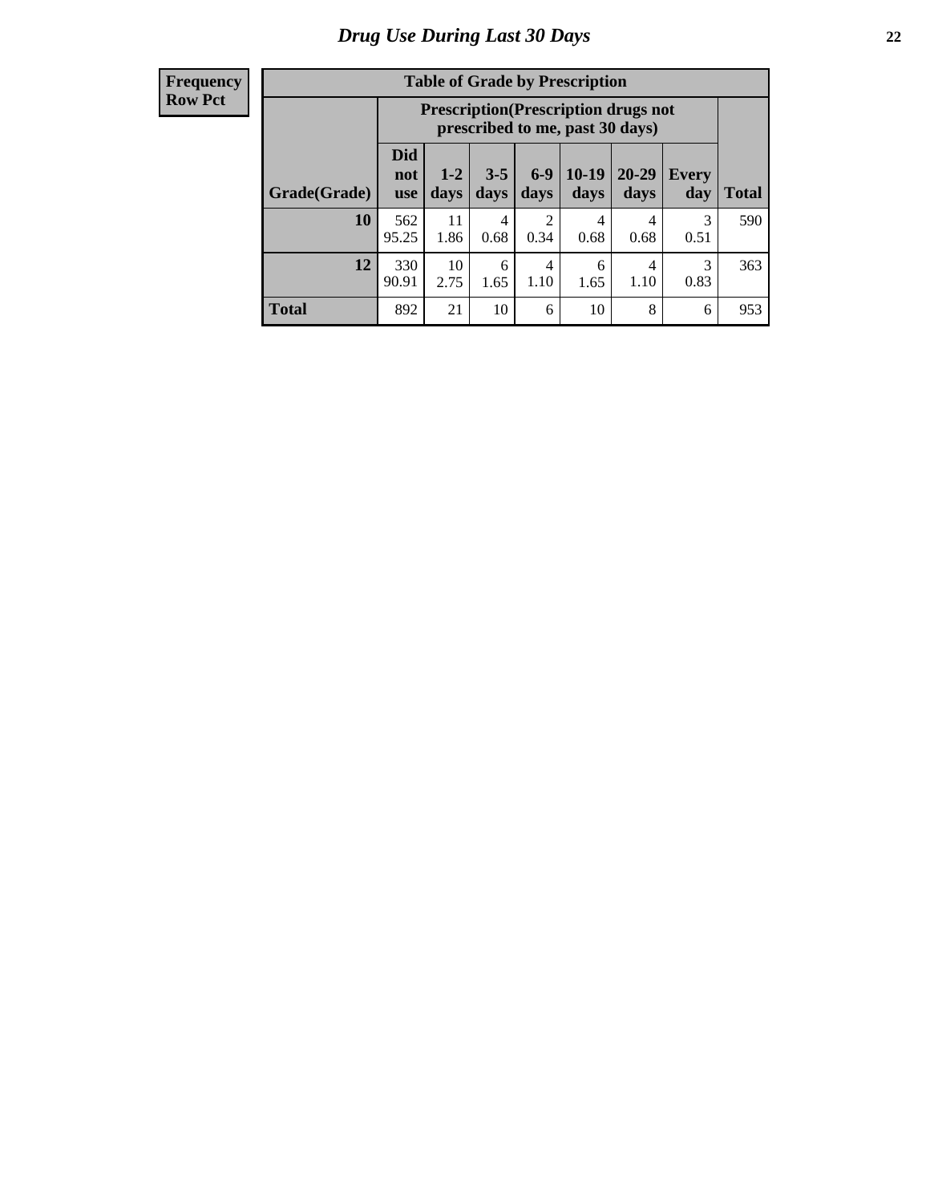# Drug Use During Last 30 Days

**Frequency**
**Row Pct**

**Table of Grade by Prescription**

| Grade(Grade) | Prescription(Prescription drugs not prescribed to me, past 30 days) | | | | | | | Total |
|---|---|---|---|---|---|---|---|---|
| | Did not use | 1-2 days | 3-5 days | 6-9 days | 10-19 days | 20-29 days | Every day | |
| **10** | 562<br>95.25 | 11<br>1.86 | 4<br>0.68 | 2<br>0.34 | 4<br>0.68 | 4<br>0.68 | 3<br>0.51 | 590 |
| **12** | 330<br>90.91 | 10<br>2.75 | 6<br>1.65 | 4<br>1.10 | 6<br>1.65 | 4<br>1.10 | 3<br>0.83 | 363 |
| **Total** | 892 | 21 | 10 | 6 | 10 | 8 | 6 | 953 |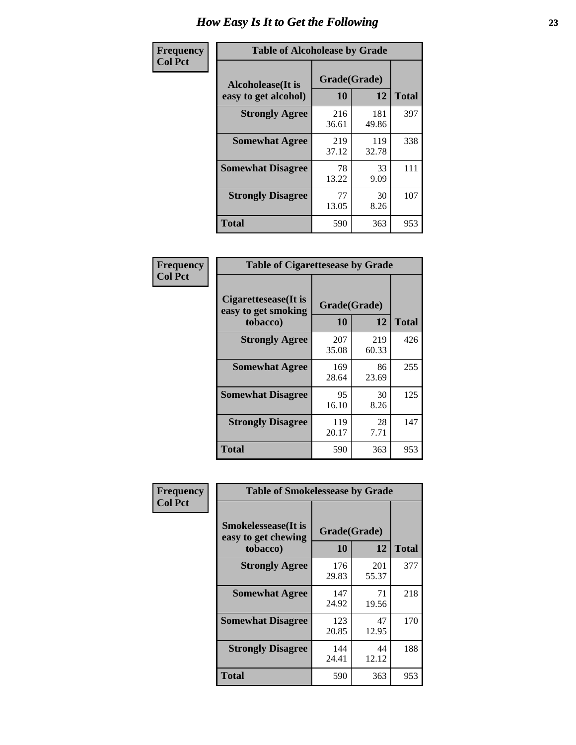# How Easy Is It to Get the Following

**Frequency**
**Col Pct**

**Table of Alcoholease by Grade**

| Alcoholease(It is easy to get alcohol) | Grade(Grade) | | Total |
|---|---|---|---|
| | 10 | 12 | |
| **Strongly Agree** | 216<br>36.61 | 181<br>49.86 | 397 |
| **Somewhat Agree** | 219<br>37.12 | 119<br>32.78 | 338 |
| **Somewhat Disagree** | 78<br>13.22 | 33<br>9.09 | 111 |
| **Strongly Disagree** | 77<br>13.05 | 30<br>8.26 | 107 |
| **Total** | 590 | 363 | 953 |

**Frequency**
**Col Pct**

**Table of Cigarettesease by Grade**

| Cigarettesease(It is easy to get smoking tobacco) | Grade(Grade) | | Total |
|---|---|---|---|
| | 10 | 12 | |
| **Strongly Agree** | 207<br>35.08 | 219<br>60.33 | 426 |
| **Somewhat Agree** | 169<br>28.64 | 86<br>23.69 | 255 |
| **Somewhat Disagree** | 95<br>16.10 | 30<br>8.26 | 125 |
| **Strongly Disagree** | 119<br>20.17 | 28<br>7.71 | 147 |
| **Total** | 590 | 363 | 953 |

**Frequency**
**Col Pct**

**Table of Smokelessease by Grade**

| Smokelessease(It is easy to get chewing tobacco) | Grade(Grade) | | Total |
|---|---|---|---|
| | 10 | 12 | |
| **Strongly Agree** | 176<br>29.83 | 201<br>55.37 | 377 |
| **Somewhat Agree** | 147<br>24.92 | 71<br>19.56 | 218 |
| **Somewhat Disagree** | 123<br>20.85 | 47<br>12.95 | 170 |
| **Strongly Disagree** | 144<br>24.41 | 44<br>12.12 | 188 |
| **Total** | 590 | 363 | 953 |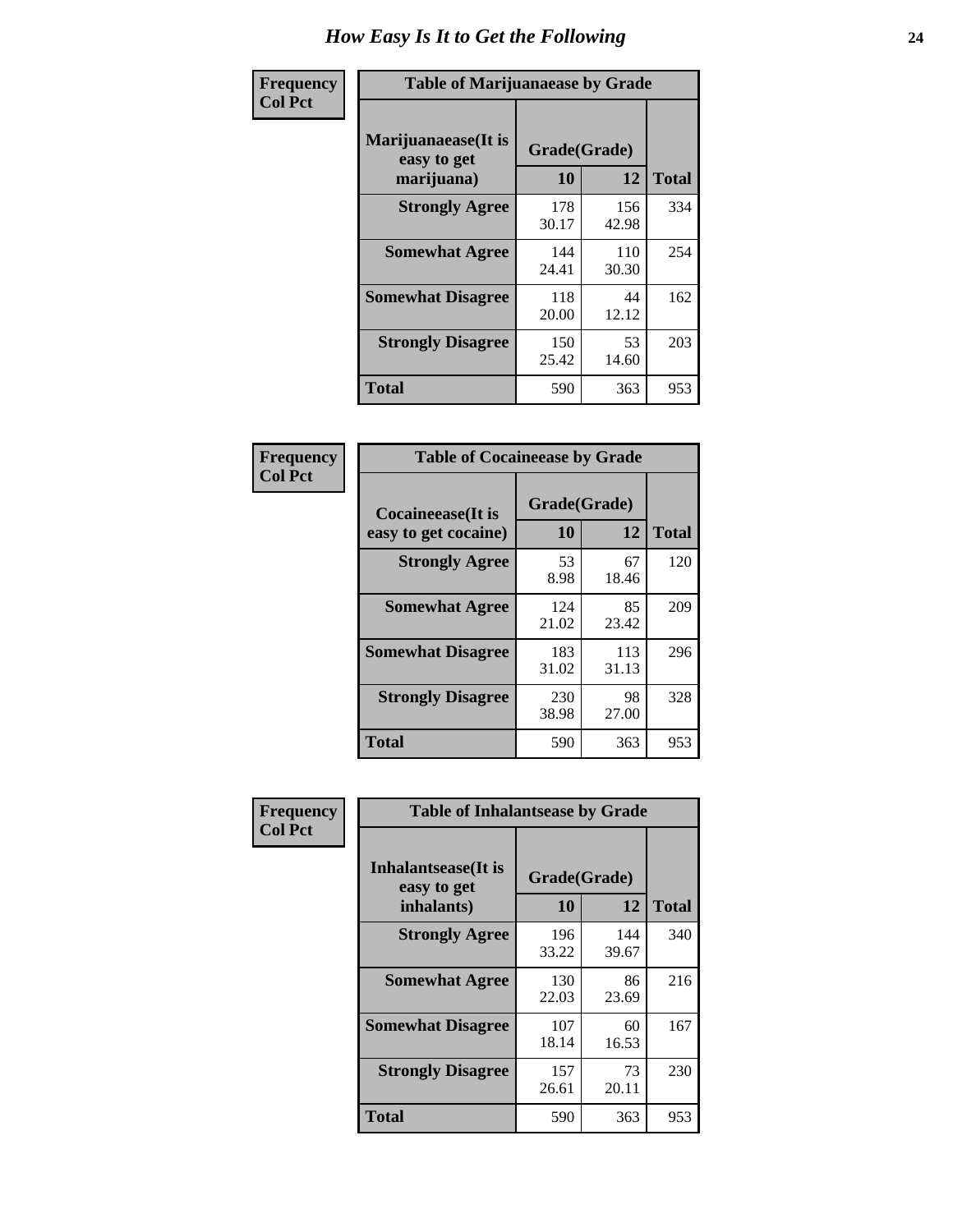# How Easy Is It to Get the Following

**Frequency**
**Col Pct**

**Table of Marijuanaease by Grade**

| Marijuanaease(It is easy to get marijuana) | Grade(Grade) | | Total |
|---|---|---|---|
| | 10 | 12 | |
| **Strongly Agree** | 178<br>30.17 | 156<br>42.98 | 334 |
| **Somewhat Agree** | 144<br>24.41 | 110<br>30.30 | 254 |
| **Somewhat Disagree** | 118<br>20.00 | 44<br>12.12 | 162 |
| **Strongly Disagree** | 150<br>25.42 | 53<br>14.60 | 203 |
| **Total** | 590 | 363 | 953 |

**Frequency**
**Col Pct**

**Table of Cocaineease by Grade**

| Cocaineease(It is easy to get cocaine) | Grade(Grade) | | Total |
|---|---|---|---|
| | 10 | 12 | |
| **Strongly Agree** | 53<br>8.98 | 67<br>18.46 | 120 |
| **Somewhat Agree** | 124<br>21.02 | 85<br>23.42 | 209 |
| **Somewhat Disagree** | 183<br>31.02 | 113<br>31.13 | 296 |
| **Strongly Disagree** | 230<br>38.98 | 98<br>27.00 | 328 |
| **Total** | 590 | 363 | 953 |

**Frequency**
**Col Pct**

**Table of Inhalantsease by Grade**

| Inhalantsease(It is easy to get inhalants) | Grade(Grade) | | Total |
|---|---|---|---|
| | 10 | 12 | |
| **Strongly Agree** | 196<br>33.22 | 144<br>39.67 | 340 |
| **Somewhat Agree** | 130<br>22.03 | 86<br>23.69 | 216 |
| **Somewhat Disagree** | 107<br>18.14 | 60<br>16.53 | 167 |
| **Strongly Disagree** | 157<br>26.61 | 73<br>20.11 | 230 |
| **Total** | 590 | 363 | 953 |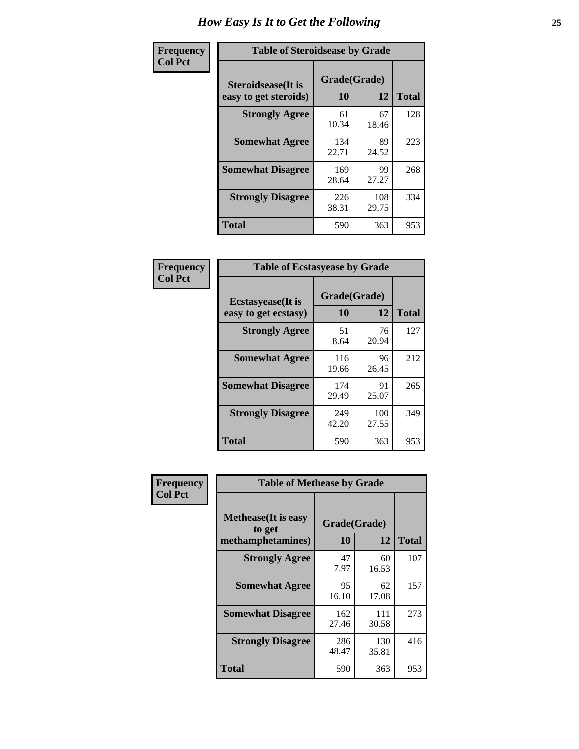# How Easy Is It to Get the Following

**Frequency**
**Col Pct**

| Table of Steroidsease by Grade | | | |
|---|---|---|---|
| **Steroidsease(It is easy to get steroids)** | **Grade(Grade)** | | |
| | **10** | **12** | **Total** |
| **Strongly Agree** | 61<br>10.34 | 67<br>18.46 | 128 |
| **Somewhat Agree** | 134<br>22.71 | 89<br>24.52 | 223 |
| **Somewhat Disagree** | 169<br>28.64 | 99<br>27.27 | 268 |
| **Strongly Disagree** | 226<br>38.31 | 108<br>29.75 | 334 |
| **Total** | 590 | 363 | 953 |

**Frequency**
**Col Pct**

| Table of Ecstasyease by Grade | | | |
|---|---|---|---|
| **Ecstasyease(It is easy to get ecstasy)** | **Grade(Grade)** | | |
| | **10** | **12** | **Total** |
| **Strongly Agree** | 51<br>8.64 | 76<br>20.94 | 127 |
| **Somewhat Agree** | 116<br>19.66 | 96<br>26.45 | 212 |
| **Somewhat Disagree** | 174<br>29.49 | 91<br>25.07 | 265 |
| **Strongly Disagree** | 249<br>42.20 | 100<br>27.55 | 349 |
| **Total** | 590 | 363 | 953 |

**Frequency**
**Col Pct**

| Table of Methease by Grade | | | |
|---|---|---|---|
| **Methease(It is easy to get methamphetamines)** | **Grade(Grade)** | | |
| | **10** | **12** | **Total** |
| **Strongly Agree** | 47<br>7.97 | 60<br>16.53 | 107 |
| **Somewhat Agree** | 95<br>16.10 | 62<br>17.08 | 157 |
| **Somewhat Disagree** | 162<br>27.46 | 111<br>30.58 | 273 |
| **Strongly Disagree** | 286<br>48.47 | 130<br>35.81 | 416 |
| **Total** | 590 | 363 | 953 |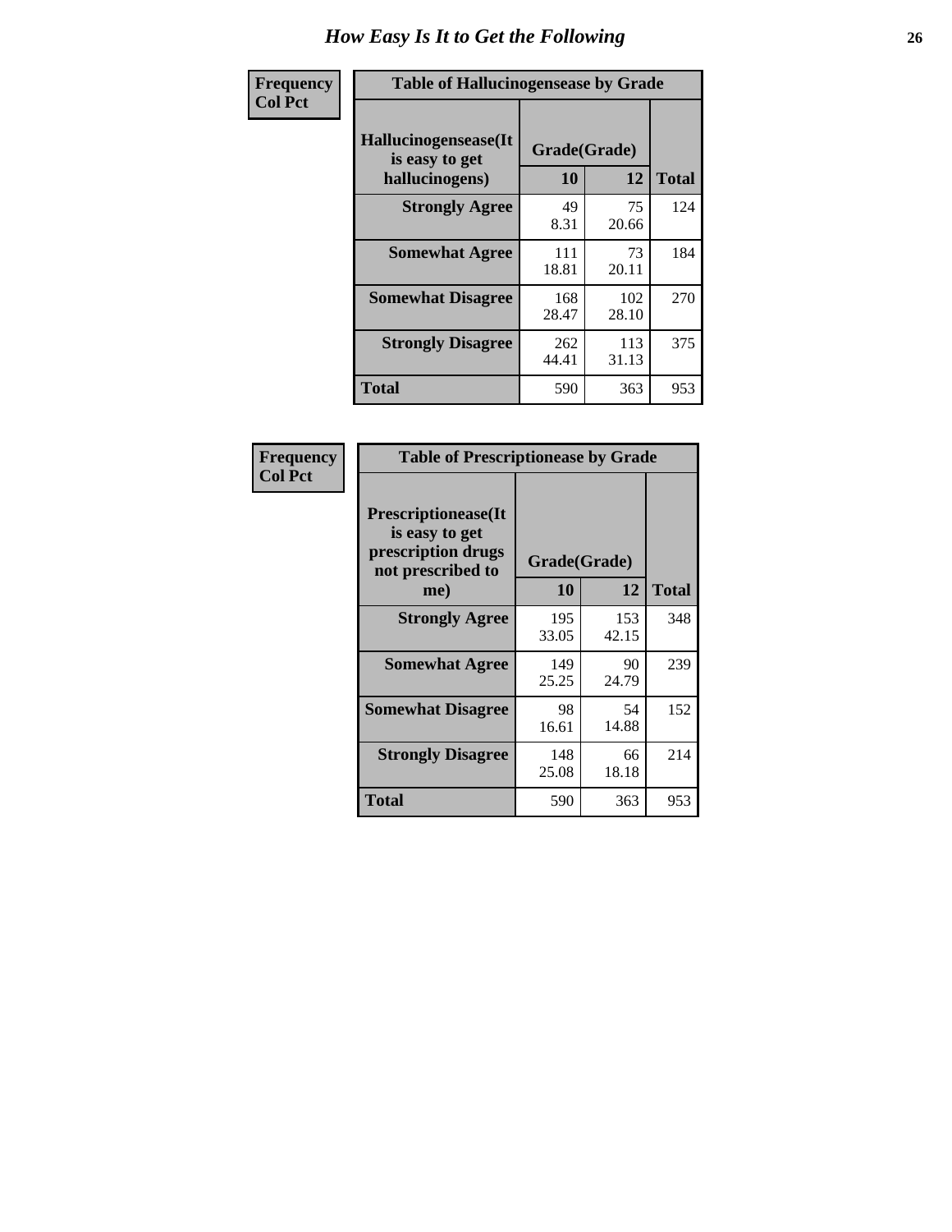# How Easy Is It to Get the Following

| Frequency<br>Col Pct |
|---|

**Table of Hallucinogensease by Grade**

| Hallucinogensease(It is easy to get hallucinogens) | Grade(Grade) | | Total |
|---|---|---|---|
| | 10 | 12 | |
| **Strongly Agree** | 49<br>8.31 | 75<br>20.66 | 124 |
| **Somewhat Agree** | 111<br>18.81 | 73<br>20.11 | 184 |
| **Somewhat Disagree** | 168<br>28.47 | 102<br>28.10 | 270 |
| **Strongly Disagree** | 262<br>44.41 | 113<br>31.13 | 375 |
| **Total** | 590 | 363 | 953 |

| Frequency<br>Col Pct |
|---|

**Table of Prescriptionease by Grade**

| Prescriptionease(It is easy to get prescription drugs not prescribed to me) | Grade(Grade) | | Total |
|---|---|---|---|
| | 10 | 12 | |
| **Strongly Agree** | 195<br>33.05 | 153<br>42.15 | 348 |
| **Somewhat Agree** | 149<br>25.25 | 90<br>24.79 | 239 |
| **Somewhat Disagree** | 98<br>16.61 | 54<br>14.88 | 152 |
| **Strongly Disagree** | 148<br>25.08 | 66<br>18.18 | 214 |
| **Total** | 590 | 363 | 953 |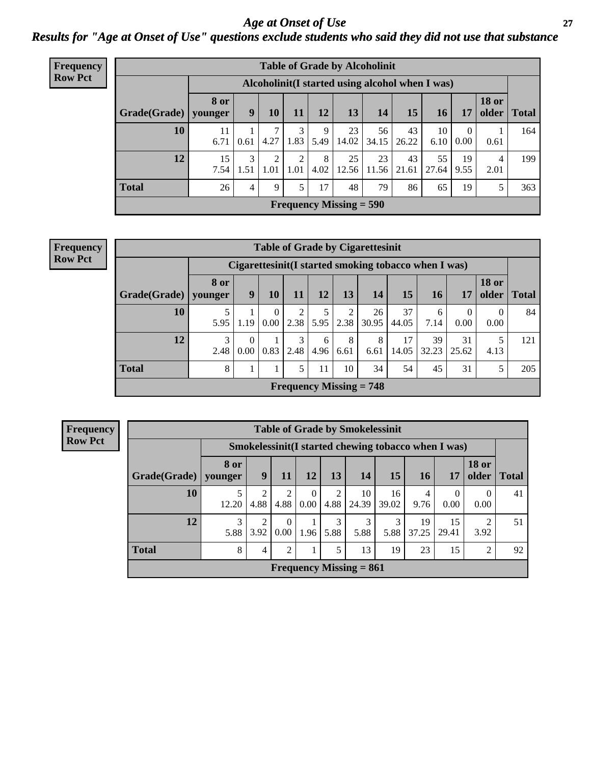# Age at Onset of Use

## Results for "Age at Onset of Use" questions exclude students who said they did not use that substance

**Frequency**
**Row Pct**

| Table of Grade by Alcoholinit | | | | | | | | | | | | |
|---|---|---|---|---|---|---|---|---|---|---|---|---|
| | Alcoholinit(I started using alcohol when I was) | | | | | | | | | | | |
| Grade(Grade) | 8 or younger | 9 | 10 | 11 | 12 | 13 | 14 | 15 | 16 | 17 | 18 or older | Total |
| 10 | 11<br>6.71 | 1<br>0.61 | 7<br>4.27 | 3<br>1.83 | 9<br>5.49 | 23<br>14.02 | 56<br>34.15 | 43<br>26.22 | 10<br>6.10 | 0<br>0.00 | 1<br>0.61 | 164 |
| 12 | 15<br>7.54 | 3<br>1.51 | 2<br>1.01 | 2<br>1.01 | 8<br>4.02 | 25<br>12.56 | 23<br>11.56 | 43<br>21.61 | 55<br>27.64 | 19<br>9.55 | 4<br>2.01 | 199 |
| Total | 26 | 4 | 9 | 5 | 17 | 48 | 79 | 86 | 65 | 19 | 5 | 363 |
| Frequency Missing = 590 | | | | | | | | | | | | |

**Frequency**
**Row Pct**

| Table of Grade by Cigarettesinit | | | | | | | | | | | | |
|---|---|---|---|---|---|---|---|---|---|---|---|---|
| | Cigarettesinit(I started smoking tobacco when I was) | | | | | | | | | | | |
| Grade(Grade) | 8 or younger | 9 | 10 | 11 | 12 | 13 | 14 | 15 | 16 | 17 | 18 or older | Total |
| 10 | 5<br>5.95 | 1<br>1.19 | 0<br>0.00 | 2<br>2.38 | 5<br>5.95 | 2<br>2.38 | 26<br>30.95 | 37<br>44.05 | 6<br>7.14 | 0<br>0.00 | 0<br>0.00 | 84 |
| 12 | 3<br>2.48 | 0<br>0.00 | 1<br>0.83 | 3<br>2.48 | 6<br>4.96 | 8<br>6.61 | 8<br>6.61 | 17<br>14.05 | 39<br>32.23 | 31<br>25.62 | 5<br>4.13 | 121 |
| Total | 8 | 1 | 1 | 5 | 11 | 10 | 34 | 54 | 45 | 31 | 5 | 205 |
| Frequency Missing = 748 | | | | | | | | | | | | |

**Frequency**
**Row Pct**

| Table of Grade by Smokelessinit | | | | | | | | | | | |
|---|---|---|---|---|---|---|---|---|---|---|---|
| | Smokelessinit(I started chewing tobacco when I was) | | | | | | | | | | |
| Grade(Grade) | 8 or younger | 9 | 11 | 12 | 13 | 14 | 15 | 16 | 17 | 18 or older | Total |
| 10 | 5<br>12.20 | 2<br>4.88 | 2<br>4.88 | 0<br>0.00 | 2<br>4.88 | 10<br>24.39 | 16<br>39.02 | 4<br>9.76 | 0<br>0.00 | 0<br>0.00 | 41 |
| 12 | 3<br>5.88 | 2<br>3.92 | 0<br>0.00 | 1<br>1.96 | 3<br>5.88 | 3<br>5.88 | 3<br>5.88 | 19<br>37.25 | 15<br>29.41 | 2<br>3.92 | 51 |
| Total | 8 | 4 | 2 | 1 | 5 | 13 | 19 | 23 | 15 | 2 | 92 |
| Frequency Missing = 861 | | | | | | | | | | | |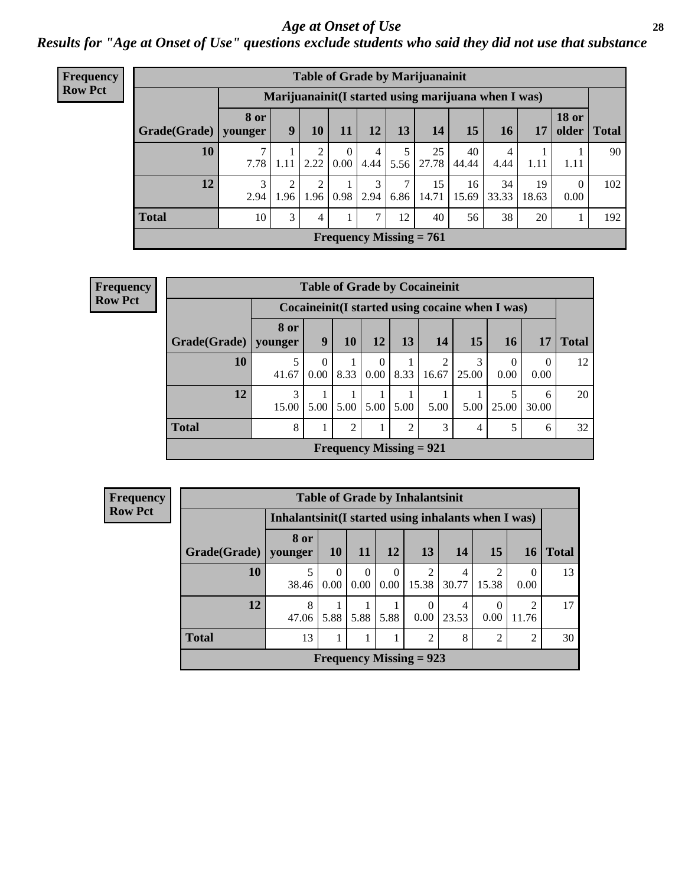# Age at Onset of Use

***Results for "Age at Onset of Use" questions exclude students who said they did not use that substance***

**Frequency**
**Row Pct**

**Table of Grade by Marijuanainit**

| | Marijuanainit(I started using marijuana when I was) | | | | | | | | | | | |
|---|---|---|---|---|---|---|---|---|---|---|---|---|
| **Grade(Grade)** | **8 or younger** | **9** | **10** | **11** | **12** | **13** | **14** | **15** | **16** | **17** | **18 or older** | **Total** |
| **10** | 7<br>7.78 | 1<br>1.11 | 2<br>2.22 | 0<br>0.00 | 4<br>4.44 | 5<br>5.56 | 25<br>27.78 | 40<br>44.44 | 4<br>4.44 | 1<br>1.11 | 1<br>1.11 | 90 |
| **12** | 3<br>2.94 | 2<br>1.96 | 2<br>1.96 | 1<br>0.98 | 3<br>2.94 | 7<br>6.86 | 15<br>14.71 | 16<br>15.69 | 34<br>33.33 | 19<br>18.63 | 0<br>0.00 | 102 |
| **Total** | 10 | 3 | 4 | 1 | 7 | 12 | 40 | 56 | 38 | 20 | 1 | 192 |

**Frequency Missing = 761**

**Frequency**
**Row Pct**

**Table of Grade by Cocaineinit**

| | Cocaineinit(I started using cocaine when I was) | | | | | | | | | |
|---|---|---|---|---|---|---|---|---|---|---|
| **Grade(Grade)** | **8 or younger** | **9** | **10** | **12** | **13** | **14** | **15** | **16** | **17** | **Total** |
| **10** | 5<br>41.67 | 0<br>0.00 | 1<br>8.33 | 0<br>0.00 | 1<br>8.33 | 2<br>16.67 | 3<br>25.00 | 0<br>0.00 | 0<br>0.00 | 12 |
| **12** | 3<br>15.00 | 1<br>5.00 | 1<br>5.00 | 1<br>5.00 | 1<br>5.00 | 1<br>5.00 | 1<br>5.00 | 5<br>25.00 | 6<br>30.00 | 20 |
| **Total** | 8 | 1 | 2 | 1 | 2 | 3 | 4 | 5 | 6 | 32 |

**Frequency Missing = 921**

**Frequency**
**Row Pct**

**Table of Grade by Inhalantsinit**

| | Inhalantsinit(I started using inhalants when I was) | | | | | | | | |
|---|---|---|---|---|---|---|---|---|---|
| **Grade(Grade)** | **8 or younger** | **10** | **11** | **12** | **13** | **14** | **15** | **16** | **Total** |
| **10** | 5<br>38.46 | 0<br>0.00 | 0<br>0.00 | 0<br>0.00 | 2<br>15.38 | 4<br>30.77 | 2<br>15.38 | 0<br>0.00 | 13 |
| **12** | 8<br>47.06 | 1<br>5.88 | 1<br>5.88 | 1<br>5.88 | 0<br>0.00 | 4<br>23.53 | 0<br>0.00 | 2<br>11.76 | 17 |
| **Total** | 13 | 1 | 1 | 1 | 2 | 8 | 2 | 2 | 30 |

**Frequency Missing = 923**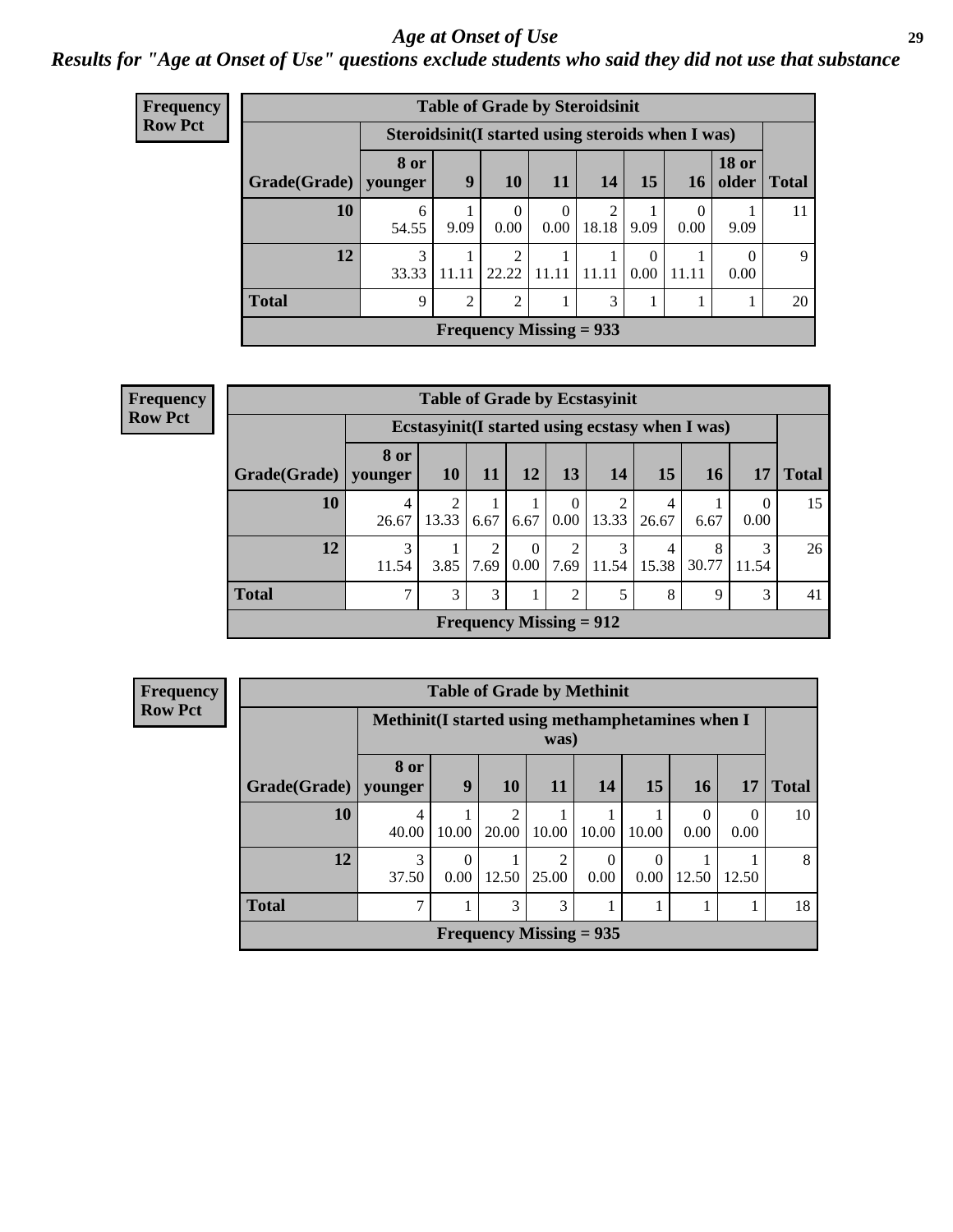# Age at Onset of Use

## *Results for "Age at Onset of Use" questions exclude students who said they did not use that substance*

**Frequency**
**Row Pct**

**Table of Grade by Steroidsinit**

| | Steroidsinit(I started using steroids when I was) | | | | | | | | |
|---|---|---|---|---|---|---|---|---|---|
| **Grade(Grade)** | **8 or younger** | **9** | **10** | **11** | **14** | **15** | **16** | **18 or older** | **Total** |
| **10** | 6<br>54.55 | 1<br>9.09 | 0<br>0.00 | 0<br>0.00 | 2<br>18.18 | 1<br>9.09 | 0<br>0.00 | 1<br>9.09 | 11 |
| **12** | 3<br>33.33 | 1<br>11.11 | 2<br>22.22 | 1<br>11.11 | 1<br>11.11 | 0<br>0.00 | 1<br>11.11 | 0<br>0.00 | 9 |
| **Total** | 9 | 2 | 2 | 1 | 3 | 1 | 1 | 1 | 20 |

**Frequency Missing = 933**

**Frequency**
**Row Pct**

**Table of Grade by Ecstasyinit**

| | Ecstasyinit(I started using ecstasy when I was) | | | | | | | | | |
|---|---|---|---|---|---|---|---|---|---|---|
| **Grade(Grade)** | **8 or younger** | **10** | **11** | **12** | **13** | **14** | **15** | **16** | **17** | **Total** |
| **10** | 4<br>26.67 | 2<br>13.33 | 1<br>6.67 | 1<br>6.67 | 0<br>0.00 | 2<br>13.33 | 4<br>26.67 | 1<br>6.67 | 0<br>0.00 | 15 |
| **12** | 3<br>11.54 | 1<br>3.85 | 2<br>7.69 | 0<br>0.00 | 2<br>7.69 | 3<br>11.54 | 4<br>15.38 | 8<br>30.77 | 3<br>11.54 | 26 |
| **Total** | 7 | 3 | 3 | 1 | 2 | 5 | 8 | 9 | 3 | 41 |

**Frequency Missing = 912**

**Frequency**
**Row Pct**

**Table of Grade by Methinit**

| | Methinit(I started using methamphetamines when I was) | | | | | | | | |
|---|---|---|---|---|---|---|---|---|---|
| **Grade(Grade)** | **8 or younger** | **9** | **10** | **11** | **14** | **15** | **16** | **17** | **Total** |
| **10** | 4<br>40.00 | 1<br>10.00 | 2<br>20.00 | 1<br>10.00 | 1<br>10.00 | 1<br>10.00 | 0<br>0.00 | 0<br>0.00 | 10 |
| **12** | 3<br>37.50 | 0<br>0.00 | 1<br>12.50 | 2<br>25.00 | 0<br>0.00 | 0<br>0.00 | 1<br>12.50 | 1<br>12.50 | 8 |
| **Total** | 7 | 1 | 3 | 3 | 1 | 1 | 1 | 1 | 18 |

**Frequency Missing = 935**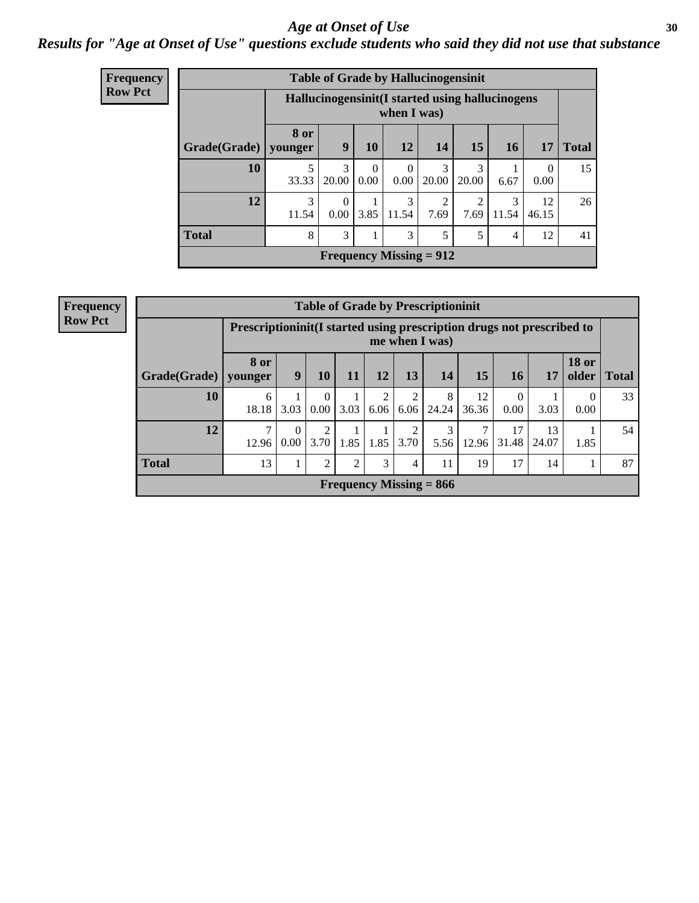# Age at Onset of Use

## Results for "Age at Onset of Use" questions exclude students who said they did not use that substance

**Frequency**
**Row Pct**

| Table of Grade by Hallucinogensinit | | | | | | | | | |
|---|---|---|---|---|---|---|---|---|---|
| | Hallucinogensinit(I started using hallucinogens when I was) | | | | | | | | |
| Grade(Grade) | 8 or younger | 9 | 10 | 12 | 14 | 15 | 16 | 17 | Total |
| 10 | 5<br>33.33 | 3<br>20.00 | 0<br>0.00 | 0<br>0.00 | 3<br>20.00 | 3<br>20.00 | 1<br>6.67 | 0<br>0.00 | 15 |
| 12 | 3<br>11.54 | 0<br>0.00 | 1<br>3.85 | 3<br>11.54 | 2<br>7.69 | 2<br>7.69 | 3<br>11.54 | 12<br>46.15 | 26 |
| Total | 8 | 3 | 1 | 3 | 5 | 5 | 4 | 12 | 41 |
| Frequency Missing = 912 | | | | | | | | | |

**Frequency**
**Row Pct**

| Table of Grade by Prescriptioninit | | | | | | | | | | | | |
|---|---|---|---|---|---|---|---|---|---|---|---|---|
| | Prescriptioninit(I started using prescription drugs not prescribed to me when I was) | | | | | | | | | | | |
| Grade(Grade) | 8 or younger | 9 | 10 | 11 | 12 | 13 | 14 | 15 | 16 | 17 | 18 or older | Total |
| 10 | 6<br>18.18 | 1<br>3.03 | 0<br>0.00 | 1<br>3.03 | 2<br>6.06 | 2<br>6.06 | 8<br>24.24 | 12<br>36.36 | 0<br>0.00 | 1<br>3.03 | 0<br>0.00 | 33 |
| 12 | 7<br>12.96 | 0<br>0.00 | 2<br>3.70 | 1<br>1.85 | 1<br>1.85 | 2<br>3.70 | 3<br>5.56 | 7<br>12.96 | 17<br>31.48 | 13<br>24.07 | 1<br>1.85 | 54 |
| Total | 13 | 1 | 2 | 2 | 3 | 4 | 11 | 19 | 17 | 14 | 1 | 87 |
| Frequency Missing = 866 | | | | | | | | | | | | |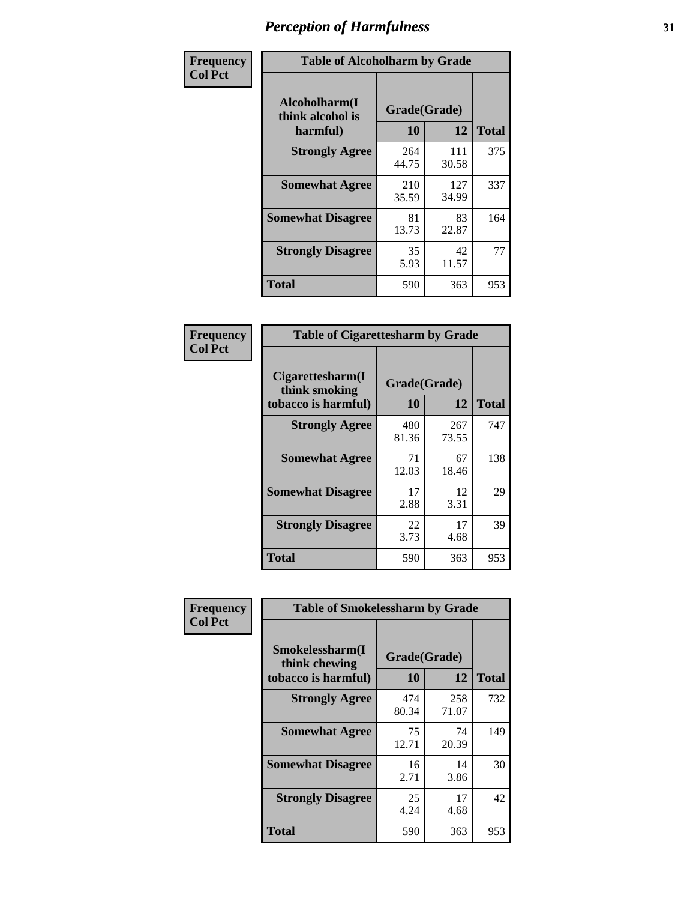# Perception of Harmfulness

| Frequency Col Pct | Table of Alcoholharm by Grade | | |
|---|---|---|---|
| **Alcoholharm(I think alcohol is harmful)** | **Grade(Grade)** | | |
| | **10** | **12** | **Total** |
| **Strongly Agree** | 264<br>44.75 | 111<br>30.58 | 375 |
| **Somewhat Agree** | 210<br>35.59 | 127<br>34.99 | 337 |
| **Somewhat Disagree** | 81<br>13.73 | 83<br>22.87 | 164 |
| **Strongly Disagree** | 35<br>5.93 | 42<br>11.57 | 77 |
| **Total** | 590 | 363 | 953 |

| Frequency Col Pct | Table of Cigarettesharm by Grade | | |
|---|---|---|---|
| **Cigarettesharm(I think smoking tobacco is harmful)** | **Grade(Grade)** | | |
| | **10** | **12** | **Total** |
| **Strongly Agree** | 480<br>81.36 | 267<br>73.55 | 747 |
| **Somewhat Agree** | 71<br>12.03 | 67<br>18.46 | 138 |
| **Somewhat Disagree** | 17<br>2.88 | 12<br>3.31 | 29 |
| **Strongly Disagree** | 22<br>3.73 | 17<br>4.68 | 39 |
| **Total** | 590 | 363 | 953 |

| Frequency Col Pct | Table of Smokelessharm by Grade | | |
|---|---|---|---|
| **Smokelessharm(I think chewing tobacco is harmful)** | **Grade(Grade)** | | |
| | **10** | **12** | **Total** |
| **Strongly Agree** | 474<br>80.34 | 258<br>71.07 | 732 |
| **Somewhat Agree** | 75<br>12.71 | 74<br>20.39 | 149 |
| **Somewhat Disagree** | 16<br>2.71 | 14<br>3.86 | 30 |
| **Strongly Disagree** | 25<br>4.24 | 17<br>4.68 | 42 |
| **Total** | 590 | 363 | 953 |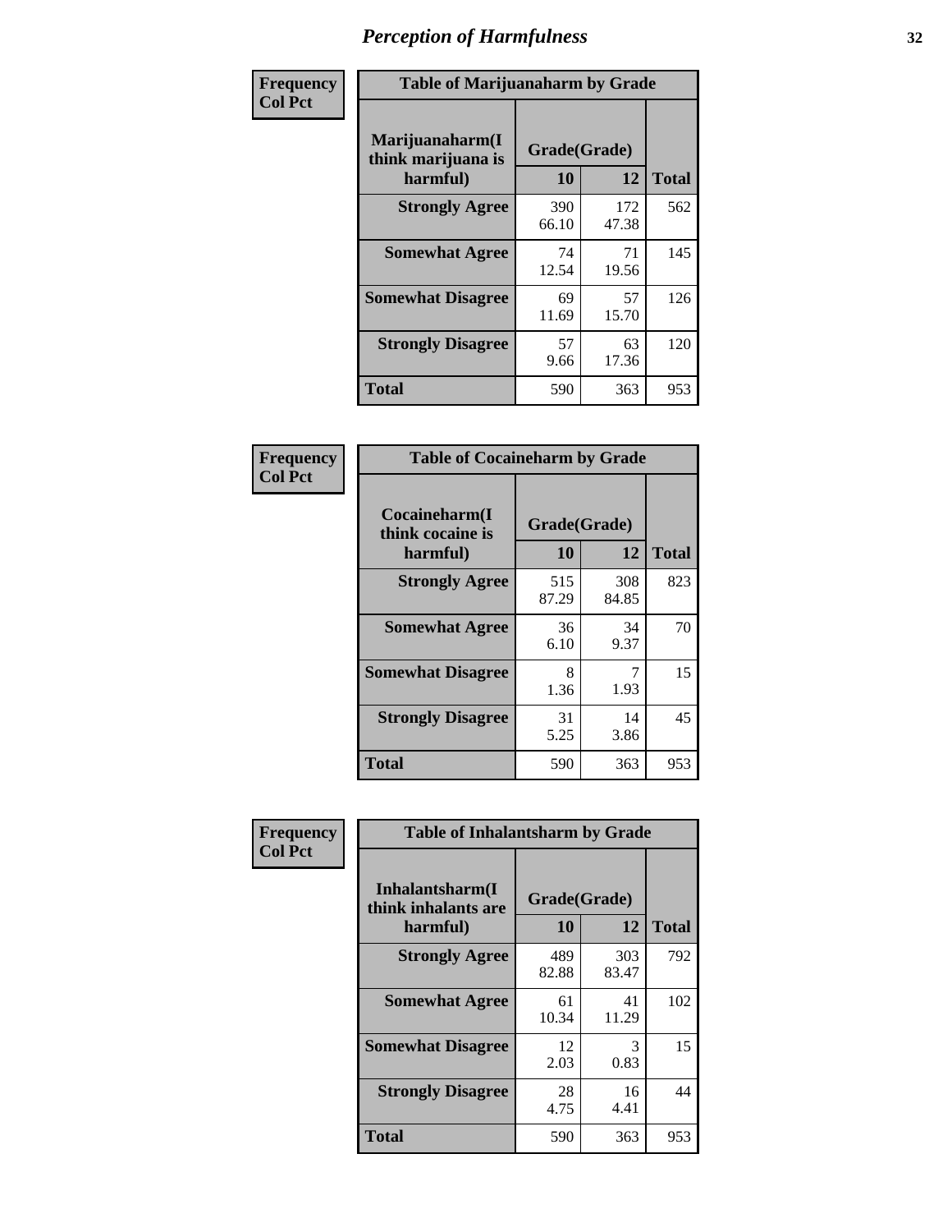# Perception of Harmfulness

**Frequency**
**Col Pct**

**Table of Marijuanaharm by Grade**

| Marijuanaharm(I think marijuana is harmful) | Grade(Grade) | | Total |
|---|---|---|---|
| | 10 | 12 | |
| **Strongly Agree** | 390<br>66.10 | 172<br>47.38 | 562 |
| **Somewhat Agree** | 74<br>12.54 | 71<br>19.56 | 145 |
| **Somewhat Disagree** | 69<br>11.69 | 57<br>15.70 | 126 |
| **Strongly Disagree** | 57<br>9.66 | 63<br>17.36 | 120 |
| **Total** | 590 | 363 | 953 |

**Frequency**
**Col Pct**

**Table of Cocaineharm by Grade**

| Cocaineharm(I think cocaine is harmful) | Grade(Grade) | | Total |
|---|---|---|---|
| | 10 | 12 | |
| **Strongly Agree** | 515<br>87.29 | 308<br>84.85 | 823 |
| **Somewhat Agree** | 36<br>6.10 | 34<br>9.37 | 70 |
| **Somewhat Disagree** | 8<br>1.36 | 7<br>1.93 | 15 |
| **Strongly Disagree** | 31<br>5.25 | 14<br>3.86 | 45 |
| **Total** | 590 | 363 | 953 |

**Frequency**
**Col Pct**

**Table of Inhalantsharm by Grade**

| Inhalantsharm(I think inhalants are harmful) | Grade(Grade) | | Total |
|---|---|---|---|
| | 10 | 12 | |
| **Strongly Agree** | 489<br>82.88 | 303<br>83.47 | 792 |
| **Somewhat Agree** | 61<br>10.34 | 41<br>11.29 | 102 |
| **Somewhat Disagree** | 12<br>2.03 | 3<br>0.83 | 15 |
| **Strongly Disagree** | 28<br>4.75 | 16<br>4.41 | 44 |
| **Total** | 590 | 363 | 953 |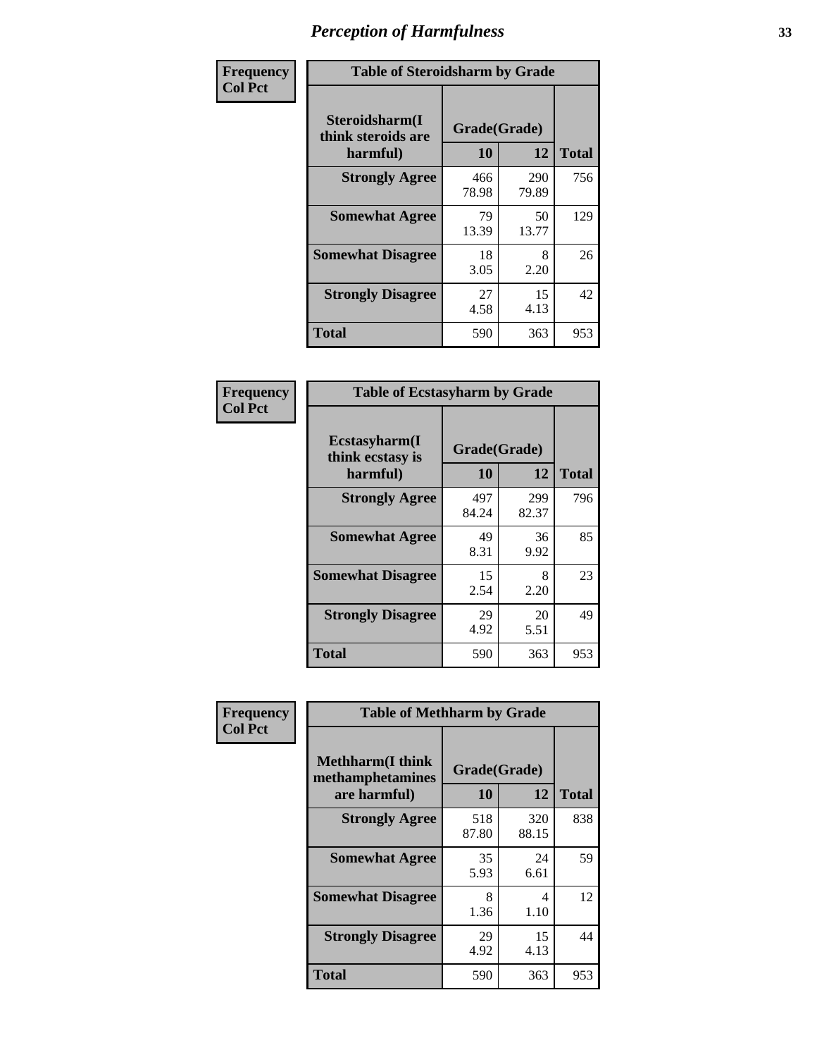| Frequency Col Pct | Table of Steroidsharm by Grade | | |
|---|---|---|---|
| Steroidsharm(I think steroids are harmful) | Grade(Grade) | | |
| | 10 | 12 | Total |
| Strongly Agree | 466<br>78.98 | 290<br>79.89 | 756 |
| Somewhat Agree | 79<br>13.39 | 50<br>13.77 | 129 |
| Somewhat Disagree | 18<br>3.05 | 8<br>2.20 | 26 |
| Strongly Disagree | 27<br>4.58 | 15<br>4.13 | 42 |
| Total | 590 | 363 | 953 |

| Frequency Col Pct | Table of Ecstasyharm by Grade | | |
|---|---|---|---|
| Ecstasyharm(I think ecstasy is harmful) | Grade(Grade) | | |
| | 10 | 12 | Total |
| Strongly Agree | 497<br>84.24 | 299<br>82.37 | 796 |
| Somewhat Agree | 49<br>8.31 | 36<br>9.92 | 85 |
| Somewhat Disagree | 15<br>2.54 | 8<br>2.20 | 23 |
| Strongly Disagree | 29<br>4.92 | 20<br>5.51 | 49 |
| Total | 590 | 363 | 953 |

| Frequency Col Pct | Table of Methharm by Grade | | |
|---|---|---|---|
| Methharm(I think methamphetamines are harmful) | Grade(Grade) | | |
| | 10 | 12 | Total |
| Strongly Agree | 518<br>87.80 | 320<br>88.15 | 838 |
| Somewhat Agree | 35<br>5.93 | 24<br>6.61 | 59 |
| Somewhat Disagree | 8<br>1.36 | 4<br>1.10 | 12 |
| Strongly Disagree | 29<br>4.92 | 15<br>4.13 | 44 |
| Total | 590 | 363 | 953 |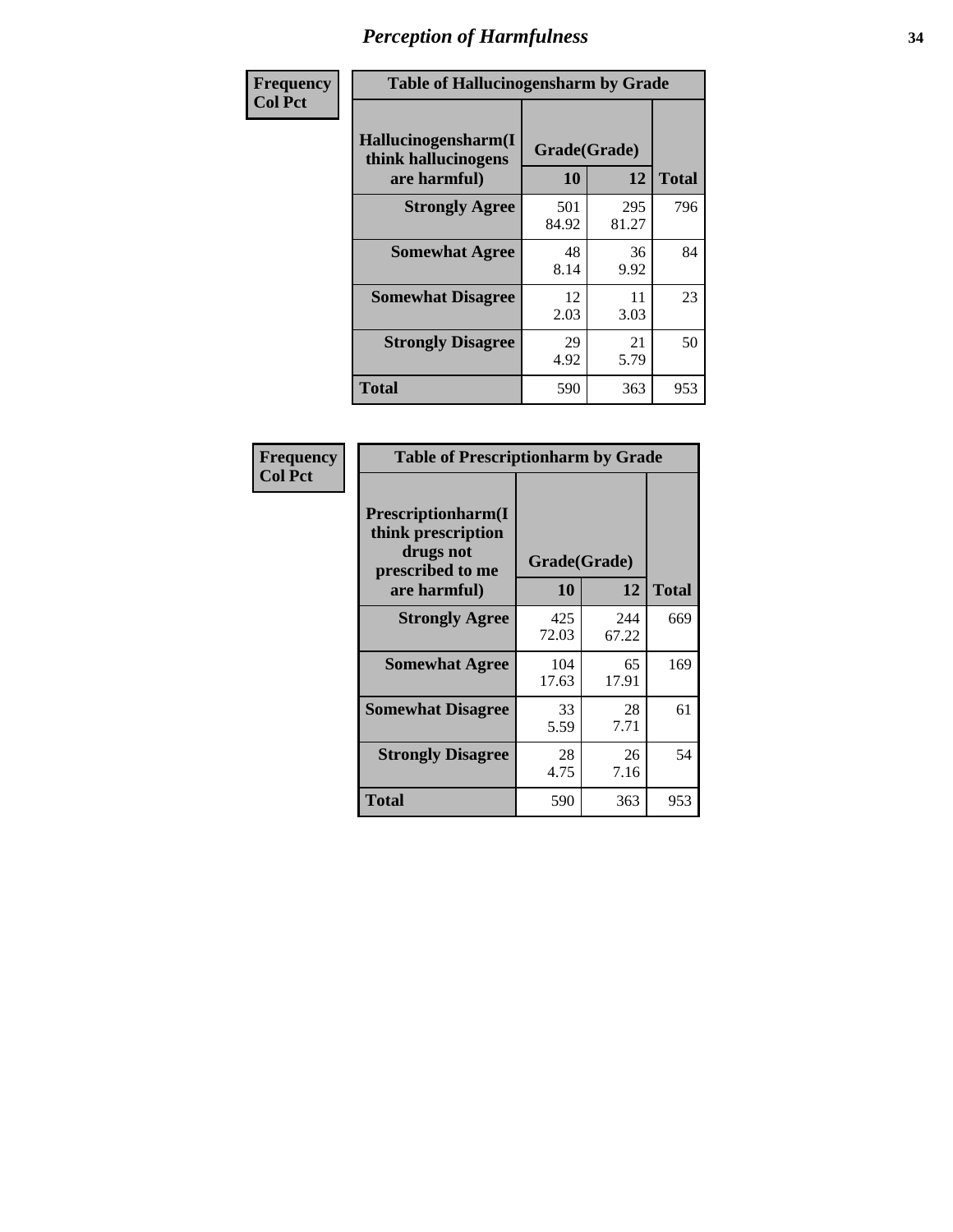# Perception of Harmfulness

| Frequency<br>Col Pct | Table of Hallucinogensharm by Grade | | |
|---|---|---|---|
| **Hallucinogensharm(I think hallucinogens are harmful)** | **Grade(Grade)** | | **Total** |
| | **10** | **12** | |
| **Strongly Agree** | 501<br>84.92 | 295<br>81.27 | 796 |
| **Somewhat Agree** | 48<br>8.14 | 36<br>9.92 | 84 |
| **Somewhat Disagree** | 12<br>2.03 | 11<br>3.03 | 23 |
| **Strongly Disagree** | 29<br>4.92 | 21<br>5.79 | 50 |
| **Total** | 590 | 363 | 953 |

| Frequency<br>Col Pct | Table of Prescriptionharm by Grade | | |
|---|---|---|---|
| **Prescriptionharm(I think prescription drugs not prescribed to me are harmful)** | **Grade(Grade)** | | **Total** |
| | **10** | **12** | |
| **Strongly Agree** | 425<br>72.03 | 244<br>67.22 | 669 |
| **Somewhat Agree** | 104<br>17.63 | 65<br>17.91 | 169 |
| **Somewhat Disagree** | 33<br>5.59 | 28<br>7.71 | 61 |
| **Strongly Disagree** | 28<br>4.75 | 26<br>7.16 | 54 |
| **Total** | 590 | 363 | 953 |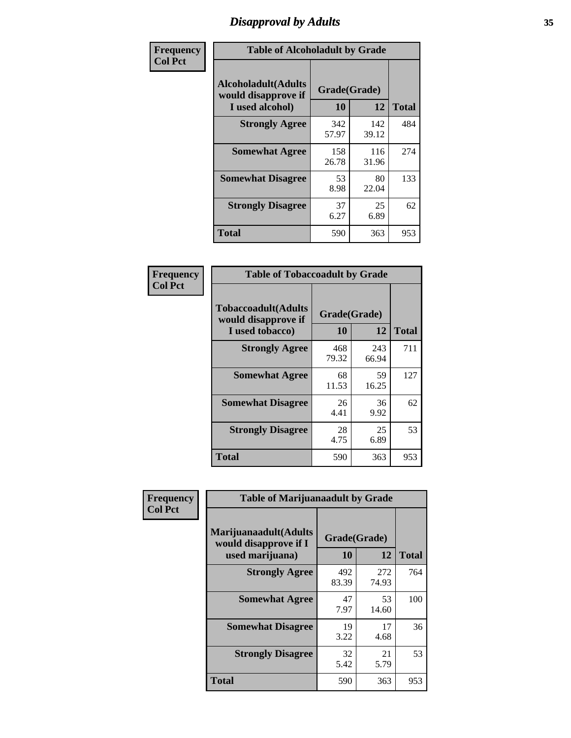# Disapproval by Adults

| Frequency<br>Col Pct | | | |
|---|---|---|---|

**Table of Alcoholadult by Grade**

| Alcoholadult(Adults would disapprove if I used alcohol) | Grade(Grade) 10 | 12 | Total |
|---|---|---|---|
| Strongly Agree | 342<br>57.97 | 142<br>39.12 | 484 |
| Somewhat Agree | 158<br>26.78 | 116<br>31.96 | 274 |
| Somewhat Disagree | 53<br>8.98 | 80<br>22.04 | 133 |
| Strongly Disagree | 37<br>6.27 | 25<br>6.89 | 62 |
| Total | 590 | 363 | 953 |

Frequency
Col Pct

**Table of Tobaccoadult by Grade**

| Tobaccoadult(Adults would disapprove if I used tobacco) | Grade(Grade) 10 | 12 | Total |
|---|---|---|---|
| Strongly Agree | 468<br>79.32 | 243<br>66.94 | 711 |
| Somewhat Agree | 68<br>11.53 | 59<br>16.25 | 127 |
| Somewhat Disagree | 26<br>4.41 | 36<br>9.92 | 62 |
| Strongly Disagree | 28<br>4.75 | 25<br>6.89 | 53 |
| Total | 590 | 363 | 953 |

Frequency
Col Pct

**Table of Marijuanaadult by Grade**

| Marijuanaadult(Adults would disapprove if I used marijuana) | Grade(Grade) 10 | 12 | Total |
|---|---|---|---|
| Strongly Agree | 492<br>83.39 | 272<br>74.93 | 764 |
| Somewhat Agree | 47<br>7.97 | 53<br>14.60 | 100 |
| Somewhat Disagree | 19<br>3.22 | 17<br>4.68 | 36 |
| Strongly Disagree | 32<br>5.42 | 21<br>5.79 | 53 |
| Total | 590 | 363 | 953 |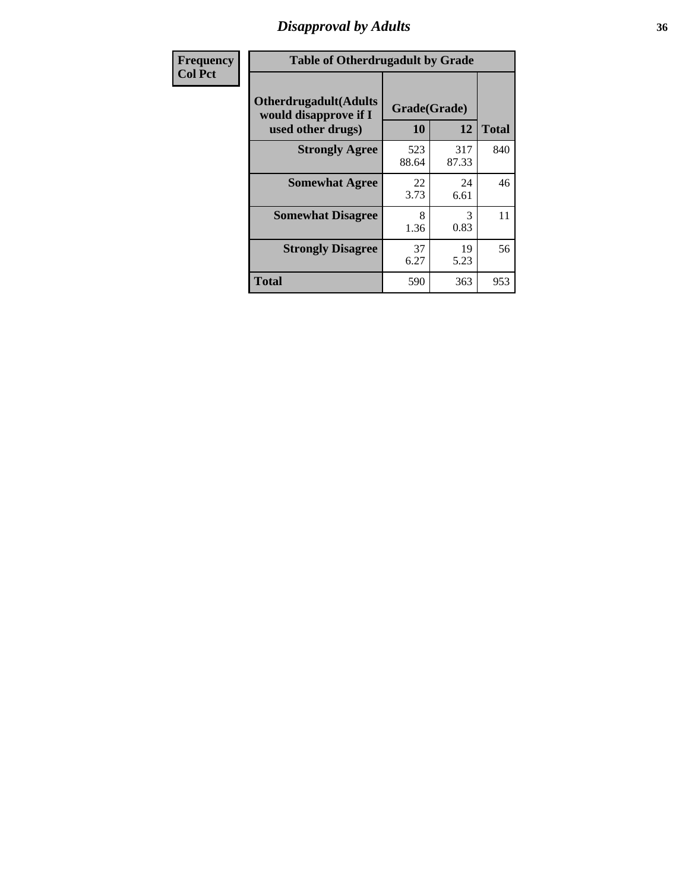# Disapproval by Adults

| Frequency Col Pct | Table of Otherdrugadult by Grade | | |
|---|---|---|---|
| Otherdrugadult(Adults would disapprove if I used other drugs) | Grade(Grade) | | |
| | 10 | 12 | Total |
| Strongly Agree | 523<br>88.64 | 317<br>87.33 | 840 |
| Somewhat Agree | 22<br>3.73 | 24<br>6.61 | 46 |
| Somewhat Disagree | 8<br>1.36 | 3<br>0.83 | 11 |
| Strongly Disagree | 37<br>6.27 | 19<br>5.23 | 56 |
| Total | 590 | 363 | 953 |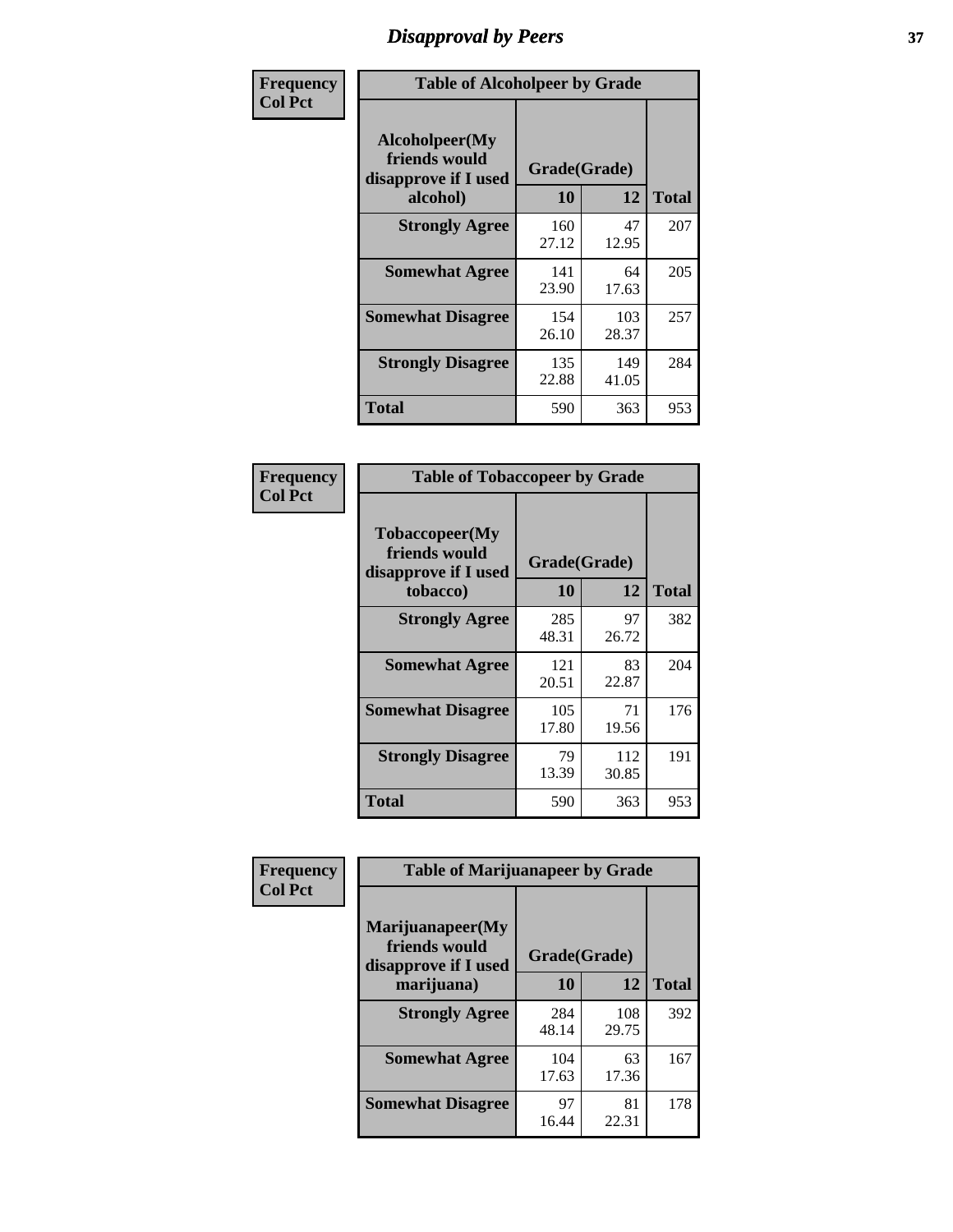# Disapproval by Peers

| Frequency<br>Col Pct | Table of Alcoholpeer by Grade | | |
|---|---|---|---|
| Alcoholpeer(My friends would disapprove if I used alcohol) | Grade(Grade) | | |
| | 10 | 12 | Total |
| Strongly Agree | 160<br>27.12 | 47<br>12.95 | 207 |
| Somewhat Agree | 141<br>23.90 | 64<br>17.63 | 205 |
| Somewhat Disagree | 154<br>26.10 | 103<br>28.37 | 257 |
| Strongly Disagree | 135<br>22.88 | 149<br>41.05 | 284 |
| Total | 590 | 363 | 953 |

| Frequency<br>Col Pct | Table of Tobaccopeer by Grade | | |
|---|---|---|---|
| Tobaccopeer(My friends would disapprove if I used tobacco) | Grade(Grade) | | |
| | 10 | 12 | Total |
| Strongly Agree | 285<br>48.31 | 97<br>26.72 | 382 |
| Somewhat Agree | 121<br>20.51 | 83<br>22.87 | 204 |
| Somewhat Disagree | 105<br>17.80 | 71<br>19.56 | 176 |
| Strongly Disagree | 79<br>13.39 | 112<br>30.85 | 191 |
| Total | 590 | 363 | 953 |

| Frequency<br>Col Pct | Table of Marijuanapeer by Grade | | |
|---|---|---|---|
| Marijuanapeer(My friends would disapprove if I used marijuana) | Grade(Grade) | | |
| | 10 | 12 | Total |
| Strongly Agree | 284<br>48.14 | 108<br>29.75 | 392 |
| Somewhat Agree | 104<br>17.63 | 63<br>17.36 | 167 |
| Somewhat Disagree | 97<br>16.44 | 81<br>22.31 | 178 |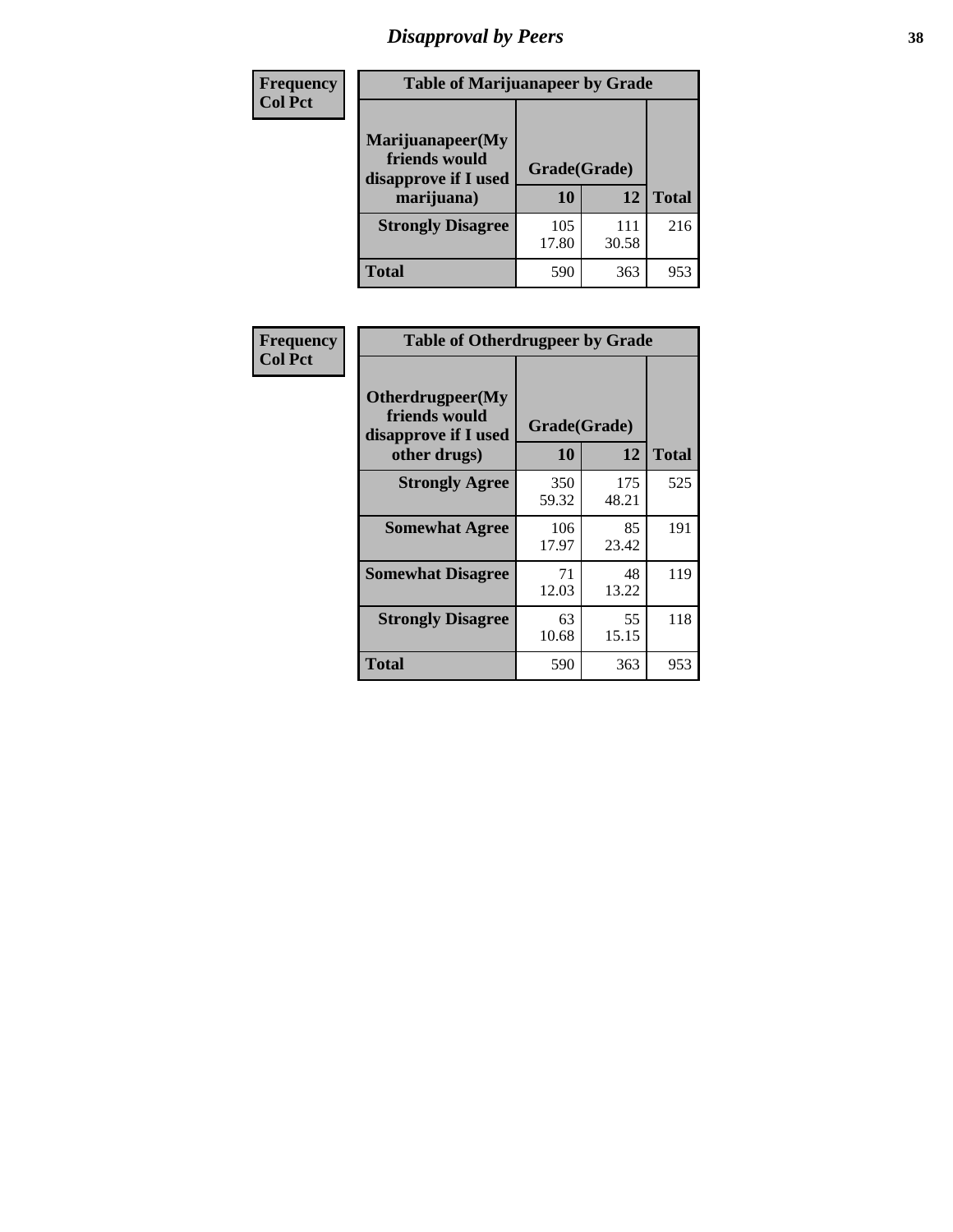## Disapproval by Peers

**Frequency**
**Col Pct**

**Table of Marijuanapeer by Grade**

| Marijuanapeer(My friends would disapprove if I used marijuana) | Grade(Grade) | | |
|---|---|---|---|
| | 10 | 12 | Total |
| **Strongly Disagree** | 105<br>17.80 | 111<br>30.58 | 216 |
| **Total** | 590 | 363 | 953 |

**Frequency**
**Col Pct**

**Table of Otherdrugpeer by Grade**

| Otherdrugpeer(My friends would disapprove if I used other drugs) | Grade(Grade) | | |
|---|---|---|---|
| | 10 | 12 | Total |
| **Strongly Agree** | 350<br>59.32 | 175<br>48.21 | 525 |
| **Somewhat Agree** | 106<br>17.97 | 85<br>23.42 | 191 |
| **Somewhat Disagree** | 71<br>12.03 | 48<br>13.22 | 119 |
| **Strongly Disagree** | 63<br>10.68 | 55<br>15.15 | 118 |
| **Total** | 590 | 363 | 953 |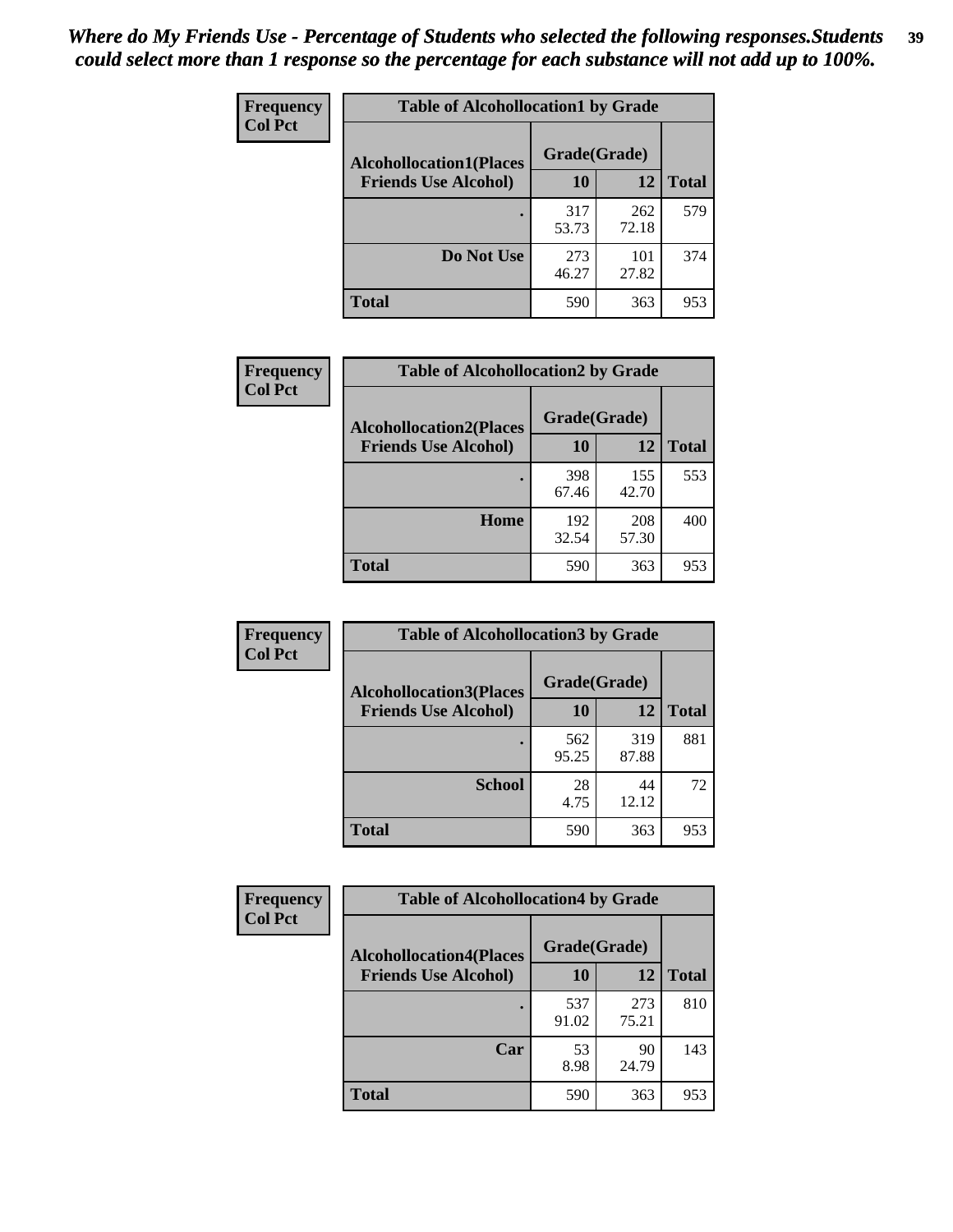*Where do My Friends Use - Percentage of Students who selected the following responses.Students could select more than 1 response so the percentage for each substance will not add up to 100%.*

**Frequency**
**Col Pct**

| Table of Alcohollocation1 by Grade | | | |
|---|---|---|---|
| **Alcohollocation1(Places Friends Use Alcohol)** | **Grade(Grade)** | | **Total** |
| | **10** | **12** | |
| **.** | 317<br>53.73 | 262<br>72.18 | 579 |
| **Do Not Use** | 273<br>46.27 | 101<br>27.82 | 374 |
| **Total** | 590 | 363 | 953 |

**Frequency**
**Col Pct**

| Table of Alcohollocation2 by Grade | | | |
|---|---|---|---|
| **Alcohollocation2(Places Friends Use Alcohol)** | **Grade(Grade)** | | **Total** |
| | **10** | **12** | |
| **.** | 398<br>67.46 | 155<br>42.70 | 553 |
| **Home** | 192<br>32.54 | 208<br>57.30 | 400 |
| **Total** | 590 | 363 | 953 |

**Frequency**
**Col Pct**

| Table of Alcohollocation3 by Grade | | | |
|---|---|---|---|
| **Alcohollocation3(Places Friends Use Alcohol)** | **Grade(Grade)** | | **Total** |
| | **10** | **12** | |
| **.** | 562<br>95.25 | 319<br>87.88 | 881 |
| **School** | 28<br>4.75 | 44<br>12.12 | 72 |
| **Total** | 590 | 363 | 953 |

**Frequency**
**Col Pct**

| Table of Alcohollocation4 by Grade | | | |
|---|---|---|---|
| **Alcohollocation4(Places Friends Use Alcohol)** | **Grade(Grade)** | | **Total** |
| | **10** | **12** | |
| **.** | 537<br>91.02 | 273<br>75.21 | 810 |
| **Car** | 53<br>8.98 | 90<br>24.79 | 143 |
| **Total** | 590 | 363 | 953 |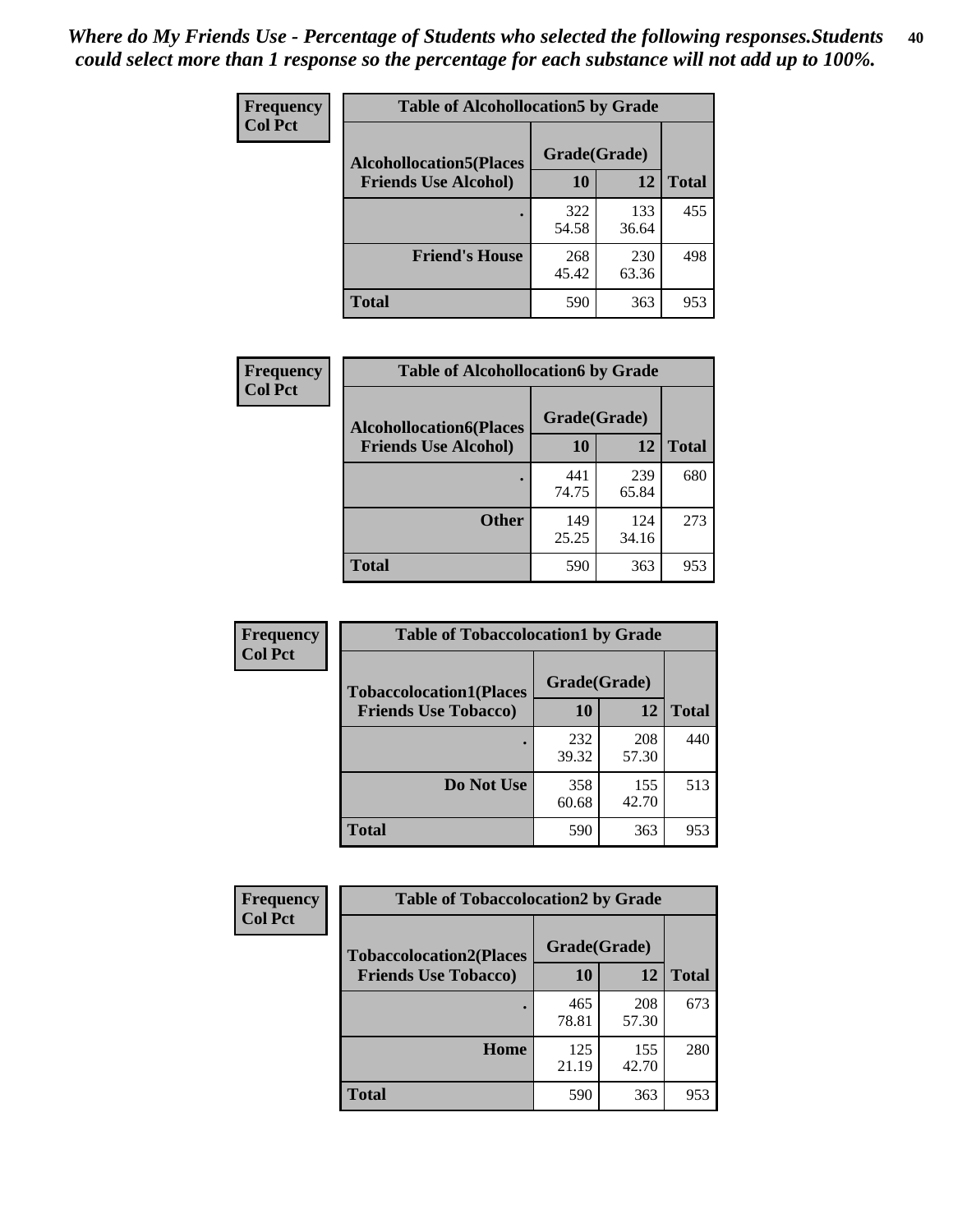*Where do My Friends Use - Percentage of Students who selected the following responses.Students could select more than 1 response so the percentage for each substance will not add up to 100%.*

**Frequency**
**Col Pct**

| Table of Alcohollocation5 by Grade | | | |
|---|---|---|---|
| **Alcohollocation5(Places Friends Use Alcohol)** | **Grade(Grade)** | | **Total** |
| | **10** | **12** | |
| . | 322<br>54.58 | 133<br>36.64 | 455 |
| **Friend's House** | 268<br>45.42 | 230<br>63.36 | 498 |
| **Total** | 590 | 363 | 953 |

**Frequency**
**Col Pct**

| Table of Alcohollocation6 by Grade | | | |
|---|---|---|---|
| **Alcohollocation6(Places Friends Use Alcohol)** | **Grade(Grade)** | | **Total** |
| | **10** | **12** | |
| . | 441<br>74.75 | 239<br>65.84 | 680 |
| **Other** | 149<br>25.25 | 124<br>34.16 | 273 |
| **Total** | 590 | 363 | 953 |

**Frequency**
**Col Pct**

| Table of Tobaccolocation1 by Grade | | | |
|---|---|---|---|
| **Tobaccolocation1(Places Friends Use Tobacco)** | **Grade(Grade)** | | **Total** |
| | **10** | **12** | |
| . | 232<br>39.32 | 208<br>57.30 | 440 |
| **Do Not Use** | 358<br>60.68 | 155<br>42.70 | 513 |
| **Total** | 590 | 363 | 953 |

**Frequency**
**Col Pct**

| Table of Tobaccolocation2 by Grade | | | |
|---|---|---|---|
| **Tobaccolocation2(Places Friends Use Tobacco)** | **Grade(Grade)** | | **Total** |
| | **10** | **12** | |
| . | 465<br>78.81 | 208<br>57.30 | 673 |
| **Home** | 125<br>21.19 | 155<br>42.70 | 280 |
| **Total** | 590 | 363 | 953 |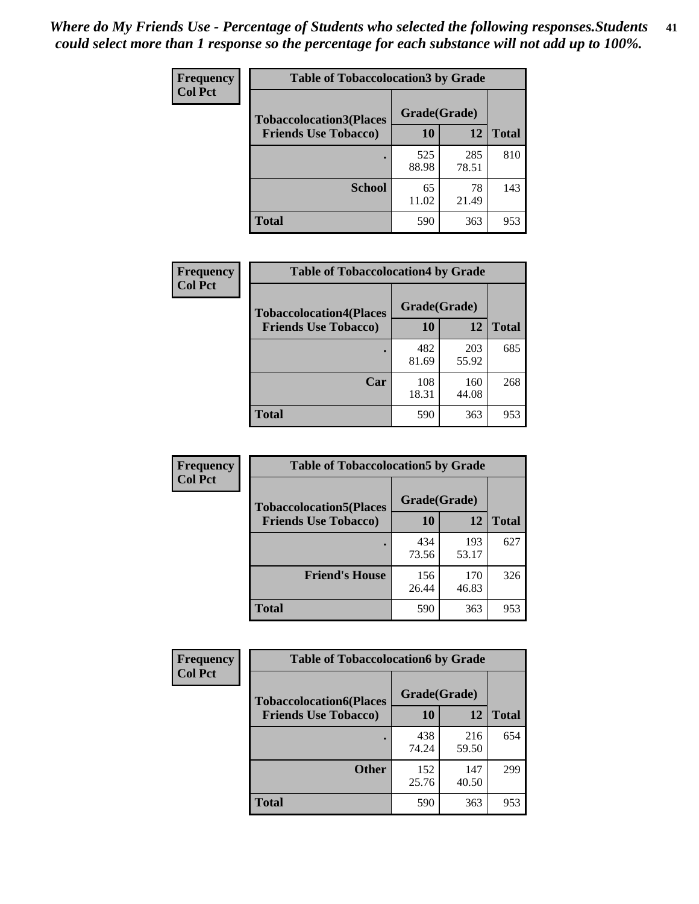*Where do My Friends Use - Percentage of Students who selected the following responses.Students could select more than 1 response so the percentage for each substance will not add up to 100%.*

**Frequency**
**Col Pct**

| Table of Tobaccolocation3 by Grade | | | |
|---|---|---|---|
| **Tobaccolocation3(Places Friends Use Tobacco)** | **Grade(Grade)** | | |
| | **10** | **12** | **Total** |
| **.** | 525<br>88.98 | 285<br>78.51 | 810 |
| **School** | 65<br>11.02 | 78<br>21.49 | 143 |
| **Total** | 590 | 363 | 953 |

**Frequency**
**Col Pct**

| Table of Tobaccolocation4 by Grade | | | |
|---|---|---|---|
| **Tobaccolocation4(Places Friends Use Tobacco)** | **Grade(Grade)** | | |
| | **10** | **12** | **Total** |
| **.** | 482<br>81.69 | 203<br>55.92 | 685 |
| **Car** | 108<br>18.31 | 160<br>44.08 | 268 |
| **Total** | 590 | 363 | 953 |

**Frequency**
**Col Pct**

| Table of Tobaccolocation5 by Grade | | | |
|---|---|---|---|
| **Tobaccolocation5(Places Friends Use Tobacco)** | **Grade(Grade)** | | |
| | **10** | **12** | **Total** |
| **.** | 434<br>73.56 | 193<br>53.17 | 627 |
| **Friend's House** | 156<br>26.44 | 170<br>46.83 | 326 |
| **Total** | 590 | 363 | 953 |

**Frequency**
**Col Pct**

| Table of Tobaccolocation6 by Grade | | | |
|---|---|---|---|
| **Tobaccolocation6(Places Friends Use Tobacco)** | **Grade(Grade)** | | |
| | **10** | **12** | **Total** |
| **.** | 438<br>74.24 | 216<br>59.50 | 654 |
| **Other** | 152<br>25.76 | 147<br>40.50 | 299 |
| **Total** | 590 | 363 | 953 |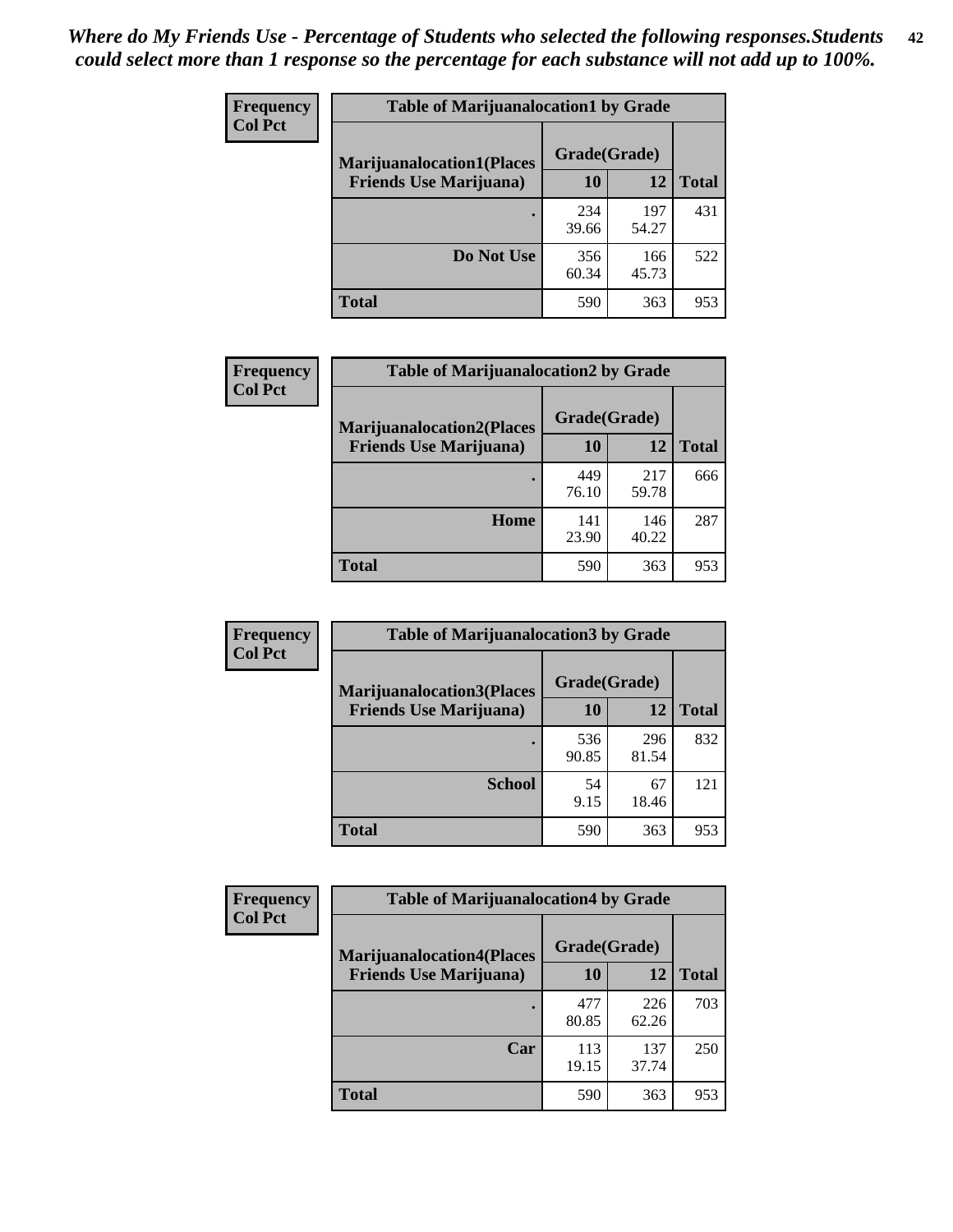*Where do My Friends Use - Percentage of Students who selected the following responses.Students could select more than 1 response so the percentage for each substance will not add up to 100%.*

**Frequency**
**Col Pct**

| Table of Marijuanalocation1 by Grade | | | |
|---|---|---|---|
| **Marijuanalocation1(Places Friends Use Marijuana)** | **Grade(Grade)** | | **Total** |
| | **10** | **12** | |
| **.** | 234<br>39.66 | 197<br>54.27 | 431 |
| **Do Not Use** | 356<br>60.34 | 166<br>45.73 | 522 |
| **Total** | 590 | 363 | 953 |

**Frequency**
**Col Pct**

| Table of Marijuanalocation2 by Grade | | | |
|---|---|---|---|
| **Marijuanalocation2(Places Friends Use Marijuana)** | **Grade(Grade)** | | **Total** |
| | **10** | **12** | |
| **.** | 449<br>76.10 | 217<br>59.78 | 666 |
| **Home** | 141<br>23.90 | 146<br>40.22 | 287 |
| **Total** | 590 | 363 | 953 |

**Frequency**
**Col Pct**

| Table of Marijuanalocation3 by Grade | | | |
|---|---|---|---|
| **Marijuanalocation3(Places Friends Use Marijuana)** | **Grade(Grade)** | | **Total** |
| | **10** | **12** | |
| **.** | 536<br>90.85 | 296<br>81.54 | 832 |
| **School** | 54<br>9.15 | 67<br>18.46 | 121 |
| **Total** | 590 | 363 | 953 |

**Frequency**
**Col Pct**

| Table of Marijuanalocation4 by Grade | | | |
|---|---|---|---|
| **Marijuanalocation4(Places Friends Use Marijuana)** | **Grade(Grade)** | | **Total** |
| | **10** | **12** | |
| **.** | 477<br>80.85 | 226<br>62.26 | 703 |
| **Car** | 113<br>19.15 | 137<br>37.74 | 250 |
| **Total** | 590 | 363 | 953 |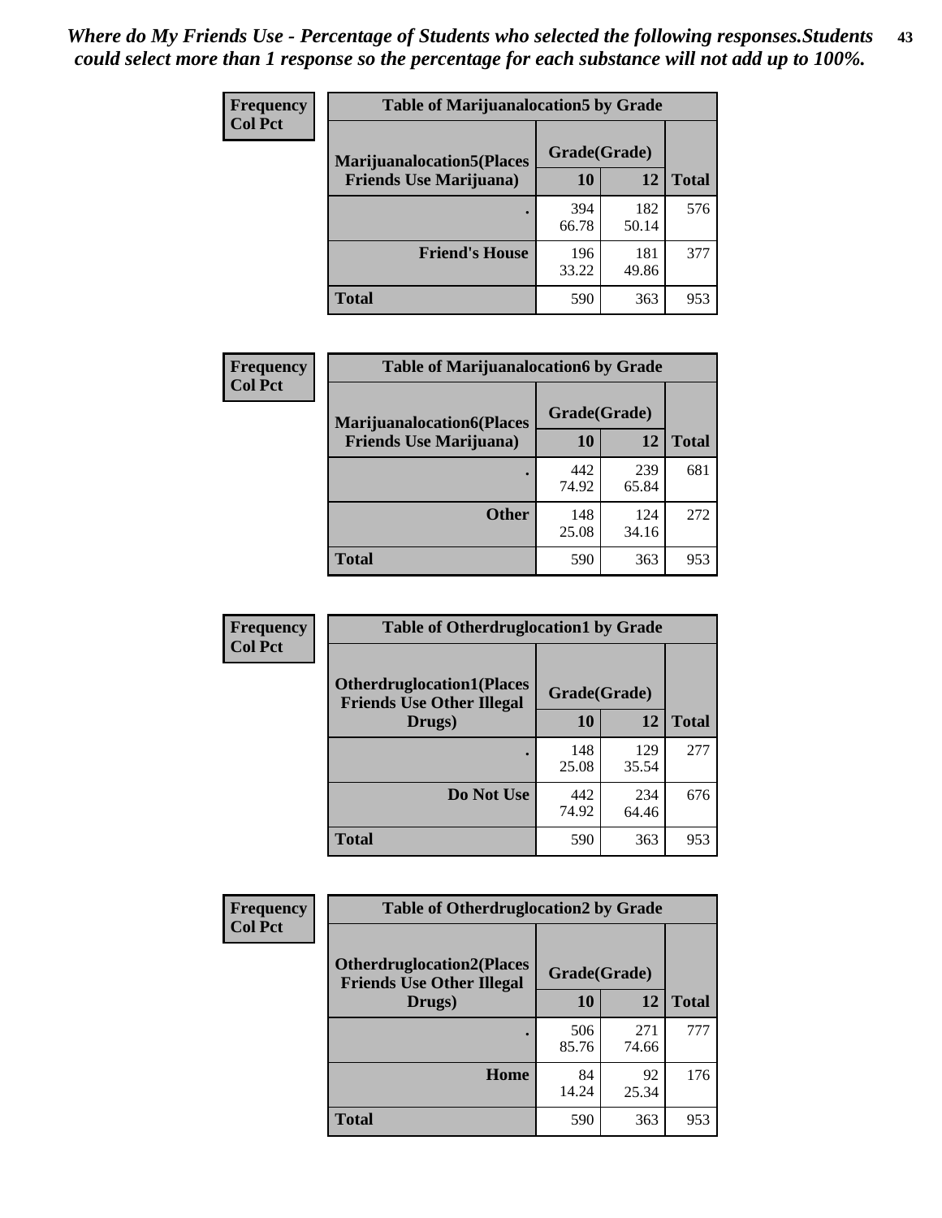*Where do My Friends Use - Percentage of Students who selected the following responses.Students could select more than 1 response so the percentage for each substance will not add up to 100%.*

**Frequency**
**Col Pct**

| Table of Marijuanalocation5 by Grade | | | |
|---|---|---|---|
| Marijuanalocation5(Places Friends Use Marijuana) | Grade(Grade) | | Total |
| | 10 | 12 | |
| . | 394<br>66.78 | 182<br>50.14 | 576 |
| Friend's House | 196<br>33.22 | 181<br>49.86 | 377 |
| Total | 590 | 363 | 953 |

**Frequency**
**Col Pct**

| Table of Marijuanalocation6 by Grade | | | |
|---|---|---|---|
| Marijuanalocation6(Places Friends Use Marijuana) | Grade(Grade) | | Total |
| | 10 | 12 | |
| . | 442<br>74.92 | 239<br>65.84 | 681 |
| Other | 148<br>25.08 | 124<br>34.16 | 272 |
| Total | 590 | 363 | 953 |

**Frequency**
**Col Pct**

| Table of Otherdruglocation1 by Grade | | | |
|---|---|---|---|
| Otherdruglocation1(Places Friends Use Other Illegal Drugs) | Grade(Grade) | | Total |
| | 10 | 12 | |
| . | 148<br>25.08 | 129<br>35.54 | 277 |
| Do Not Use | 442<br>74.92 | 234<br>64.46 | 676 |
| Total | 590 | 363 | 953 |

**Frequency**
**Col Pct**

| Table of Otherdruglocation2 by Grade | | | |
|---|---|---|---|
| Otherdruglocation2(Places Friends Use Other Illegal Drugs) | Grade(Grade) | | Total |
| | 10 | 12 | |
| . | 506<br>85.76 | 271<br>74.66 | 777 |
| Home | 84<br>14.24 | 92<br>25.34 | 176 |
| Total | 590 | 363 | 953 |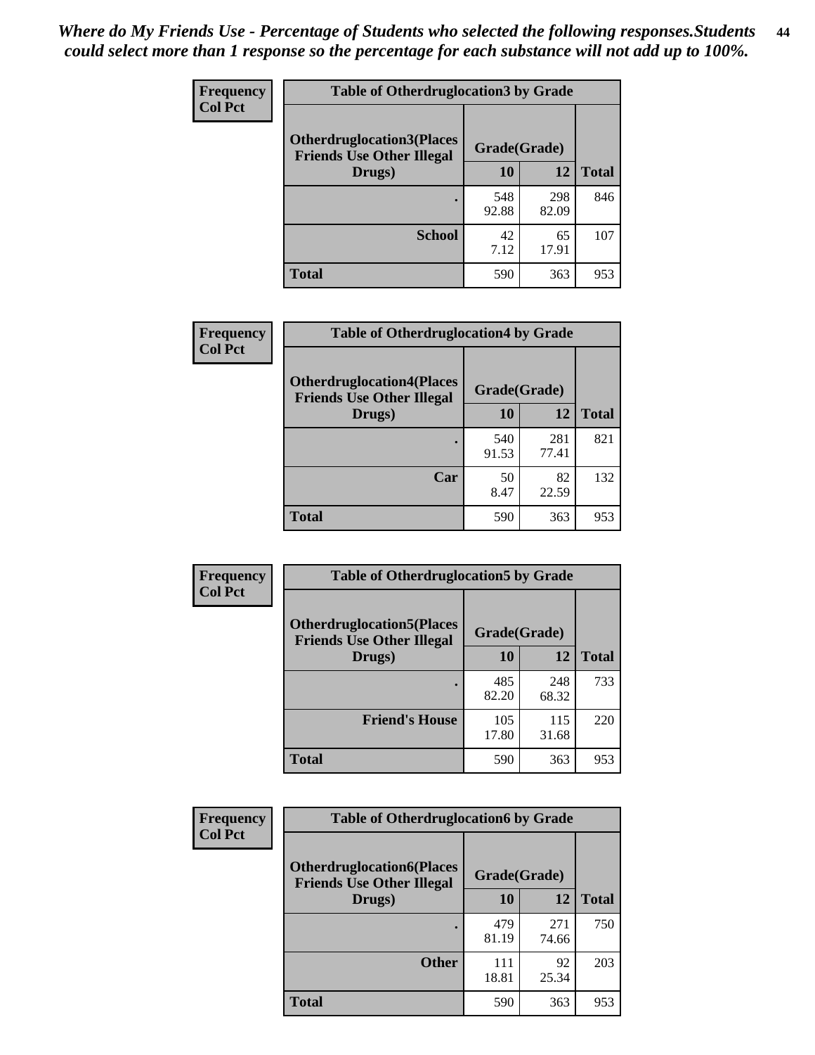*Where do My Friends Use - Percentage of Students who selected the following responses.Students could select more than 1 response so the percentage for each substance will not add up to 100%.*

| Frequency Col Pct | Table of Otherdruglocation3 by Grade | | |
|---|---|---|---|
| Otherdruglocation3(Places Friends Use Other Illegal Drugs) | Grade(Grade) | | |
| | 10 | 12 | Total |
| . | 548<br>92.88 | 298<br>82.09 | 846 |
| School | 42<br>7.12 | 65<br>17.91 | 107 |
| Total | 590 | 363 | 953 |

| Frequency Col Pct | Table of Otherdruglocation4 by Grade | | |
|---|---|---|---|
| Otherdruglocation4(Places Friends Use Other Illegal Drugs) | Grade(Grade) | | |
| | 10 | 12 | Total |
| . | 540<br>91.53 | 281<br>77.41 | 821 |
| Car | 50<br>8.47 | 82<br>22.59 | 132 |
| Total | 590 | 363 | 953 |

| Frequency Col Pct | Table of Otherdruglocation5 by Grade | | |
|---|---|---|---|
| Otherdruglocation5(Places Friends Use Other Illegal Drugs) | Grade(Grade) | | |
| | 10 | 12 | Total |
| . | 485<br>82.20 | 248<br>68.32 | 733 |
| Friend's House | 105<br>17.80 | 115<br>31.68 | 220 |
| Total | 590 | 363 | 953 |

| Frequency Col Pct | Table of Otherdruglocation6 by Grade | | |
|---|---|---|---|
| Otherdruglocation6(Places Friends Use Other Illegal Drugs) | Grade(Grade) | | |
| | 10 | 12 | Total |
| . | 479<br>81.19 | 271<br>74.66 | 750 |
| Other | 111<br>18.81 | 92<br>25.34 | 203 |
| Total | 590 | 363 | 953 |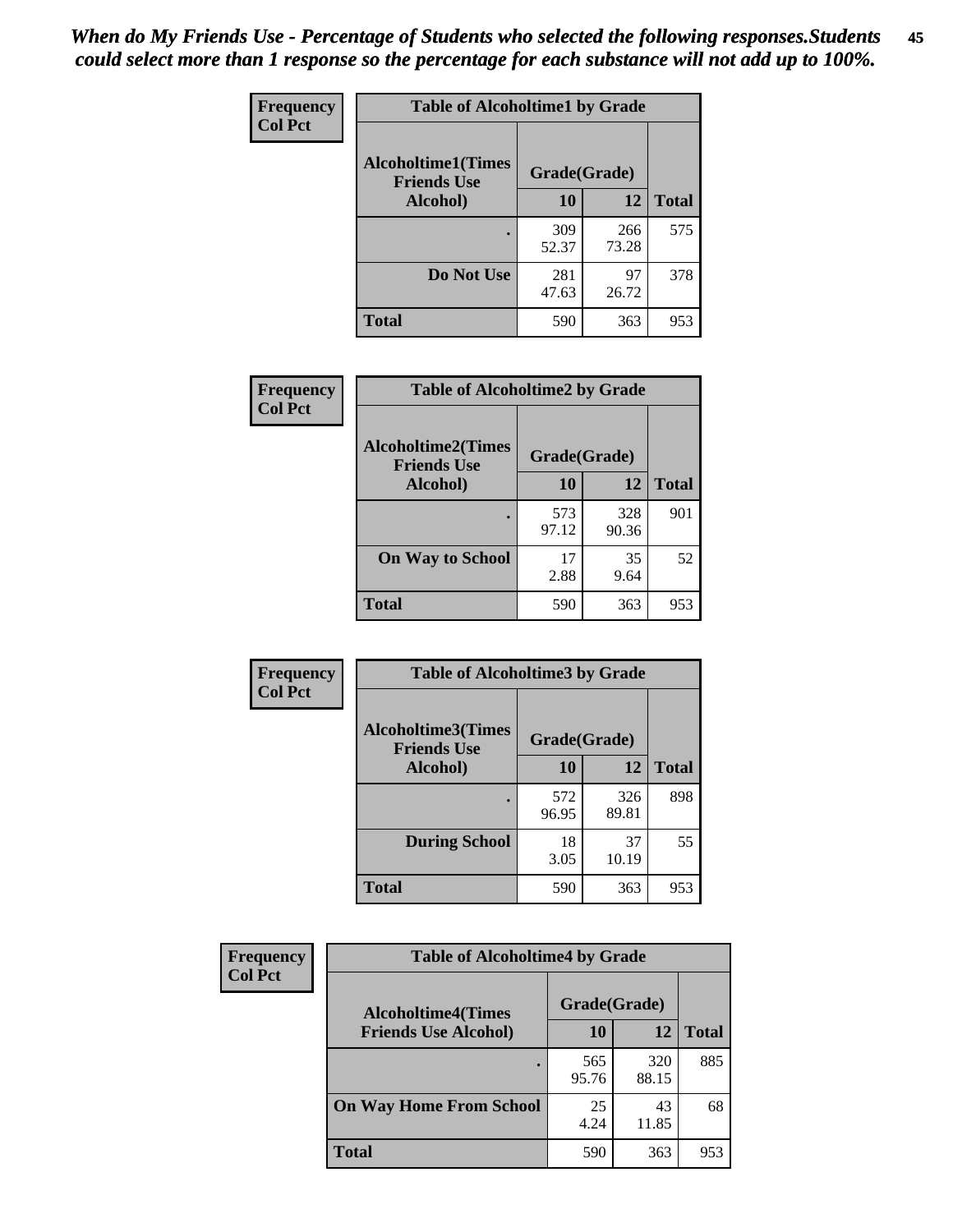*When do My Friends Use - Percentage of Students who selected the following responses.Students could select more than 1 response so the percentage for each substance will not add up to 100%.*

**Frequency**
**Col Pct**

**Table of Alcoholtime1 by Grade**

| Alcoholtime1(Times Friends Use Alcohol) | Grade(Grade) | | Total |
|---|---|---|---|
| | 10 | 12 | |
| . | 309<br>52.37 | 266<br>73.28 | 575 |
| Do Not Use | 281<br>47.63 | 97<br>26.72 | 378 |
| Total | 590 | 363 | 953 |

**Frequency**
**Col Pct**

**Table of Alcoholtime2 by Grade**

| Alcoholtime2(Times Friends Use Alcohol) | Grade(Grade) | | Total |
|---|---|---|---|
| | 10 | 12 | |
| . | 573<br>97.12 | 328<br>90.36 | 901 |
| On Way to School | 17<br>2.88 | 35<br>9.64 | 52 |
| Total | 590 | 363 | 953 |

**Frequency**
**Col Pct**

**Table of Alcoholtime3 by Grade**

| Alcoholtime3(Times Friends Use Alcohol) | Grade(Grade) | | Total |
|---|---|---|---|
| | 10 | 12 | |
| . | 572<br>96.95 | 326<br>89.81 | 898 |
| During School | 18<br>3.05 | 37<br>10.19 | 55 |
| Total | 590 | 363 | 953 |

**Frequency**
**Col Pct**

**Table of Alcoholtime4 by Grade**

| Alcoholtime4(Times Friends Use Alcohol) | Grade(Grade) | | Total |
|---|---|---|---|
| | 10 | 12 | |
| . | 565<br>95.76 | 320<br>88.15 | 885 |
| On Way Home From School | 25<br>4.24 | 43<br>11.85 | 68 |
| Total | 590 | 363 | 953 |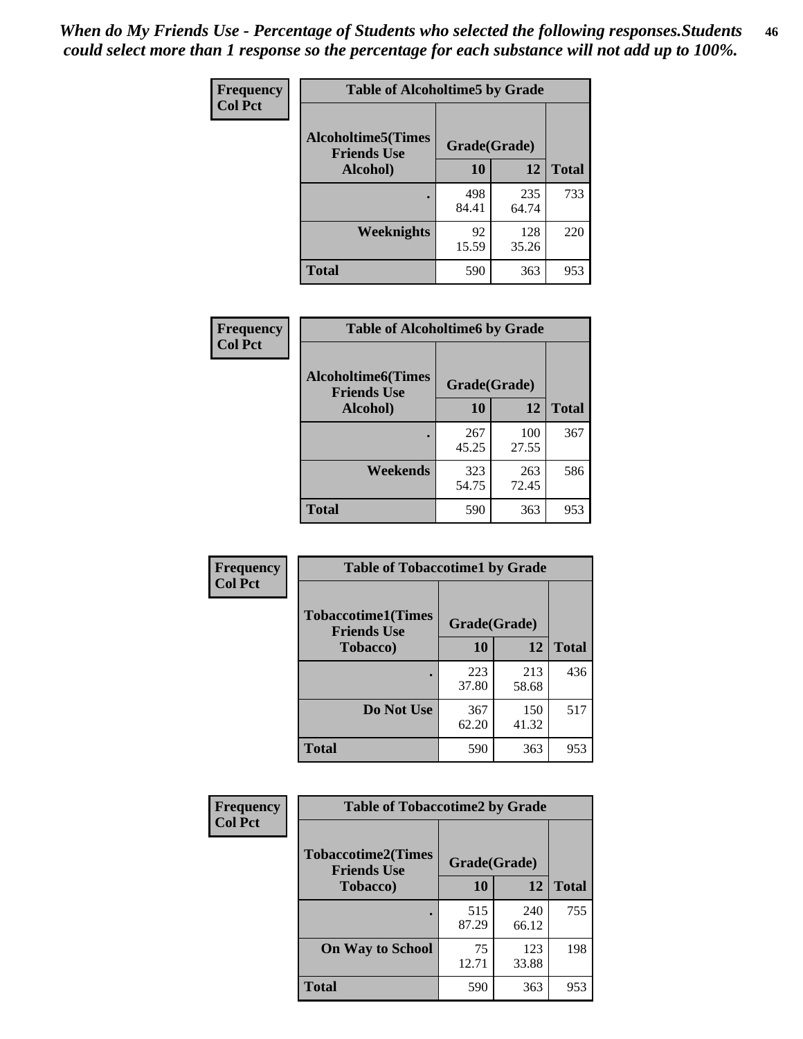***When do My Friends Use - Percentage of Students who selected the following responses.Students could select more than 1 response so the percentage for each substance will not add up to 100%.***

**Frequency**
**Col Pct**

| Table of Alcoholtime5 by Grade | | | |
|---|---|---|---|
| **Alcoholtime5(Times Friends Use Alcohol)** | **Grade(Grade)** | | **Total** |
| | **10** | **12** | |
| **.** | 498<br>84.41 | 235<br>64.74 | 733 |
| **Weeknights** | 92<br>15.59 | 128<br>35.26 | 220 |
| **Total** | 590 | 363 | 953 |

**Frequency**
**Col Pct**

| Table of Alcoholtime6 by Grade | | | |
|---|---|---|---|
| **Alcoholtime6(Times Friends Use Alcohol)** | **Grade(Grade)** | | **Total** |
| | **10** | **12** | |
| **.** | 267<br>45.25 | 100<br>27.55 | 367 |
| **Weekends** | 323<br>54.75 | 263<br>72.45 | 586 |
| **Total** | 590 | 363 | 953 |

**Frequency**
**Col Pct**

| Table of Tobaccotime1 by Grade | | | |
|---|---|---|---|
| **Tobaccotime1(Times Friends Use Tobacco)** | **Grade(Grade)** | | **Total** |
| | **10** | **12** | |
| **.** | 223<br>37.80 | 213<br>58.68 | 436 |
| **Do Not Use** | 367<br>62.20 | 150<br>41.32 | 517 |
| **Total** | 590 | 363 | 953 |

**Frequency**
**Col Pct**

| Table of Tobaccotime2 by Grade | | | |
|---|---|---|---|
| **Tobaccotime2(Times Friends Use Tobacco)** | **Grade(Grade)** | | **Total** |
| | **10** | **12** | |
| **.** | 515<br>87.29 | 240<br>66.12 | 755 |
| **On Way to School** | 75<br>12.71 | 123<br>33.88 | 198 |
| **Total** | 590 | 363 | 953 |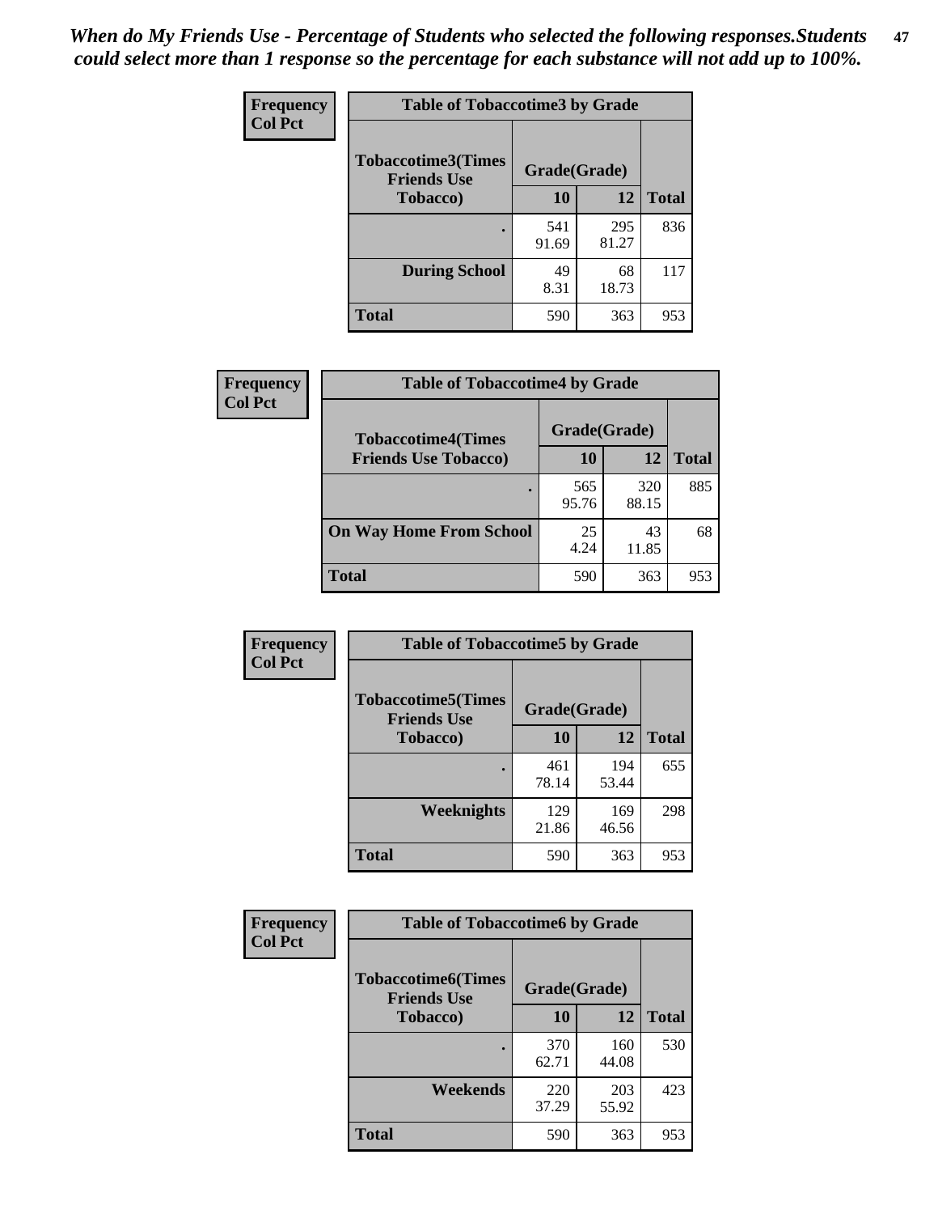*When do My Friends Use - Percentage of Students who selected the following responses.Students could select more than 1 response so the percentage for each substance will not add up to 100%.*

**Frequency / Col Pct**

**Table of Tobaccotime3 by Grade**

| Tobaccotime3(Times Friends Use Tobacco) | Grade(Grade) 10 | 12 | Total |
|---|---|---|---|
| . | 541<br>91.69 | 295<br>81.27 | 836 |
| During School | 49<br>8.31 | 68<br>18.73 | 117 |
| Total | 590 | 363 | 953 |

**Frequency / Col Pct**

**Table of Tobaccotime4 by Grade**

| Tobaccotime4(Times Friends Use Tobacco) | Grade(Grade) 10 | 12 | Total |
|---|---|---|---|
| . | 565<br>95.76 | 320<br>88.15 | 885 |
| On Way Home From School | 25<br>4.24 | 43<br>11.85 | 68 |
| Total | 590 | 363 | 953 |

**Frequency / Col Pct**

**Table of Tobaccotime5 by Grade**

| Tobaccotime5(Times Friends Use Tobacco) | Grade(Grade) 10 | 12 | Total |
|---|---|---|---|
| . | 461<br>78.14 | 194<br>53.44 | 655 |
| Weeknights | 129<br>21.86 | 169<br>46.56 | 298 |
| Total | 590 | 363 | 953 |

**Frequency / Col Pct**

**Table of Tobaccotime6 by Grade**

| Tobaccotime6(Times Friends Use Tobacco) | Grade(Grade) 10 | 12 | Total |
|---|---|---|---|
| . | 370<br>62.71 | 160<br>44.08 | 530 |
| Weekends | 220<br>37.29 | 203<br>55.92 | 423 |
| Total | 590 | 363 | 953 |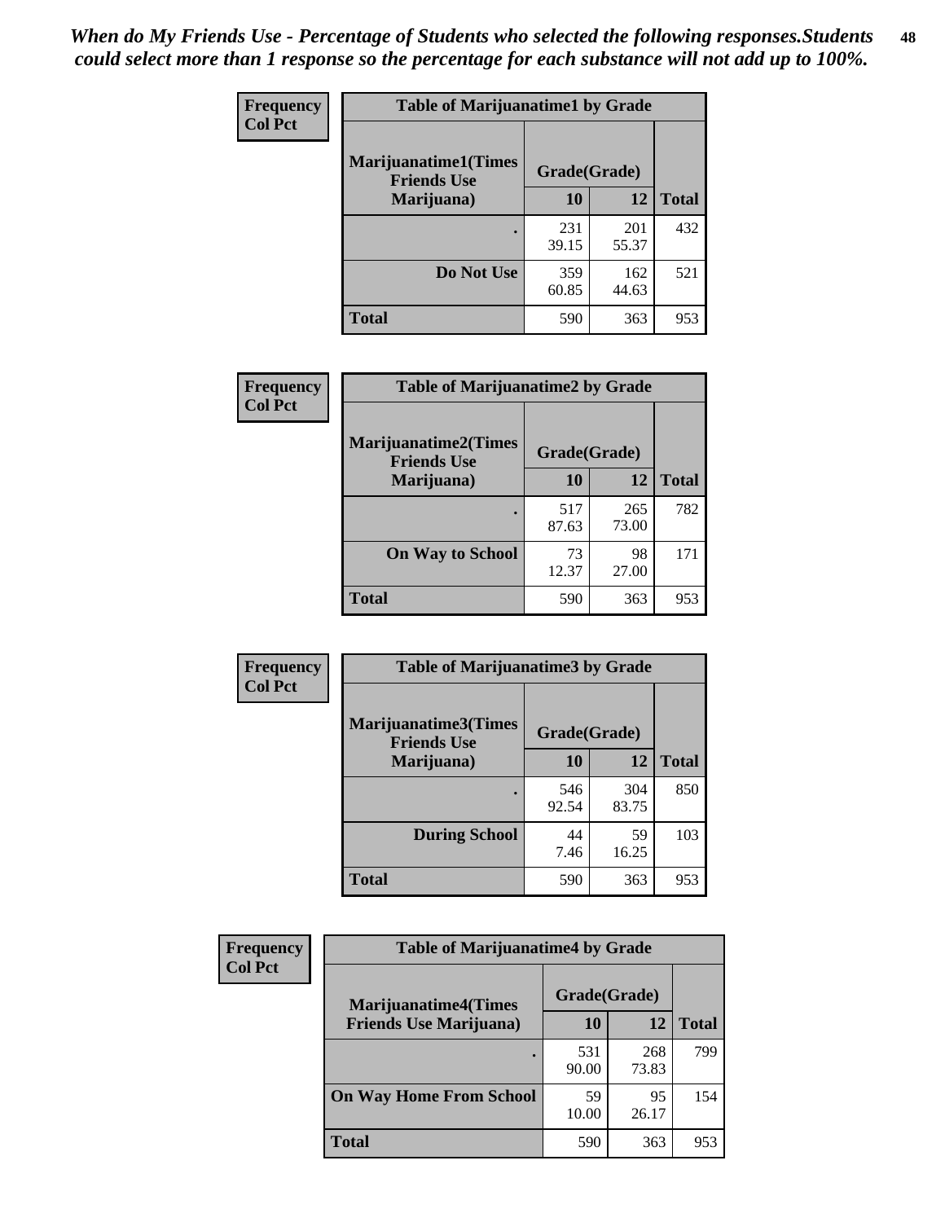*When do My Friends Use - Percentage of Students who selected the following responses.Students could select more than 1 response so the percentage for each substance will not add up to 100%.*

**Frequency**
**Col Pct**

| Table of Marijuanatime1 by Grade | | | |
|---|---|---|---|
| **Marijuanatime1(Times Friends Use Marijuana)** | **Grade(Grade)** | | |
| | **10** | **12** | **Total** |
| **.** | 231<br>39.15 | 201<br>55.37 | 432 |
| **Do Not Use** | 359<br>60.85 | 162<br>44.63 | 521 |
| **Total** | 590 | 363 | 953 |

**Frequency**
**Col Pct**

| Table of Marijuanatime2 by Grade | | | |
|---|---|---|---|
| **Marijuanatime2(Times Friends Use Marijuana)** | **Grade(Grade)** | | |
| | **10** | **12** | **Total** |
| **.** | 517<br>87.63 | 265<br>73.00 | 782 |
| **On Way to School** | 73<br>12.37 | 98<br>27.00 | 171 |
| **Total** | 590 | 363 | 953 |

**Frequency**
**Col Pct**

| Table of Marijuanatime3 by Grade | | | |
|---|---|---|---|
| **Marijuanatime3(Times Friends Use Marijuana)** | **Grade(Grade)** | | |
| | **10** | **12** | **Total** |
| **.** | 546<br>92.54 | 304<br>83.75 | 850 |
| **During School** | 44<br>7.46 | 59<br>16.25 | 103 |
| **Total** | 590 | 363 | 953 |

**Frequency**
**Col Pct**

| Table of Marijuanatime4 by Grade | | | |
|---|---|---|---|
| **Marijuanatime4(Times Friends Use Marijuana)** | **Grade(Grade)** | | |
| | **10** | **12** | **Total** |
| **.** | 531<br>90.00 | 268<br>73.83 | 799 |
| **On Way Home From School** | 59<br>10.00 | 95<br>26.17 | 154 |
| **Total** | 590 | 363 | 953 |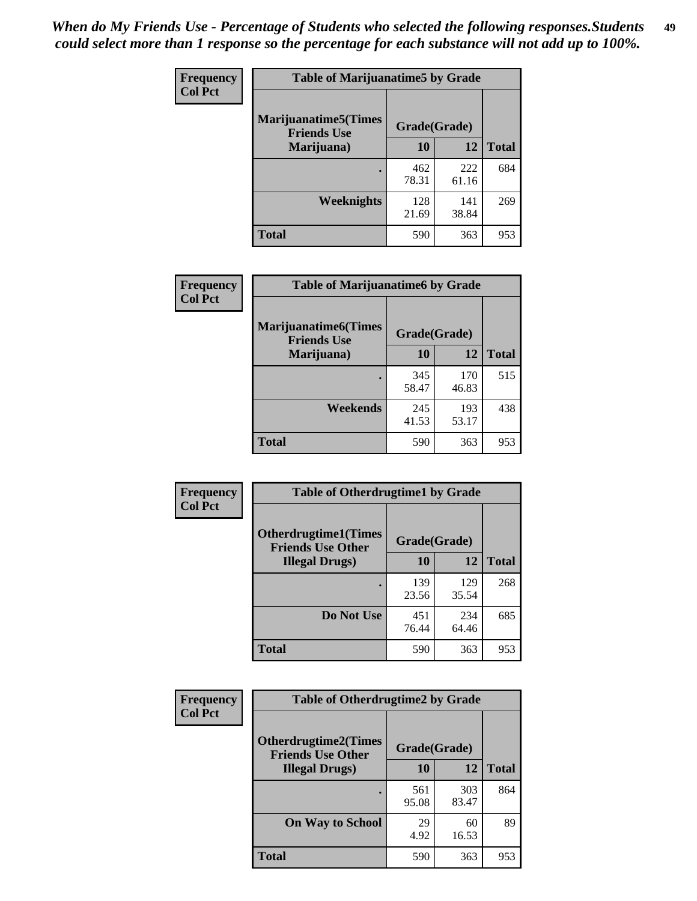*When do My Friends Use - Percentage of Students who selected the following responses.Students could select more than 1 response so the percentage for each substance will not add up to 100%.*

**Frequency**
**Col Pct**

**Table of Marijuanatime5 by Grade**

| Marijuanatime5(Times Friends Use Marijuana) | Grade(Grade) | | Total |
|---|---|---|---|
| | 10 | 12 | |
| . | 462<br>78.31 | 222<br>61.16 | 684 |
| Weeknights | 128<br>21.69 | 141<br>38.84 | 269 |
| Total | 590 | 363 | 953 |

**Frequency**
**Col Pct**

**Table of Marijuanatime6 by Grade**

| Marijuanatime6(Times Friends Use Marijuana) | Grade(Grade) | | Total |
|---|---|---|---|
| | 10 | 12 | |
| . | 345<br>58.47 | 170<br>46.83 | 515 |
| Weekends | 245<br>41.53 | 193<br>53.17 | 438 |
| Total | 590 | 363 | 953 |

**Frequency**
**Col Pct**

**Table of Otherdrugtime1 by Grade**

| Otherdrugtime1(Times Friends Use Other Illegal Drugs) | Grade(Grade) | | Total |
|---|---|---|---|
| | 10 | 12 | |
| . | 139<br>23.56 | 129<br>35.54 | 268 |
| Do Not Use | 451<br>76.44 | 234<br>64.46 | 685 |
| Total | 590 | 363 | 953 |

**Frequency**
**Col Pct**

**Table of Otherdrugtime2 by Grade**

| Otherdrugtime2(Times Friends Use Other Illegal Drugs) | Grade(Grade) | | Total |
|---|---|---|---|
| | 10 | 12 | |
| . | 561<br>95.08 | 303<br>83.47 | 864 |
| On Way to School | 29<br>4.92 | 60<br>16.53 | 89 |
| Total | 590 | 363 | 953 |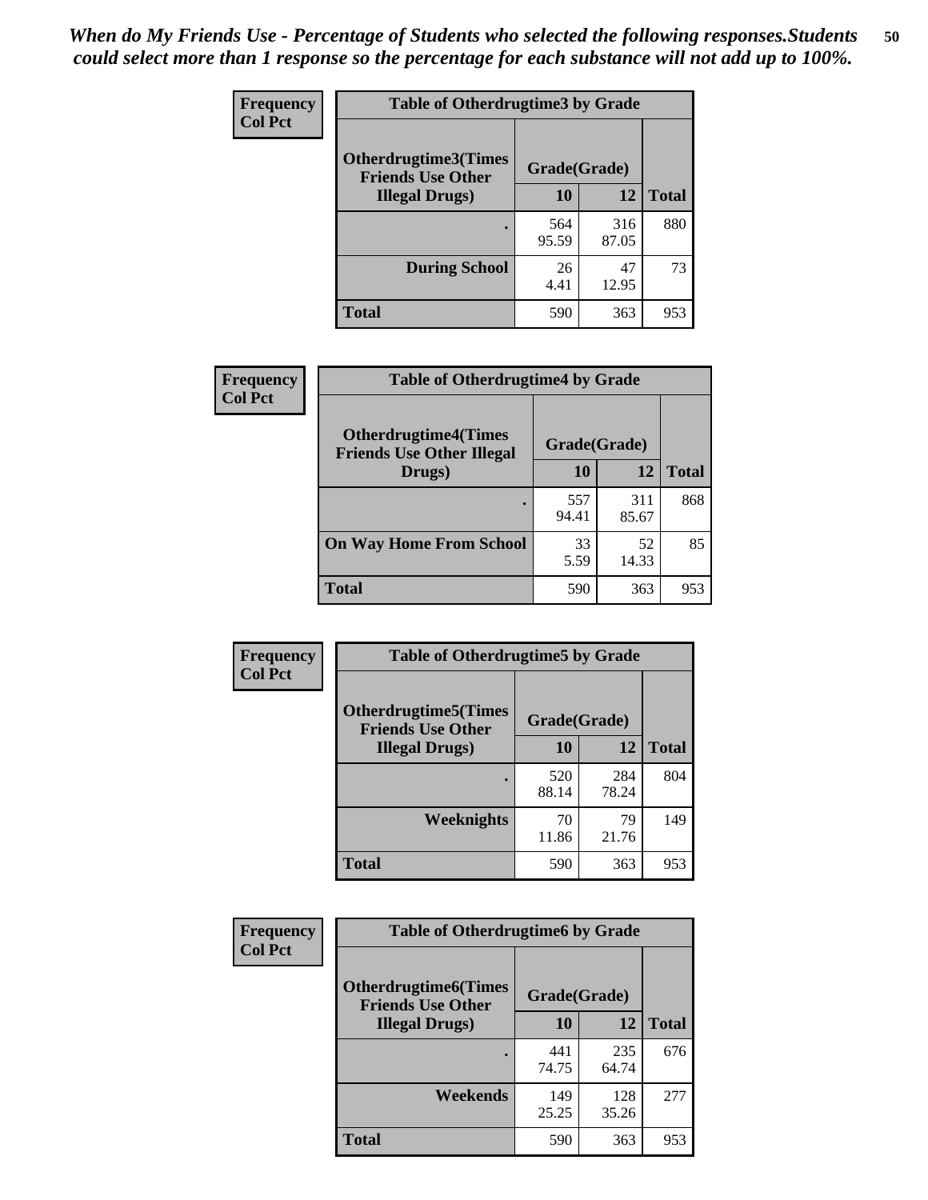*When do My Friends Use - Percentage of Students who selected the following responses.Students could select more than 1 response so the percentage for each substance will not add up to 100%.*

**Frequency**
**Col Pct**

| Table of Otherdrugtime3 by Grade | | | |
|---|---|---|---|
| **Otherdrugtime3(Times Friends Use Other Illegal Drugs)** | **Grade(Grade)** | | **Total** |
| | **10** | **12** | |
| **.** | 564<br>95.59 | 316<br>87.05 | 880 |
| **During School** | 26<br>4.41 | 47<br>12.95 | 73 |
| **Total** | 590 | 363 | 953 |

**Frequency**
**Col Pct**

| Table of Otherdrugtime4 by Grade | | | |
|---|---|---|---|
| **Otherdrugtime4(Times Friends Use Other Illegal Drugs)** | **Grade(Grade)** | | **Total** |
| | **10** | **12** | |
| **.** | 557<br>94.41 | 311<br>85.67 | 868 |
| **On Way Home From School** | 33<br>5.59 | 52<br>14.33 | 85 |
| **Total** | 590 | 363 | 953 |

**Frequency**
**Col Pct**

| Table of Otherdrugtime5 by Grade | | | |
|---|---|---|---|
| **Otherdrugtime5(Times Friends Use Other Illegal Drugs)** | **Grade(Grade)** | | **Total** |
| | **10** | **12** | |
| **.** | 520<br>88.14 | 284<br>78.24 | 804 |
| **Weeknights** | 70<br>11.86 | 79<br>21.76 | 149 |
| **Total** | 590 | 363 | 953 |

**Frequency**
**Col Pct**

| Table of Otherdrugtime6 by Grade | | | |
|---|---|---|---|
| **Otherdrugtime6(Times Friends Use Other Illegal Drugs)** | **Grade(Grade)** | | **Total** |
| | **10** | **12** | |
| **.** | 441<br>74.75 | 235<br>64.74 | 676 |
| **Weekends** | 149<br>25.25 | 128<br>35.26 | 277 |
| **Total** | 590 | 363 | 953 |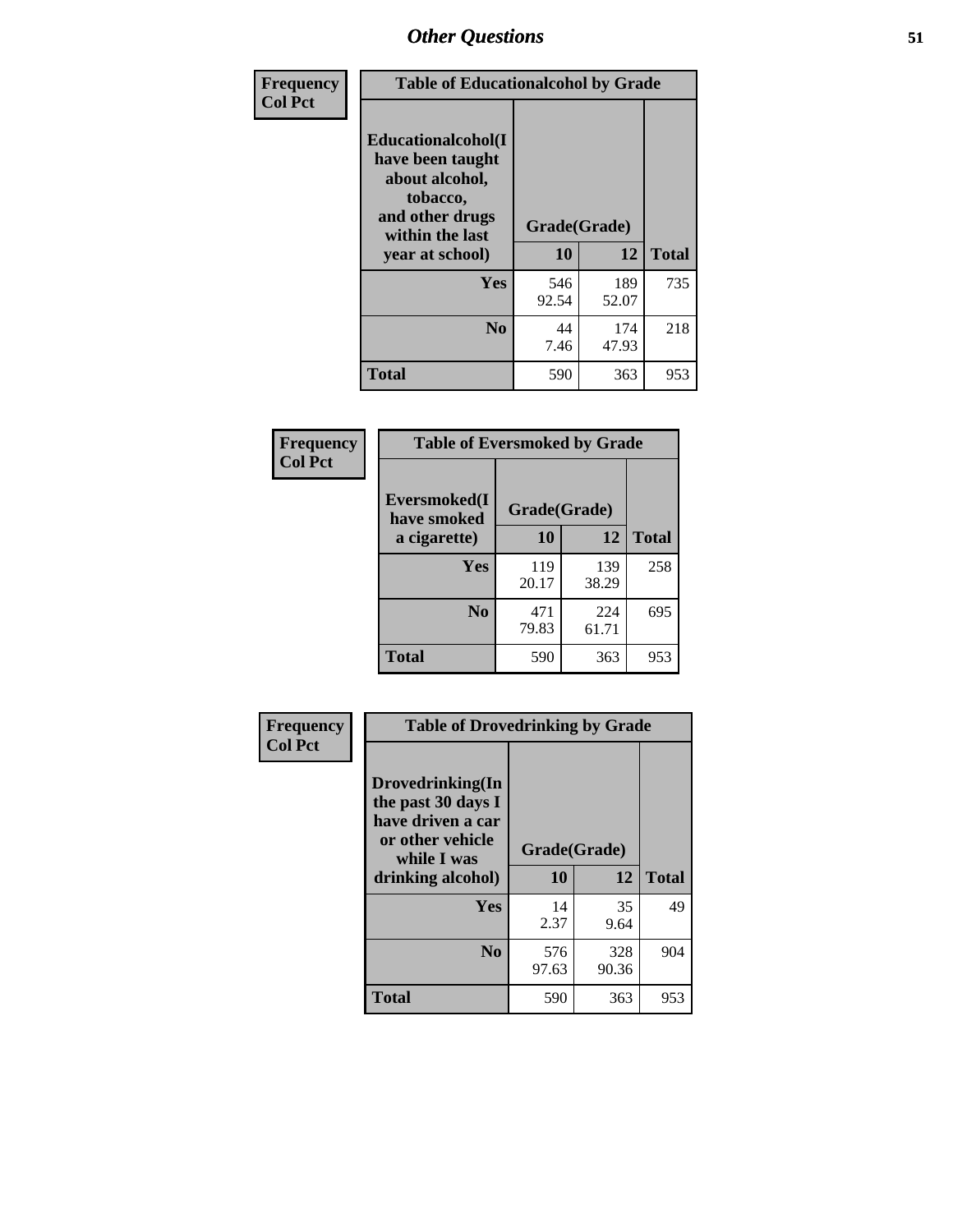## Other Questions

| Frequency<br>Col Pct | Table of Educationalalcohol by Grade | | |
|---|---|---|---|
| **Educationalalcohol(I have been taught about alcohol, tobacco, and other drugs within the last year at school)** | **Grade(Grade)** | | |
| | **10** | **12** | **Total** |
| **Yes** | 546<br>92.54 | 189<br>52.07 | 735 |
| **No** | 44<br>7.46 | 174<br>47.93 | 218 |
| **Total** | 590 | 363 | 953 |

| Frequency<br>Col Pct | Table of Eversmoked by Grade | | |
|---|---|---|---|
| **Eversmoked(I have smoked a cigarette)** | **Grade(Grade)** | | |
| | **10** | **12** | **Total** |
| **Yes** | 119<br>20.17 | 139<br>38.29 | 258 |
| **No** | 471<br>79.83 | 224<br>61.71 | 695 |
| **Total** | 590 | 363 | 953 |

| Frequency<br>Col Pct | Table of Drovedrinking by Grade | | |
|---|---|---|---|
| **Drovedrinking(In the past 30 days I have driven a car or other vehicle while I was drinking alcohol)** | **Grade(Grade)** | | |
| | **10** | **12** | **Total** |
| **Yes** | 14<br>2.37 | 35<br>9.64 | 49 |
| **No** | 576<br>97.63 | 328<br>90.36 | 904 |
| **Total** | 590 | 363 | 953 |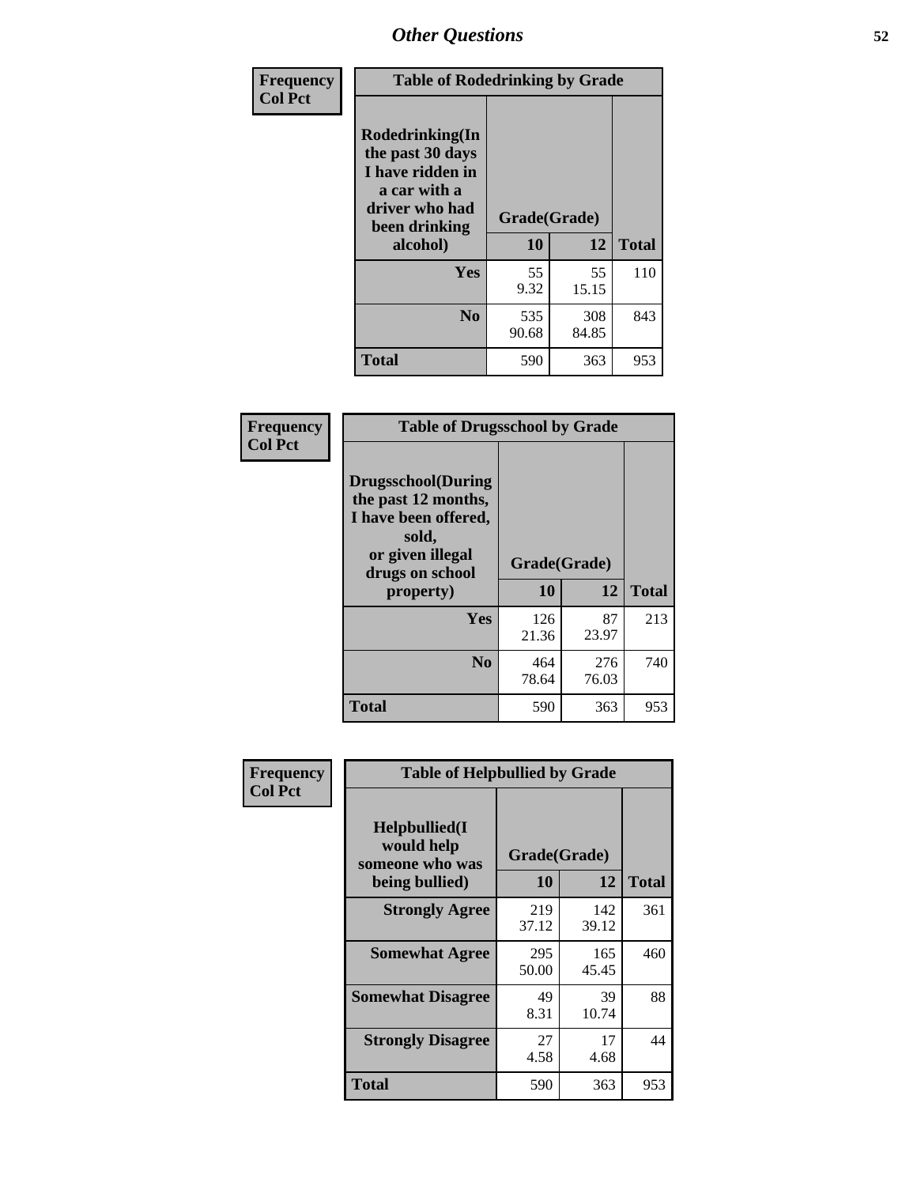# Other Questions

**Frequency**
**Col Pct**

| Table of Rodedrinking by Grade | | | |
|---|---|---|---|
| **Rodedrinking(In the past 30 days I have ridden in a car with a driver who had been drinking alcohol)** | **Grade(Grade)** | | |
| | **10** | **12** | **Total** |
| **Yes** | 55<br>9.32 | 55<br>15.15 | 110 |
| **No** | 535<br>90.68 | 308<br>84.85 | 843 |
| **Total** | 590 | 363 | 953 |

**Frequency**
**Col Pct**

| Table of Drugsschool by Grade | | | |
|---|---|---|---|
| **Drugsschool(During the past 12 months, I have been offered, sold, or given illegal drugs on school property)** | **Grade(Grade)** | | |
| | **10** | **12** | **Total** |
| **Yes** | 126<br>21.36 | 87<br>23.97 | 213 |
| **No** | 464<br>78.64 | 276<br>76.03 | 740 |
| **Total** | 590 | 363 | 953 |

**Frequency**
**Col Pct**

| Table of Helpbullied by Grade | | | |
|---|---|---|---|
| **Helpbullied(I would help someone who was being bullied)** | **Grade(Grade)** | | |
| | **10** | **12** | **Total** |
| **Strongly Agree** | 219<br>37.12 | 142<br>39.12 | 361 |
| **Somewhat Agree** | 295<br>50.00 | 165<br>45.45 | 460 |
| **Somewhat Disagree** | 49<br>8.31 | 39<br>10.74 | 88 |
| **Strongly Disagree** | 27<br>4.58 | 17<br>4.68 | 44 |
| **Total** | 590 | 363 | 953 |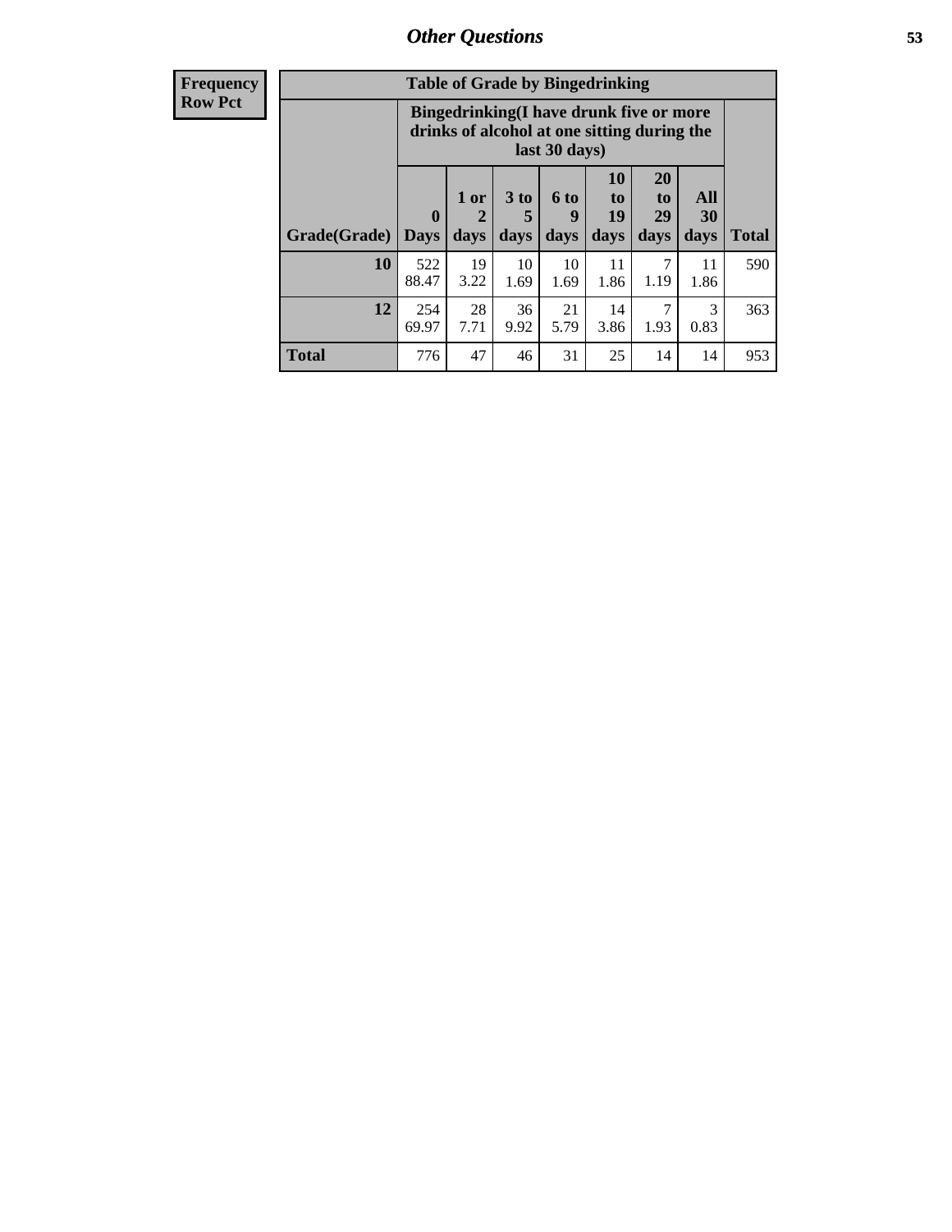| Frequency Row Pct |
|---|

| Table of Grade by Bingedrinking | | | | | | | | |
|---|---|---|---|---|---|---|---|---|
| | Bingedrinking(I have drunk five or more drinks of alcohol at one sitting during the last 30 days) | | | | | | | |
| Grade(Grade) | 0 Days | 1 or 2 days | 3 to 5 days | 6 to 9 days | 10 to 19 days | 20 to 29 days | All 30 days | Total |
| 10 | 522<br>88.47 | 19<br>3.22 | 10<br>1.69 | 10<br>1.69 | 11<br>1.86 | 7<br>1.19 | 11<br>1.86 | 590 |
| 12 | 254<br>69.97 | 28<br>7.71 | 36<br>9.92 | 21<br>5.79 | 14<br>3.86 | 7<br>1.93 | 3<br>0.83 | 363 |
| Total | 776 | 47 | 46 | 31 | 25 | 14 | 14 | 953 |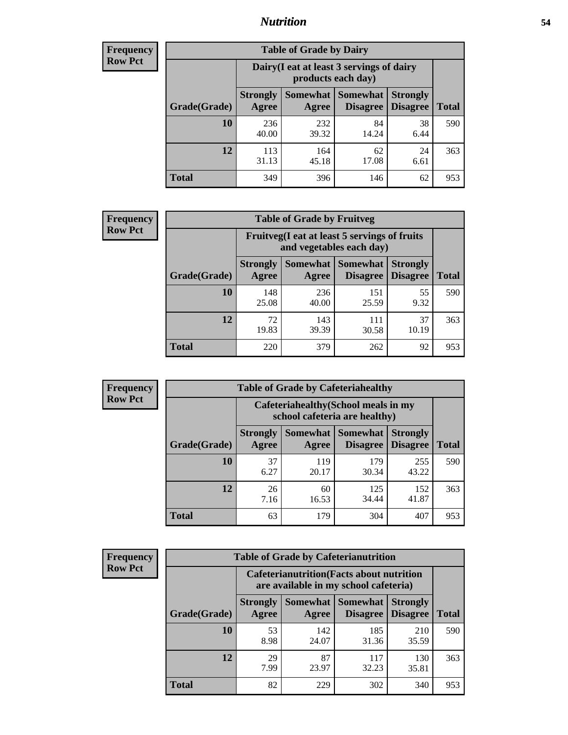## Nutrition

**Frequency**
**Row Pct**

| Table of Grade by Dairy | | | | | |
|---|---|---|---|---|---|
| | Dairy(I eat at least 3 servings of dairy products each day) | | | | |
| Grade(Grade) | Strongly Agree | Somewhat Agree | Somewhat Disagree | Strongly Disagree | Total |
| **10** | 236<br>40.00 | 232<br>39.32 | 84<br>14.24 | 38<br>6.44 | 590 |
| **12** | 113<br>31.13 | 164<br>45.18 | 62<br>17.08 | 24<br>6.61 | 363 |
| **Total** | 349 | 396 | 146 | 62 | 953 |

**Frequency**
**Row Pct**

| Table of Grade by Fruitveg | | | | | |
|---|---|---|---|---|---|
| | Fruitveg(I eat at least 5 servings of fruits and vegetables each day) | | | | |
| Grade(Grade) | Strongly Agree | Somewhat Agree | Somewhat Disagree | Strongly Disagree | Total |
| **10** | 148<br>25.08 | 236<br>40.00 | 151<br>25.59 | 55<br>9.32 | 590 |
| **12** | 72<br>19.83 | 143<br>39.39 | 111<br>30.58 | 37<br>10.19 | 363 |
| **Total** | 220 | 379 | 262 | 92 | 953 |

**Frequency**
**Row Pct**

| Table of Grade by Cafeteriahealthy | | | | | |
|---|---|---|---|---|---|
| | Cafeteriahealthy(School meals in my school cafeteria are healthy) | | | | |
| Grade(Grade) | Strongly Agree | Somewhat Agree | Somewhat Disagree | Strongly Disagree | Total |
| **10** | 37<br>6.27 | 119<br>20.17 | 179<br>30.34 | 255<br>43.22 | 590 |
| **12** | 26<br>7.16 | 60<br>16.53 | 125<br>34.44 | 152<br>41.87 | 363 |
| **Total** | 63 | 179 | 304 | 407 | 953 |

**Frequency**
**Row Pct**

| Table of Grade by Cafeterianutrition | | | | | |
|---|---|---|---|---|---|
| | Cafeterianutrition(Facts about nutrition are available in my school cafeteria) | | | | |
| Grade(Grade) | Strongly Agree | Somewhat Agree | Somewhat Disagree | Strongly Disagree | Total |
| **10** | 53<br>8.98 | 142<br>24.07 | 185<br>31.36 | 210<br>35.59 | 590 |
| **12** | 29<br>7.99 | 87<br>23.97 | 117<br>32.23 | 130<br>35.81 | 363 |
| **Total** | 82 | 229 | 302 | 340 | 953 |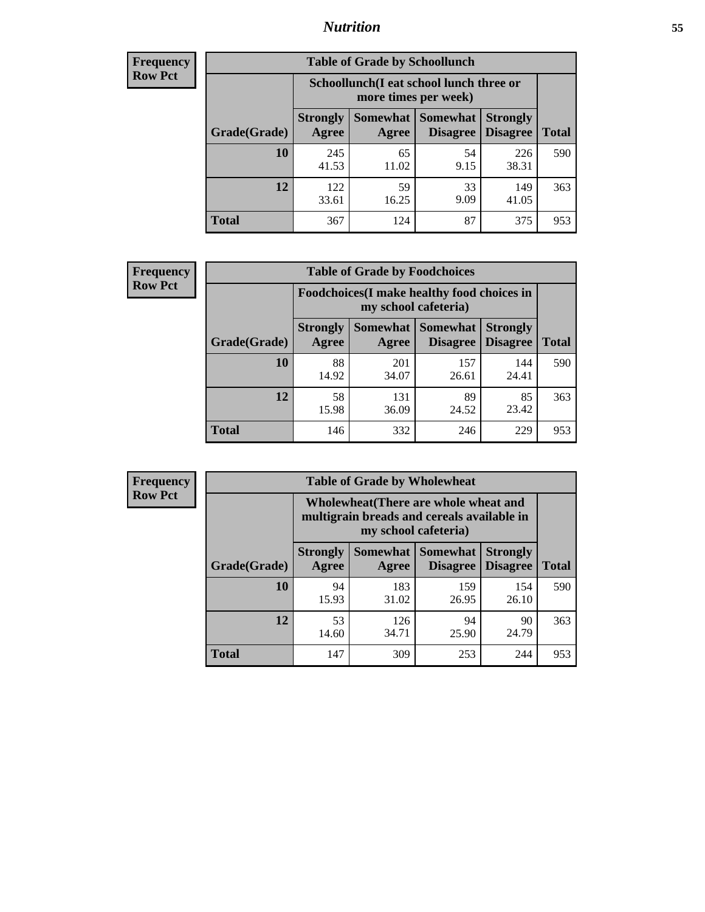**Frequency**
**Row Pct**

| Table of Grade by Schoollunch | | | | | |
|---|---|---|---|---|---|
| | Schoollunch(I eat school lunch three or more times per week) | | | | |
| Grade(Grade) | Strongly Agree | Somewhat Agree | Somewhat Disagree | Strongly Disagree | Total |
| **10** | 245<br>41.53 | 65<br>11.02 | 54<br>9.15 | 226<br>38.31 | 590 |
| **12** | 122<br>33.61 | 59<br>16.25 | 33<br>9.09 | 149<br>41.05 | 363 |
| **Total** | 367 | 124 | 87 | 375 | 953 |

**Frequency**
**Row Pct**

| Table of Grade by Foodchoices | | | | | |
|---|---|---|---|---|---|
| | Foodchoices(I make healthy food choices in my school cafeteria) | | | | |
| Grade(Grade) | Strongly Agree | Somewhat Agree | Somewhat Disagree | Strongly Disagree | Total |
| **10** | 88<br>14.92 | 201<br>34.07 | 157<br>26.61 | 144<br>24.41 | 590 |
| **12** | 58<br>15.98 | 131<br>36.09 | 89<br>24.52 | 85<br>23.42 | 363 |
| **Total** | 146 | 332 | 246 | 229 | 953 |

**Frequency**
**Row Pct**

| Table of Grade by Wholewheat | | | | | |
|---|---|---|---|---|---|
| | Wholewheat(There are whole wheat and multigrain breads and cereals available in my school cafeteria) | | | | |
| Grade(Grade) | Strongly Agree | Somewhat Agree | Somewhat Disagree | Strongly Disagree | Total |
| **10** | 94<br>15.93 | 183<br>31.02 | 159<br>26.95 | 154<br>26.10 | 590 |
| **12** | 53<br>14.60 | 126<br>34.71 | 94<br>25.90 | 90<br>24.79 | 363 |
| **Total** | 147 | 309 | 253 | 244 | 953 |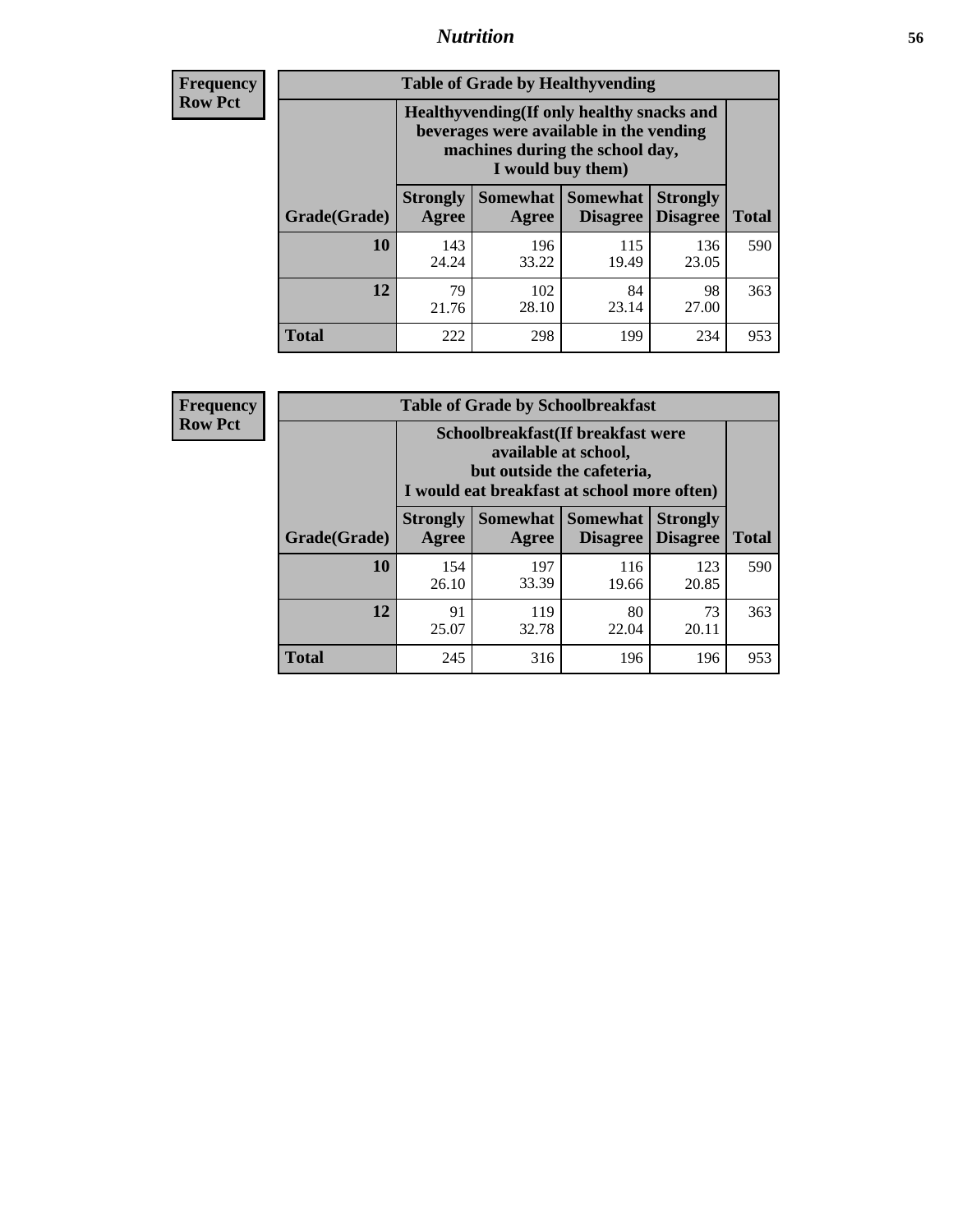| Frequency |
|---|
| Row Pct |

**Table of Grade by Healthyvending**

| Grade(Grade) | Healthyvending(If only healthy snacks and beverages were available in the vending machines during the school day, I would buy them) | | | | Total |
|---|---|---|---|---|---|
| | Strongly Agree | Somewhat Agree | Somewhat Disagree | Strongly Disagree | |
| 10 | 143<br>24.24 | 196<br>33.22 | 115<br>19.49 | 136<br>23.05 | 590 |
| 12 | 79<br>21.76 | 102<br>28.10 | 84<br>23.14 | 98<br>27.00 | 363 |
| Total | 222 | 298 | 199 | 234 | 953 |

| Frequency |
|---|
| Row Pct |

**Table of Grade by Schoolbreakfast**

| Grade(Grade) | Schoolbreakfast(If breakfast were available at school, but outside the cafeteria, I would eat breakfast at school more often) | | | | Total |
|---|---|---|---|---|---|
| | Strongly Agree | Somewhat Agree | Somewhat Disagree | Strongly Disagree | |
| 10 | 154<br>26.10 | 197<br>33.39 | 116<br>19.66 | 123<br>20.85 | 590 |
| 12 | 91<br>25.07 | 119<br>32.78 | 80<br>22.04 | 73<br>20.11 | 363 |
| Total | 245 | 316 | 196 | 196 | 953 |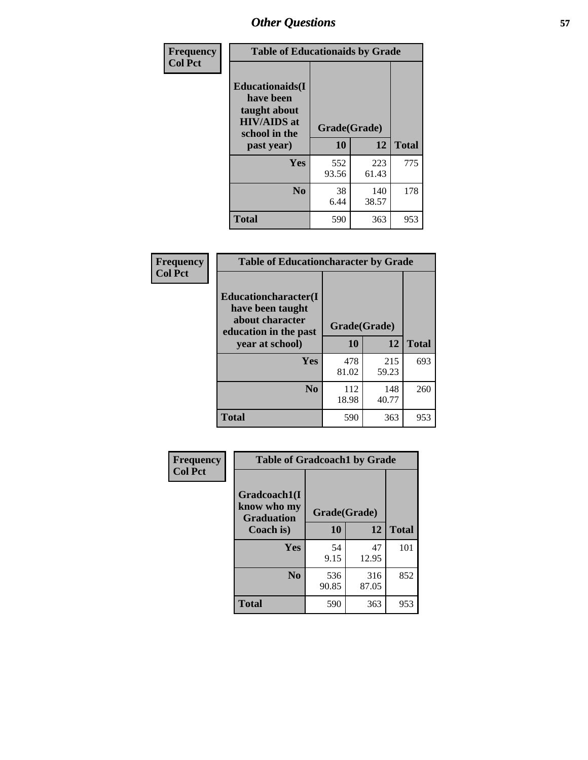## Other Questions

**Frequency**
**Col Pct**

| Table of Educationaids by Grade | | | |
|---|---|---|---|
| **Educationaids(I have been taught about HIV/AIDS at school in the past year)** | **Grade(Grade)** | | |
| | **10** | **12** | **Total** |
| **Yes** | 552<br>93.56 | 223<br>61.43 | 775 |
| **No** | 38<br>6.44 | 140<br>38.57 | 178 |
| **Total** | 590 | 363 | 953 |

**Frequency**
**Col Pct**

| Table of Educationcharacter by Grade | | | |
|---|---|---|---|
| **Educationcharacter(I have been taught about character education in the past year at school)** | **Grade(Grade)** | | |
| | **10** | **12** | **Total** |
| **Yes** | 478<br>81.02 | 215<br>59.23 | 693 |
| **No** | 112<br>18.98 | 148<br>40.77 | 260 |
| **Total** | 590 | 363 | 953 |

**Frequency**
**Col Pct**

| Table of Gradcoach1 by Grade | | | |
|---|---|---|---|
| **Gradcoach1(I know who my Graduation Coach is)** | **Grade(Grade)** | | |
| | **10** | **12** | **Total** |
| **Yes** | 54<br>9.15 | 47<br>12.95 | 101 |
| **No** | 536<br>90.85 | 316<br>87.05 | 852 |
| **Total** | 590 | 363 | 953 |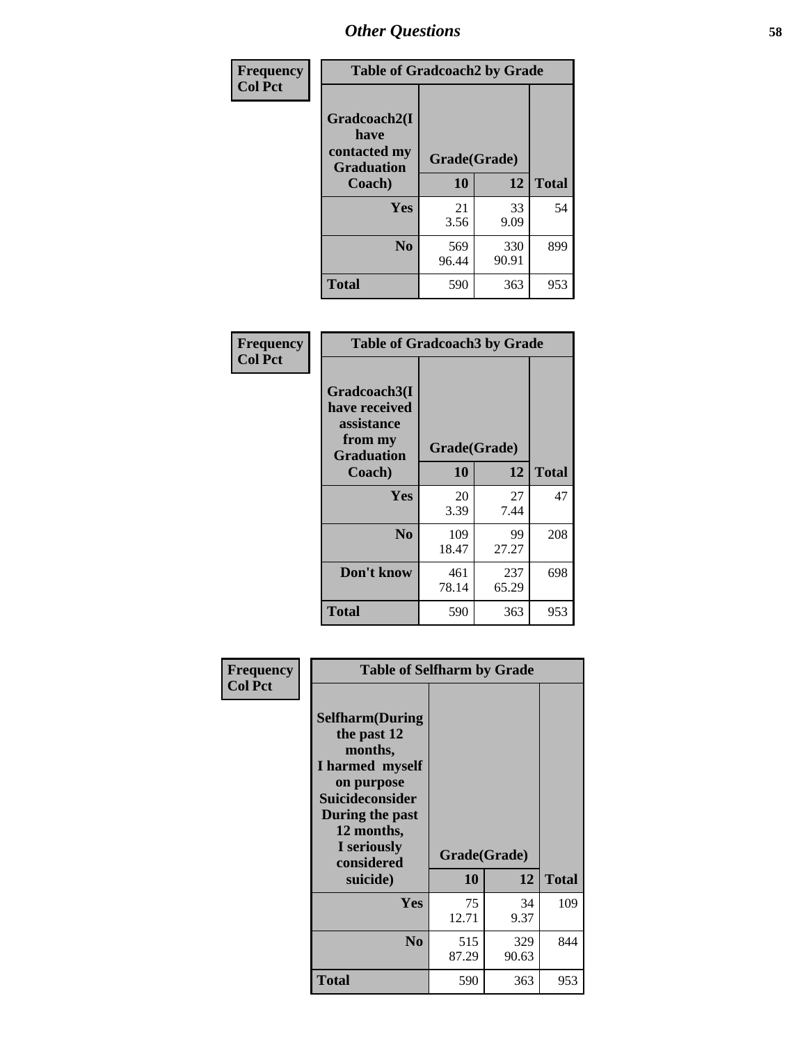## Other Questions

**Frequency**
**Col Pct**

**Table of Gradcoach2 by Grade**

| Gradcoach2(I have contacted my Graduation Coach) | Grade(Grade) 10 | 12 | Total |
|---|---|---|---|
| **Yes** | 21<br>3.56 | 33<br>9.09 | 54 |
| **No** | 569<br>96.44 | 330<br>90.91 | 899 |
| **Total** | 590 | 363 | 953 |

**Frequency**
**Col Pct**

**Table of Gradcoach3 by Grade**

| Gradcoach3(I have received assistance from my Graduation Coach) | Grade(Grade) 10 | 12 | Total |
|---|---|---|---|
| **Yes** | 20<br>3.39 | 27<br>7.44 | 47 |
| **No** | 109<br>18.47 | 99<br>27.27 | 208 |
| **Don't know** | 461<br>78.14 | 237<br>65.29 | 698 |
| **Total** | 590 | 363 | 953 |

**Frequency**
**Col Pct**

**Table of Selfharm by Grade**

| Selfharm(During the past 12 months, I harmed myself on purpose Suicideconsider During the past 12 months, I seriously considered suicide) | Grade(Grade) 10 | 12 | Total |
|---|---|---|---|
| **Yes** | 75<br>12.71 | 34<br>9.37 | 109 |
| **No** | 515<br>87.29 | 329<br>90.63 | 844 |
| **Total** | 590 | 363 | 953 |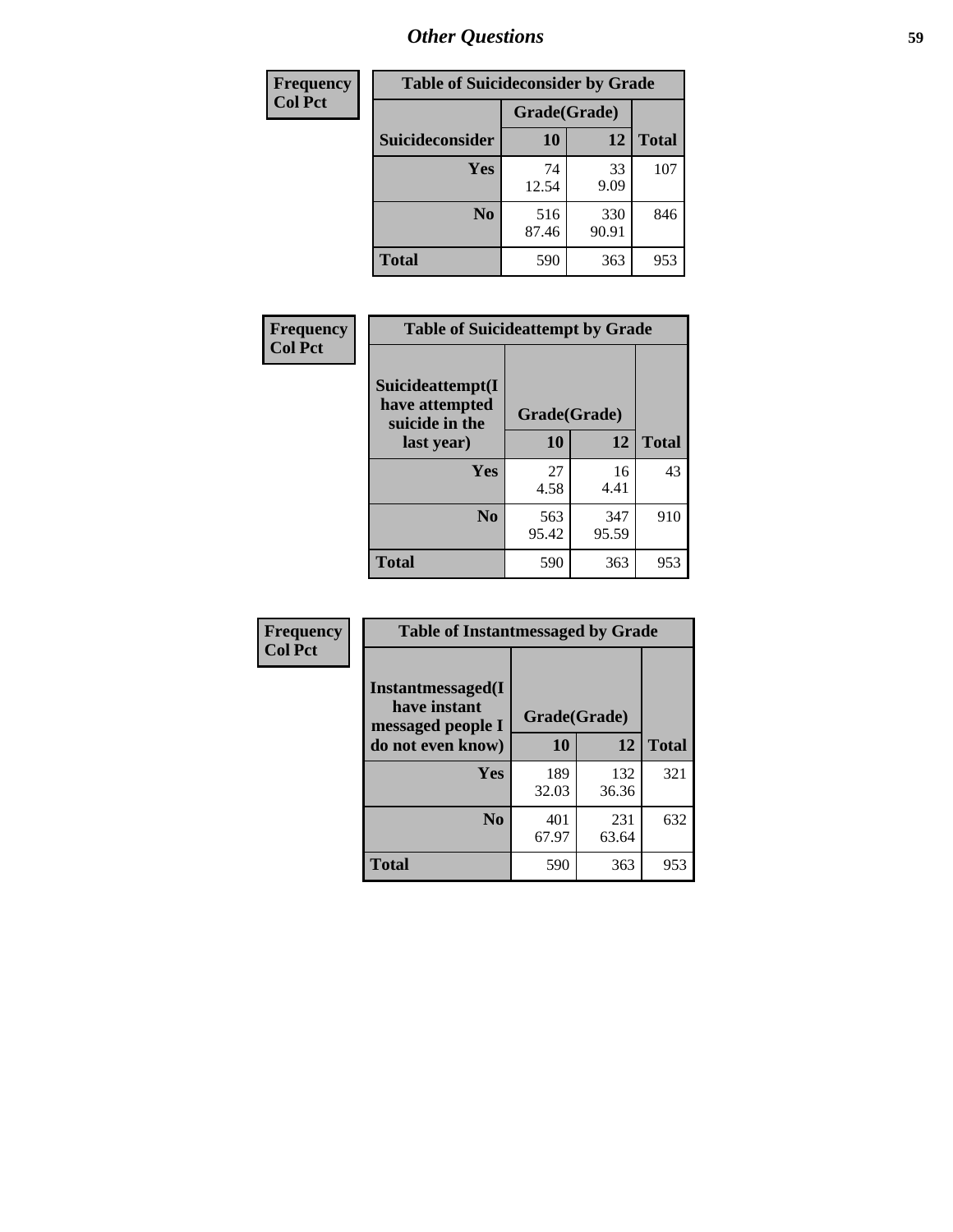# Other Questions

| Frequency Col Pct | Table of Suicideconsider by Grade | | |
|---|---|---|---|
| | Grade(Grade) | | |
| Suicideconsider | 10 | 12 | Total |
| Yes | 74<br>12.54 | 33<br>9.09 | 107 |
| No | 516<br>87.46 | 330<br>90.91 | 846 |
| Total | 590 | 363 | 953 |

| Frequency Col Pct | Table of Suicideattempt by Grade | | |
|---|---|---|---|
| Suicideattempt(I have attempted suicide in the last year) | Grade(Grade) | | |
| | 10 | 12 | Total |
| Yes | 27<br>4.58 | 16<br>4.41 | 43 |
| No | 563<br>95.42 | 347<br>95.59 | 910 |
| Total | 590 | 363 | 953 |

| Frequency Col Pct | Table of Instantmessaged by Grade | | |
|---|---|---|---|
| Instantmessaged(I have instant messaged people I do not even know) | Grade(Grade) | | |
| | 10 | 12 | Total |
| Yes | 189<br>32.03 | 132<br>36.36 | 321 |
| No | 401<br>67.97 | 231<br>63.64 | 632 |
| Total | 590 | 363 | 953 |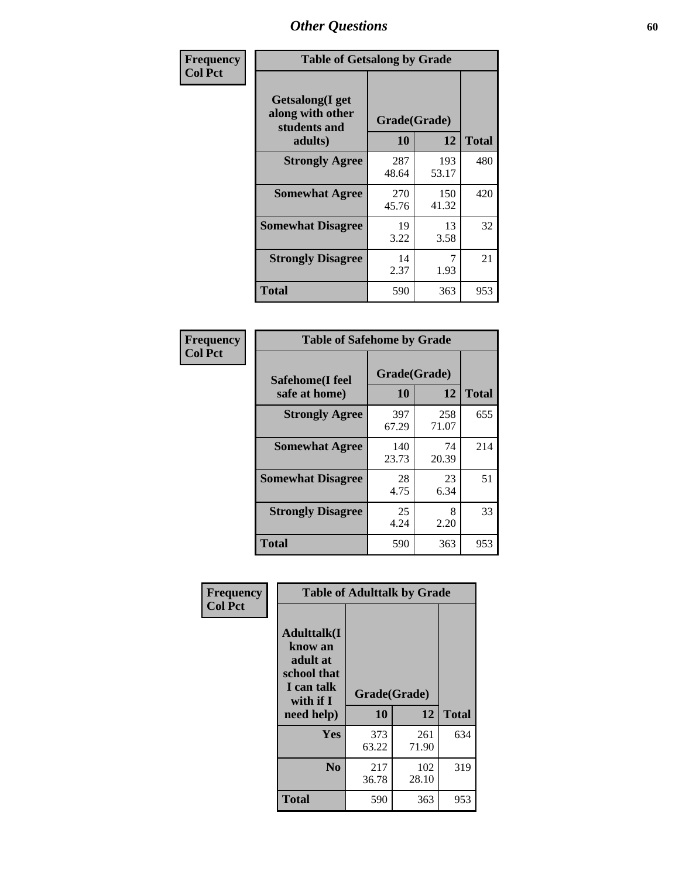# Other Questions

**Frequency**
**Col Pct**

| Table of Getsalong by Grade | | | |
|---|---|---|---|
| Getsalong(I get along with other students and adults) | Grade(Grade) | | |
| | 10 | 12 | Total |
| **Strongly Agree** | 287<br>48.64 | 193<br>53.17 | 480 |
| **Somewhat Agree** | 270<br>45.76 | 150<br>41.32 | 420 |
| **Somewhat Disagree** | 19<br>3.22 | 13<br>3.58 | 32 |
| **Strongly Disagree** | 14<br>2.37 | 7<br>1.93 | 21 |
| **Total** | 590 | 363 | 953 |

**Frequency**
**Col Pct**

| Table of Safehome by Grade | | | |
|---|---|---|---|
| Safehome(I feel safe at home) | Grade(Grade) | | |
| | 10 | 12 | Total |
| **Strongly Agree** | 397<br>67.29 | 258<br>71.07 | 655 |
| **Somewhat Agree** | 140<br>23.73 | 74<br>20.39 | 214 |
| **Somewhat Disagree** | 28<br>4.75 | 23<br>6.34 | 51 |
| **Strongly Disagree** | 25<br>4.24 | 8<br>2.20 | 33 |
| **Total** | 590 | 363 | 953 |

**Frequency**
**Col Pct**

| Table of Adulttalk by Grade | | | |
|---|---|---|---|
| Adulttalk(I know an adult at school that I can talk with if I need help) | Grade(Grade) | | |
| | 10 | 12 | Total |
| **Yes** | 373<br>63.22 | 261<br>71.90 | 634 |
| **No** | 217<br>36.78 | 102<br>28.10 | 319 |
| **Total** | 590 | 363 | 953 |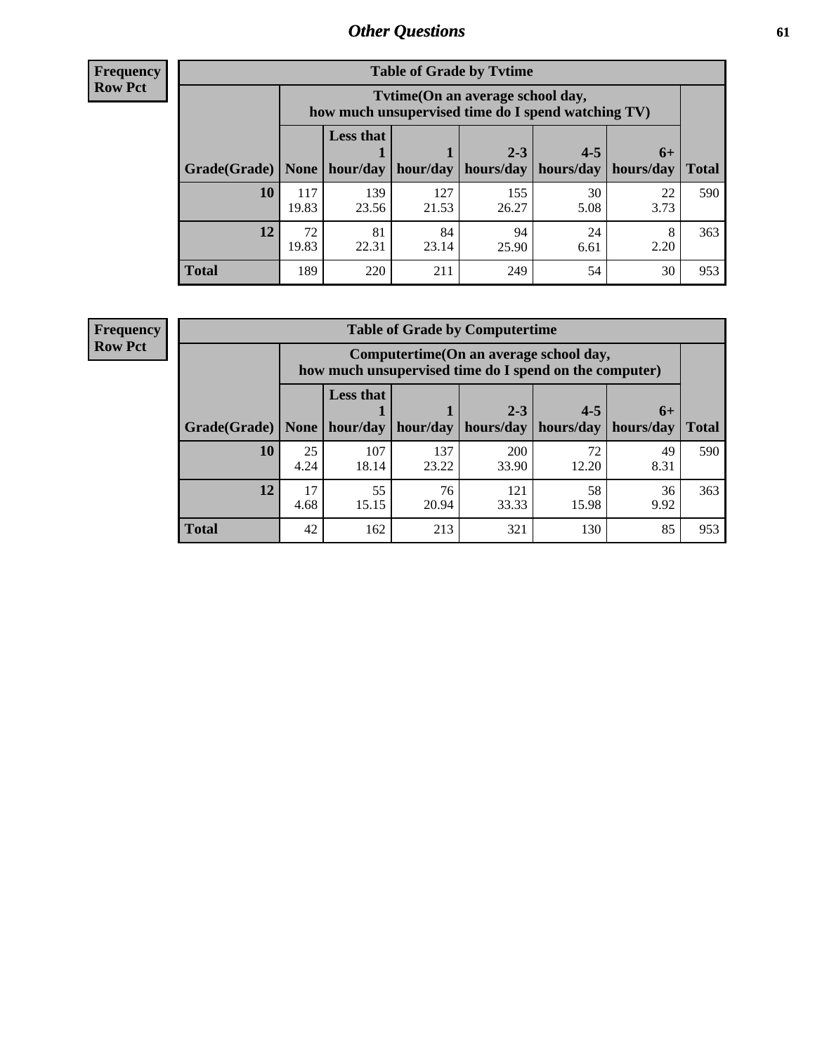## Other Questions

**Frequency**
**Row Pct**

| Table of Grade by Tvtime | | | | | | | |
|---|---|---|---|---|---|---|---|
| | Tvtime(On an average school day, how much unsupervised time do I spend watching TV) | | | | | | |
| Grade(Grade) | None | Less that 1 hour/day | 1 hour/day | 2-3 hours/day | 4-5 hours/day | 6+ hours/day | Total |
| **10** | 117<br>19.83 | 139<br>23.56 | 127<br>21.53 | 155<br>26.27 | 30<br>5.08 | 22<br>3.73 | 590 |
| **12** | 72<br>19.83 | 81<br>22.31 | 84<br>23.14 | 94<br>25.90 | 24<br>6.61 | 8<br>2.20 | 363 |
| **Total** | 189 | 220 | 211 | 249 | 54 | 30 | 953 |

**Frequency**
**Row Pct**

| Table of Grade by Computertime | | | | | | | |
|---|---|---|---|---|---|---|---|
| | Computertime(On an average school day, how much unsupervised time do I spend on the computer) | | | | | | |
| Grade(Grade) | None | Less that 1 hour/day | 1 hour/day | 2-3 hours/day | 4-5 hours/day | 6+ hours/day | Total |
| **10** | 25<br>4.24 | 107<br>18.14 | 137<br>23.22 | 200<br>33.90 | 72<br>12.20 | 49<br>8.31 | 590 |
| **12** | 17<br>4.68 | 55<br>15.15 | 76<br>20.94 | 121<br>33.33 | 58<br>15.98 | 36<br>9.92 | 363 |
| **Total** | 42 | 162 | 213 | 321 | 130 | 85 | 953 |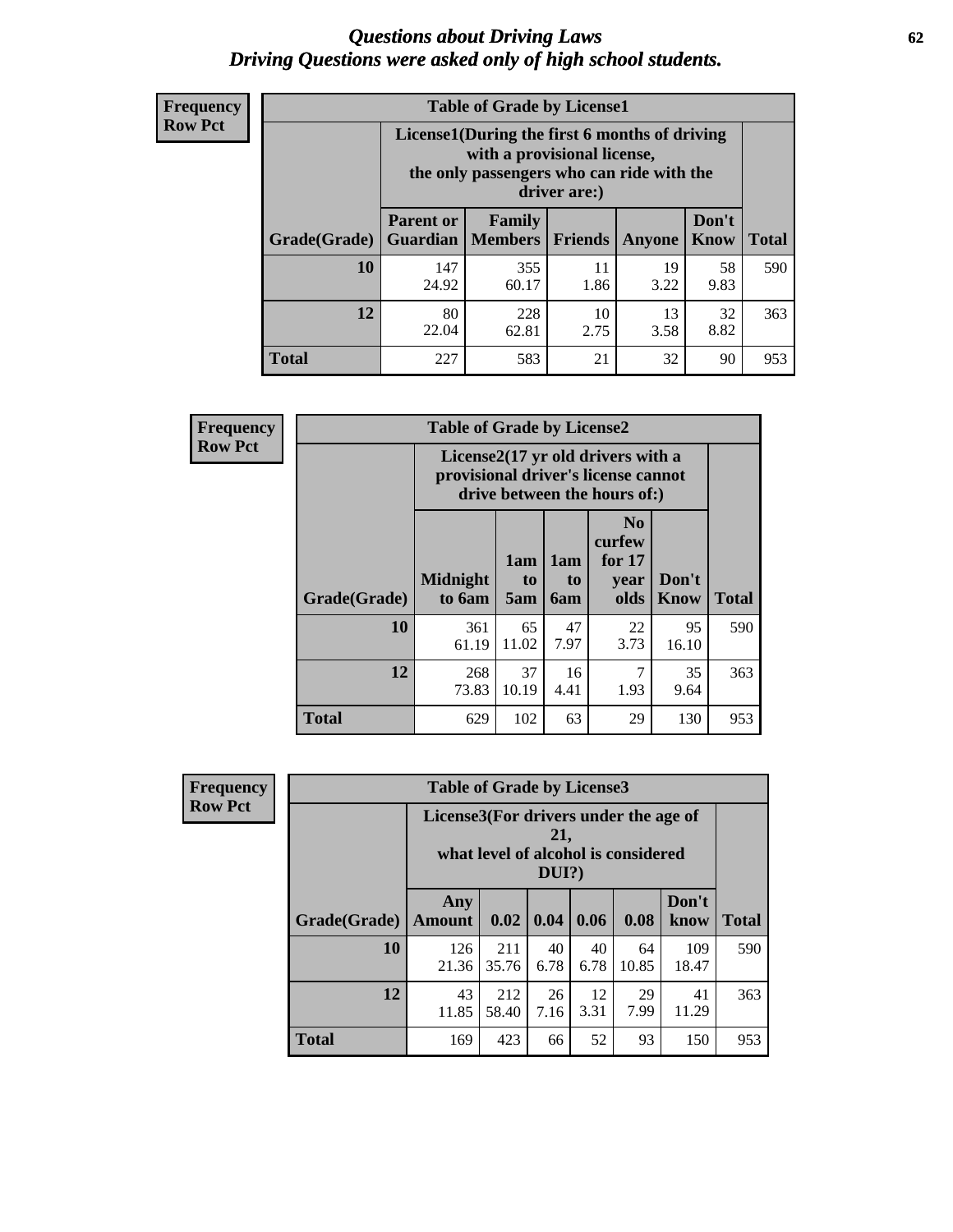# *Questions about Driving Laws*
# *Driving Questions were asked only of high school students.*

**Frequency**
**Row Pct**

**Table of Grade by License1**

| Grade(Grade) | License1(During the first 6 months of driving with a provisional license, the only passengers who can ride with the driver are:) | | | | | Total |
|---|---|---|---|---|---|---|
| | Parent or Guardian | Family Members | Friends | Anyone | Don't Know | |
| **10** | 147<br>24.92 | 355<br>60.17 | 11<br>1.86 | 19<br>3.22 | 58<br>9.83 | 590 |
| **12** | 80<br>22.04 | 228<br>62.81 | 10<br>2.75 | 13<br>3.58 | 32<br>8.82 | 363 |
| **Total** | 227 | 583 | 21 | 32 | 90 | 953 |

**Frequency**
**Row Pct**

**Table of Grade by License2**

| Grade(Grade) | License2(17 yr old drivers with a provisional driver's license cannot drive between the hours of:) | | | | | Total |
|---|---|---|---|---|---|---|
| | Midnight to 6am | 1am to 5am | 1am to 6am | No curfew for 17 year olds | Don't Know | |
| **10** | 361<br>61.19 | 65<br>11.02 | 47<br>7.97 | 22<br>3.73 | 95<br>16.10 | 590 |
| **12** | 268<br>73.83 | 37<br>10.19 | 16<br>4.41 | 7<br>1.93 | 35<br>9.64 | 363 |
| **Total** | 629 | 102 | 63 | 29 | 130 | 953 |

**Frequency**
**Row Pct**

**Table of Grade by License3**

| Grade(Grade) | License3(For drivers under the age of 21, what level of alcohol is considered DUI?) | | | | | | Total |
|---|---|---|---|---|---|---|---|
| | Any Amount | 0.02 | 0.04 | 0.06 | 0.08 | Don't know | |
| **10** | 126<br>21.36 | 211<br>35.76 | 40<br>6.78 | 40<br>6.78 | 64<br>10.85 | 109<br>18.47 | 590 |
| **12** | 43<br>11.85 | 212<br>58.40 | 26<br>7.16 | 12<br>3.31 | 29<br>7.99 | 41<br>11.29 | 363 |
| **Total** | 169 | 423 | 66 | 52 | 93 | 150 | 953 |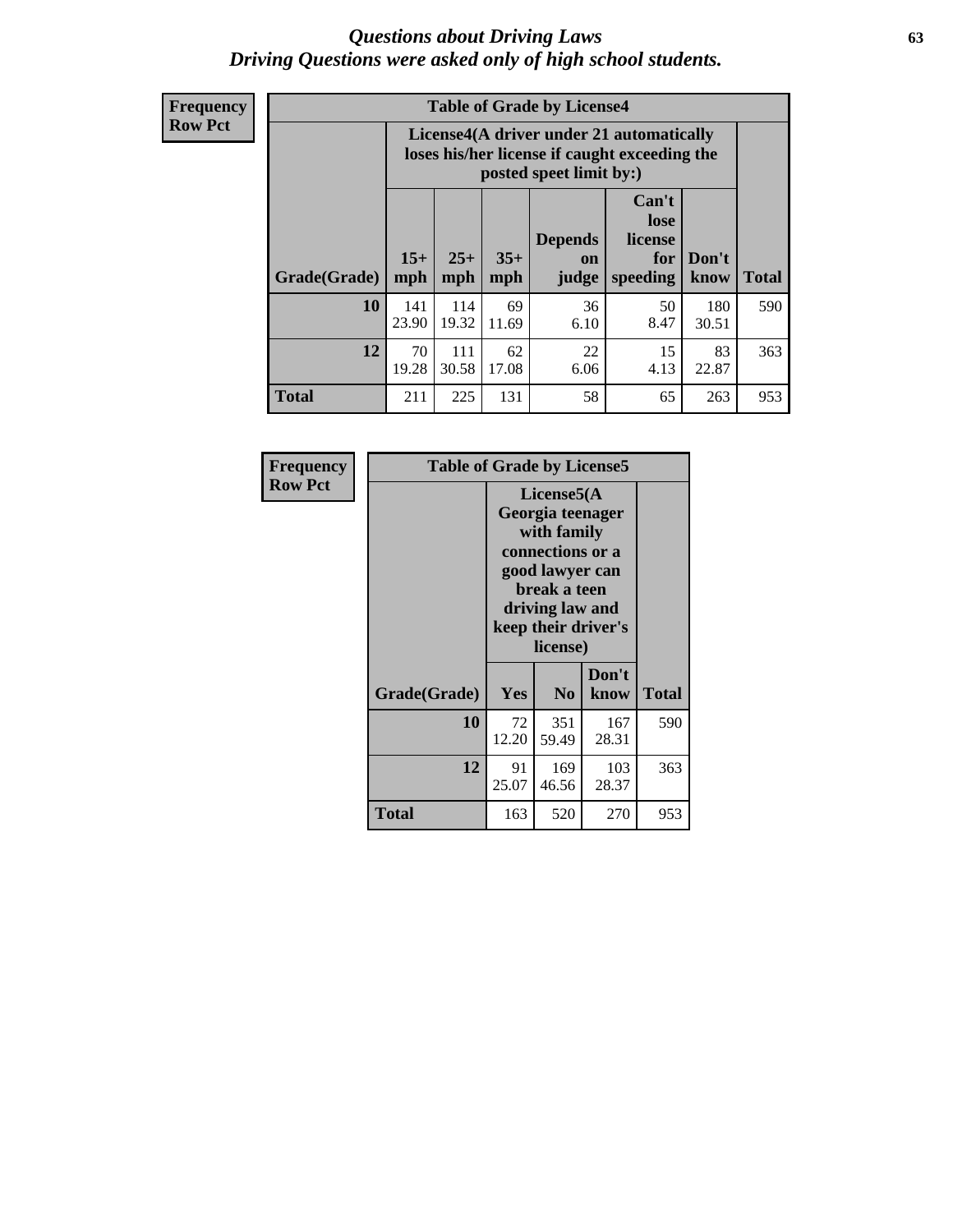# *Questions about Driving Laws*
## *Driving Questions were asked only of high school students.*

**Frequency**
**Row Pct**

**Table of Grade by License4**

| | License4(A driver under 21 automatically loses his/her license if caught exceeding the posted speet limit by:) | | | | | | |
|---|---|---|---|---|---|---|---|
| **Grade(Grade)** | **15+ mph** | **25+ mph** | **35+ mph** | **Depends on judge** | **Can't lose license for speeding** | **Don't know** | **Total** |
| **10** | 141<br>23.90 | 114<br>19.32 | 69<br>11.69 | 36<br>6.10 | 50<br>8.47 | 180<br>30.51 | 590 |
| **12** | 70<br>19.28 | 111<br>30.58 | 62<br>17.08 | 22<br>6.06 | 15<br>4.13 | 83<br>22.87 | 363 |
| **Total** | 211 | 225 | 131 | 58 | 65 | 263 | 953 |

**Frequency**
**Row Pct**

**Table of Grade by License5**

| | License5(A Georgia teenager with family connections or a good lawyer can break a teen driving law and keep their driver's license) | | | |
|---|---|---|---|---|
| **Grade(Grade)** | **Yes** | **No** | **Don't know** | **Total** |
| **10** | 72<br>12.20 | 351<br>59.49 | 167<br>28.31 | 590 |
| **12** | 91<br>25.07 | 169<br>46.56 | 103<br>28.37 | 363 |
| **Total** | 163 | 520 | 270 | 953 |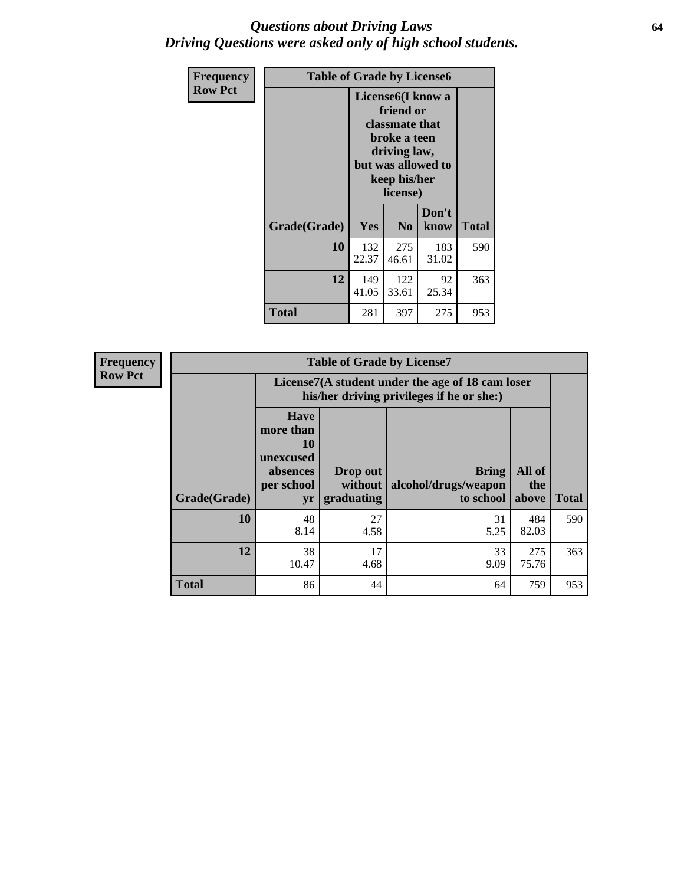# *Questions about Driving Laws*
# *Driving Questions were asked only of high school students.*

**Frequency**
**Row Pct**

| Table of Grade by License6 | | | | |
|---|---|---|---|---|
| | License6(I know a friend or classmate that broke a teen driving law, but was allowed to keep his/her license) | | | |
| Grade(Grade) | Yes | No | Don't know | Total |
| 10 | 132<br>22.37 | 275<br>46.61 | 183<br>31.02 | 590 |
| 12 | 149<br>41.05 | 122<br>33.61 | 92<br>25.34 | 363 |
| Total | 281 | 397 | 275 | 953 |

**Frequency**
**Row Pct**

| Table of Grade by License7 | | | | | |
|---|---|---|---|---|---|
| | License7(A student under the age of 18 cam loser his/her driving privileges if he or she:) | | | | |
| Grade(Grade) | Have more than 10 unexcused absences per school yr | Drop out without graduating | Bring alcohol/drugs/weapon to school | All of the above | Total |
| 10 | 48<br>8.14 | 27<br>4.58 | 31<br>5.25 | 484<br>82.03 | 590 |
| 12 | 38<br>10.47 | 17<br>4.68 | 33<br>9.09 | 275<br>75.76 | 363 |
| Total | 86 | 44 | 64 | 759 | 953 |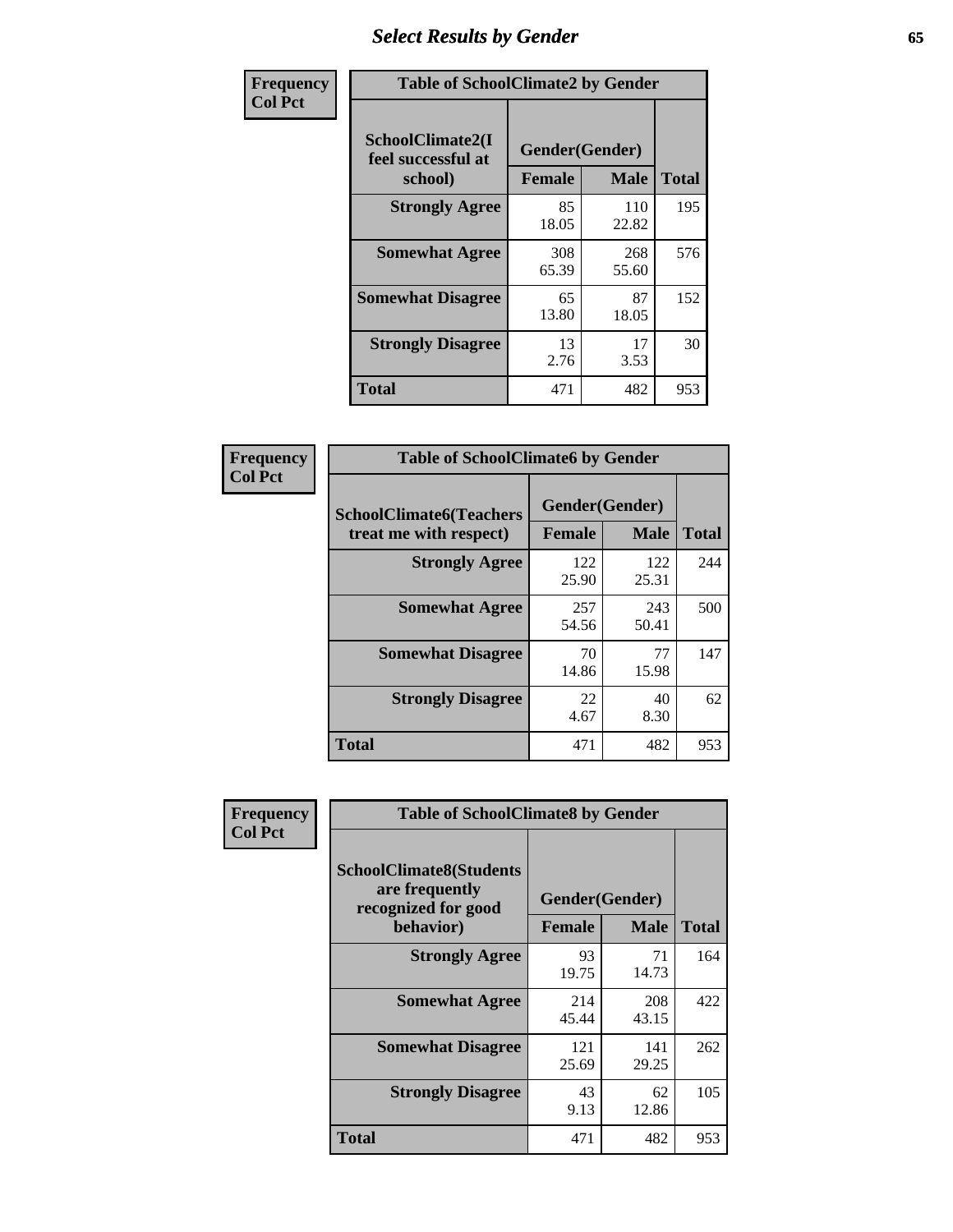# Select Results by Gender

**Frequency**
**Col Pct**

| Table of SchoolClimate2 by Gender | | | |
|---|---|---|---|
| SchoolClimate2(I feel successful at school) | Gender(Gender) | | |
| | Female | Male | Total |
| Strongly Agree | 85<br>18.05 | 110<br>22.82 | 195 |
| Somewhat Agree | 308<br>65.39 | 268<br>55.60 | 576 |
| Somewhat Disagree | 65<br>13.80 | 87<br>18.05 | 152 |
| Strongly Disagree | 13<br>2.76 | 17<br>3.53 | 30 |
| Total | 471 | 482 | 953 |

**Frequency**
**Col Pct**

| Table of SchoolClimate6 by Gender | | | |
|---|---|---|---|
| SchoolClimate6(Teachers treat me with respect) | Gender(Gender) | | |
| | Female | Male | Total |
| Strongly Agree | 122<br>25.90 | 122<br>25.31 | 244 |
| Somewhat Agree | 257<br>54.56 | 243<br>50.41 | 500 |
| Somewhat Disagree | 70<br>14.86 | 77<br>15.98 | 147 |
| Strongly Disagree | 22<br>4.67 | 40<br>8.30 | 62 |
| Total | 471 | 482 | 953 |

**Frequency**
**Col Pct**

| Table of SchoolClimate8 by Gender | | | |
|---|---|---|---|
| SchoolClimate8(Students are frequently recognized for good behavior) | Gender(Gender) | | |
| | Female | Male | Total |
| Strongly Agree | 93<br>19.75 | 71<br>14.73 | 164 |
| Somewhat Agree | 214<br>45.44 | 208<br>43.15 | 422 |
| Somewhat Disagree | 121<br>25.69 | 141<br>29.25 | 262 |
| Strongly Disagree | 43<br>9.13 | 62<br>12.86 | 105 |
| Total | 471 | 482 | 953 |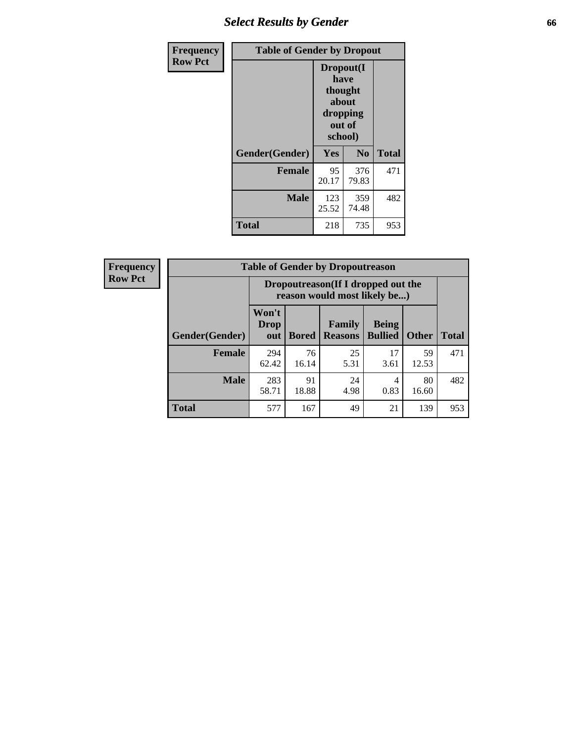# Select Results by Gender

**Frequency**
**Row Pct**

| Table of Gender by Dropout | | | |
|---|---|---|---|
| | Dropout(I have thought about dropping out of school) | | |
| Gender(Gender) | Yes | No | Total |
| **Female** | 95<br>20.17 | 376<br>79.83 | 471 |
| **Male** | 123<br>25.52 | 359<br>74.48 | 482 |
| **Total** | 218 | 735 | 953 |

**Frequency**
**Row Pct**

| Table of Gender by Dropoutreason | | | | | | |
|---|---|---|---|---|---|---|
| | Dropoutreason(If I dropped out the reason would most likely be...) | | | | | |
| Gender(Gender) | Won't Drop out | Bored | Family Reasons | Being Bullied | Other | Total |
| **Female** | 294<br>62.42 | 76<br>16.14 | 25<br>5.31 | 17<br>3.61 | 59<br>12.53 | 471 |
| **Male** | 283<br>58.71 | 91<br>18.88 | 24<br>4.98 | 4<br>0.83 | 80<br>16.60 | 482 |
| **Total** | 577 | 167 | 49 | 21 | 139 | 953 |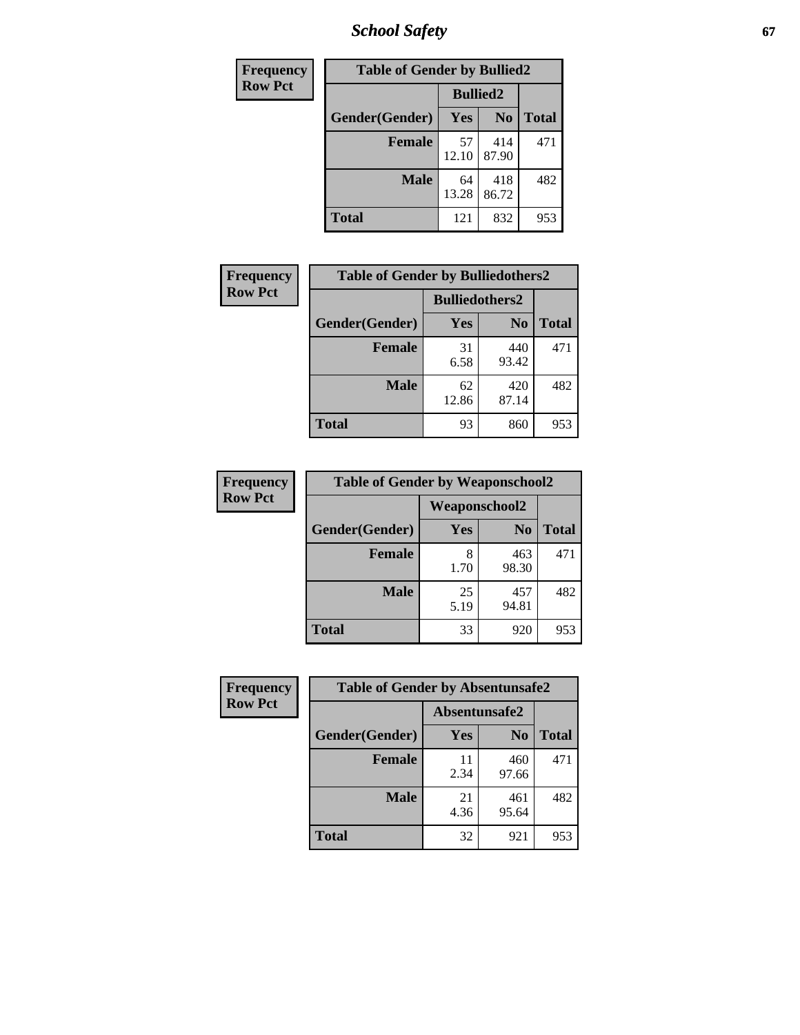| Frequency Row Pct | Table of Gender by Bullied2 | | |
|---|---|---|---|
| | Bullied2 | | |
| Gender(Gender) | Yes | No | Total |
| Female | 57<br>12.10 | 414<br>87.90 | 471 |
| Male | 64<br>13.28 | 418<br>86.72 | 482 |
| Total | 121 | 832 | 953 |

| Frequency Row Pct | Table of Gender by Bulliedothers2 | | |
|---|---|---|---|
| | Bulliedothers2 | | |
| Gender(Gender) | Yes | No | Total |
| Female | 31<br>6.58 | 440<br>93.42 | 471 |
| Male | 62<br>12.86 | 420<br>87.14 | 482 |
| Total | 93 | 860 | 953 |

| Frequency Row Pct | Table of Gender by Weaponschool2 | | |
|---|---|---|---|
| | Weaponschool2 | | |
| Gender(Gender) | Yes | No | Total |
| Female | 8<br>1.70 | 463<br>98.30 | 471 |
| Male | 25<br>5.19 | 457<br>94.81 | 482 |
| Total | 33 | 920 | 953 |

| Frequency Row Pct | Table of Gender by Absentunsafe2 | | |
|---|---|---|---|
| | Absentunsafe2 | | |
| Gender(Gender) | Yes | No | Total |
| Female | 11<br>2.34 | 460<br>97.66 | 471 |
| Male | 21<br>4.36 | 461<br>95.64 | 482 |
| Total | 32 | 921 | 953 |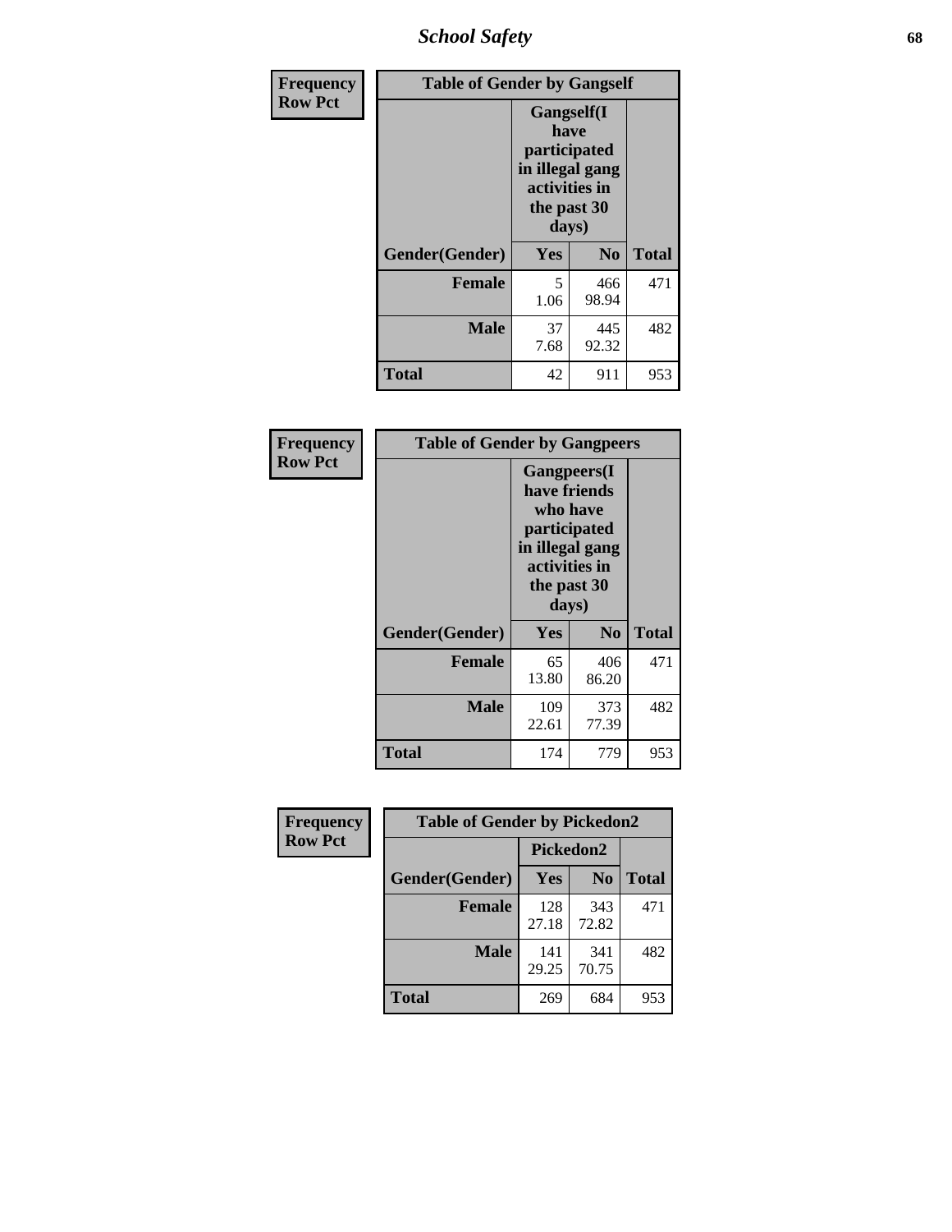# School Safety

**Frequency Row Pct**

| Table of Gender by Gangself | | | |
|---|---|---|---|
| | Gangself(I have participated in illegal gang activities in the past 30 days) | | |
| Gender(Gender) | Yes | No | Total |
| Female | 5<br>1.06 | 466<br>98.94 | 471 |
| Male | 37<br>7.68 | 445<br>92.32 | 482 |
| Total | 42 | 911 | 953 |

**Frequency Row Pct**

| Table of Gender by Gangpeers | | | |
|---|---|---|---|
| | Gangpeers(I have friends who have participated in illegal gang activities in the past 30 days) | | |
| Gender(Gender) | Yes | No | Total |
| Female | 65<br>13.80 | 406<br>86.20 | 471 |
| Male | 109<br>22.61 | 373<br>77.39 | 482 |
| Total | 174 | 779 | 953 |

**Frequency Row Pct**

| Table of Gender by Pickedon2 | | | |
|---|---|---|---|
| | Pickedon2 | | |
| Gender(Gender) | Yes | No | Total |
| Female | 128<br>27.18 | 343<br>72.82 | 471 |
| Male | 141<br>29.25 | 341<br>70.75 | 482 |
| Total | 269 | 684 | 953 |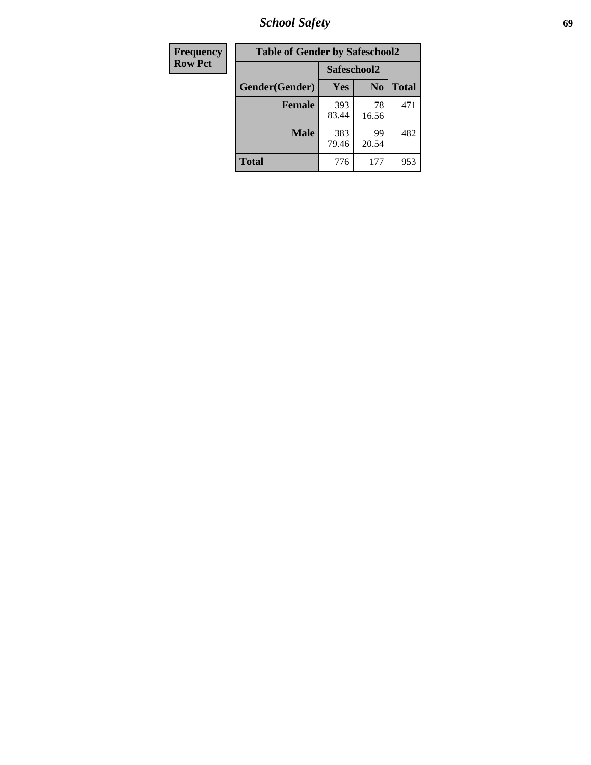| Frequency Row Pct | Table of Gender by Safeschool2 | | |
|---|---|---|---|
| | Safeschool2 | | |
| Gender(Gender) | Yes | No | Total |
| **Female** | 393<br>83.44 | 78<br>16.56 | 471 |
| **Male** | 383<br>79.46 | 99<br>20.54 | 482 |
| **Total** | 776 | 177 | 953 |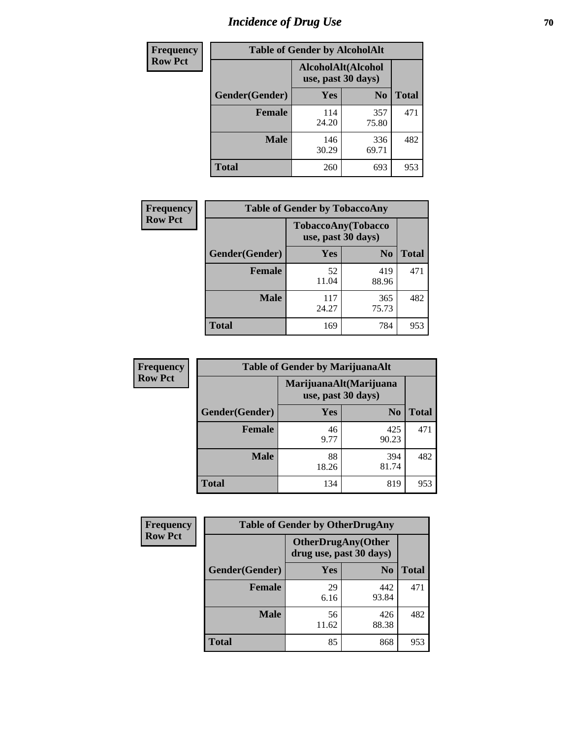# Incidence of Drug Use

| Frequency<br>Row Pct | Table of Gender by AlcoholAlt | | |
|---|---|---|---|
| | AlcoholAlt(Alcohol use, past 30 days) | | |
| Gender(Gender) | Yes | No | Total |
| Female | 114<br>24.20 | 357<br>75.80 | 471 |
| Male | 146<br>30.29 | 336<br>69.71 | 482 |
| Total | 260 | 693 | 953 |

| Frequency<br>Row Pct | Table of Gender by TobaccoAny | | |
|---|---|---|---|
| | TobaccoAny(Tobacco use, past 30 days) | | |
| Gender(Gender) | Yes | No | Total |
| Female | 52<br>11.04 | 419<br>88.96 | 471 |
| Male | 117<br>24.27 | 365<br>75.73 | 482 |
| Total | 169 | 784 | 953 |

| Frequency<br>Row Pct | Table of Gender by MarijuanaAlt | | |
|---|---|---|---|
| | MarijuanaAlt(Marijuana use, past 30 days) | | |
| Gender(Gender) | Yes | No | Total |
| Female | 46<br>9.77 | 425<br>90.23 | 471 |
| Male | 88<br>18.26 | 394<br>81.74 | 482 |
| Total | 134 | 819 | 953 |

| Frequency<br>Row Pct | Table of Gender by OtherDrugAny | | |
|---|---|---|---|
| | OtherDrugAny(Other drug use, past 30 days) | | |
| Gender(Gender) | Yes | No | Total |
| Female | 29<br>6.16 | 442<br>93.84 | 471 |
| Male | 56<br>11.62 | 426<br>88.38 | 482 |
| Total | 85 | 868 | 953 |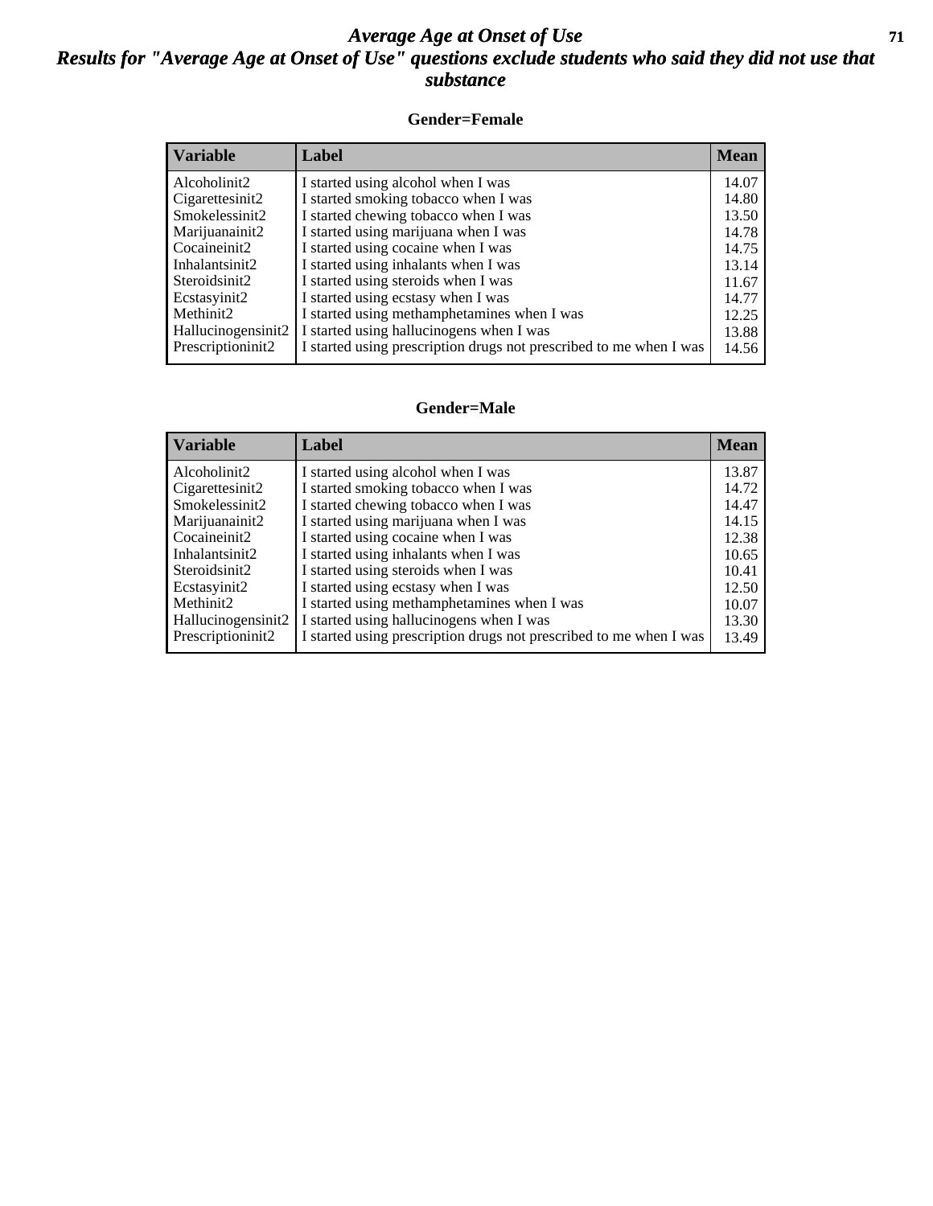# Average Age at Onset of Use

## Results for "Average Age at Onset of Use" questions exclude students who said they did not use that substance

### Gender=Female

| Variable | Label | Mean |
|---|---|---|
| Alcoholinit2 | I started using alcohol when I was | 14.07 |
| Cigarettesinit2 | I started smoking tobacco when I was | 14.80 |
| Smokelessinit2 | I started chewing tobacco when I was | 13.50 |
| Marijuanainit2 | I started using marijuana when I was | 14.78 |
| Cocaineinit2 | I started using cocaine when I was | 14.75 |
| Inhalantsinit2 | I started using inhalants when I was | 13.14 |
| Steroidsinit2 | I started using steroids when I was | 11.67 |
| Ecstasyinit2 | I started using ecstasy when I was | 14.77 |
| Methinit2 | I started using methamphetamines when I was | 12.25 |
| Hallucinogensinit2 | I started using hallucinogens when I was | 13.88 |
| Prescriptioninit2 | I started using prescription drugs not prescribed to me when I was | 14.56 |

### Gender=Male

| Variable | Label | Mean |
|---|---|---|
| Alcoholinit2 | I started using alcohol when I was | 13.87 |
| Cigarettesinit2 | I started smoking tobacco when I was | 14.72 |
| Smokelessinit2 | I started chewing tobacco when I was | 14.47 |
| Marijuanainit2 | I started using marijuana when I was | 14.15 |
| Cocaineinit2 | I started using cocaine when I was | 12.38 |
| Inhalantsinit2 | I started using inhalants when I was | 10.65 |
| Steroidsinit2 | I started using steroids when I was | 10.41 |
| Ecstasyinit2 | I started using ecstasy when I was | 12.50 |
| Methinit2 | I started using methamphetamines when I was | 10.07 |
| Hallucinogensinit2 | I started using hallucinogens when I was | 13.30 |
| Prescriptioninit2 | I started using prescription drugs not prescribed to me when I was | 13.49 |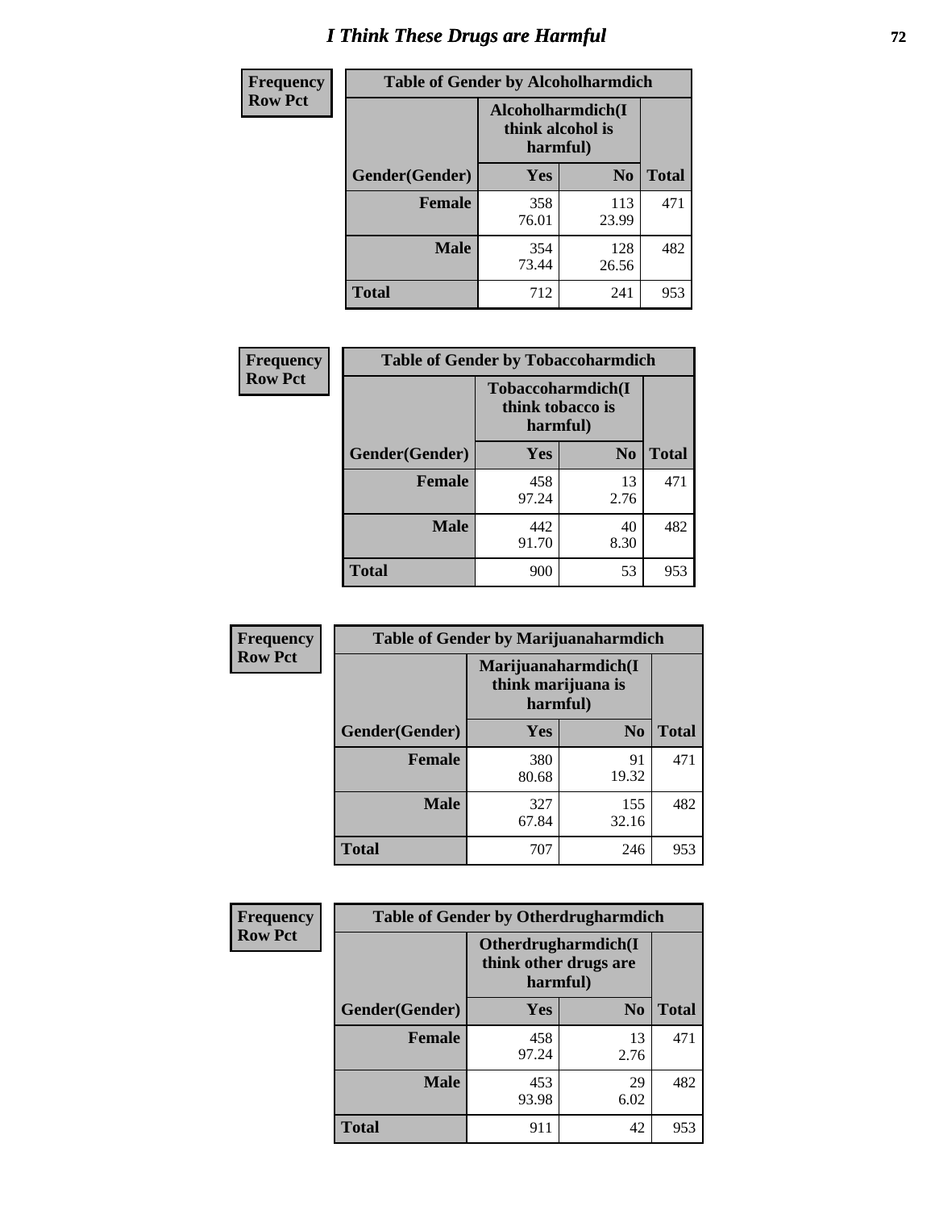# I Think These Drugs are Harmful

| Frequency Row Pct | Table of Gender by Alcoholharmdich | | |
|---|---|---|---|
| | Alcoholharmdich(I think alcohol is harmful) | | |
| Gender(Gender) | Yes | No | Total |
| Female | 358<br>76.01 | 113<br>23.99 | 471 |
| Male | 354<br>73.44 | 128<br>26.56 | 482 |
| Total | 712 | 241 | 953 |

| Frequency Row Pct | Table of Gender by Tobaccoharmdich | | |
|---|---|---|---|
| | Tobaccoharmdich(I think tobacco is harmful) | | |
| Gender(Gender) | Yes | No | Total |
| Female | 458<br>97.24 | 13<br>2.76 | 471 |
| Male | 442<br>91.70 | 40<br>8.30 | 482 |
| Total | 900 | 53 | 953 |

| Frequency Row Pct | Table of Gender by Marijuanaharmdich | | |
|---|---|---|---|
| | Marijuanaharmdich(I think marijuana is harmful) | | |
| Gender(Gender) | Yes | No | Total |
| Female | 380<br>80.68 | 91<br>19.32 | 471 |
| Male | 327<br>67.84 | 155<br>32.16 | 482 |
| Total | 707 | 246 | 953 |

| Frequency Row Pct | Table of Gender by Otherdrugharmdich | | |
|---|---|---|---|
| | Otherdrugharmdich(I think other drugs are harmful) | | |
| Gender(Gender) | Yes | No | Total |
| Female | 458<br>97.24 | 13<br>2.76 | 471 |
| Male | 453<br>93.98 | 29<br>6.02 | 482 |
| Total | 911 | 42 | 953 |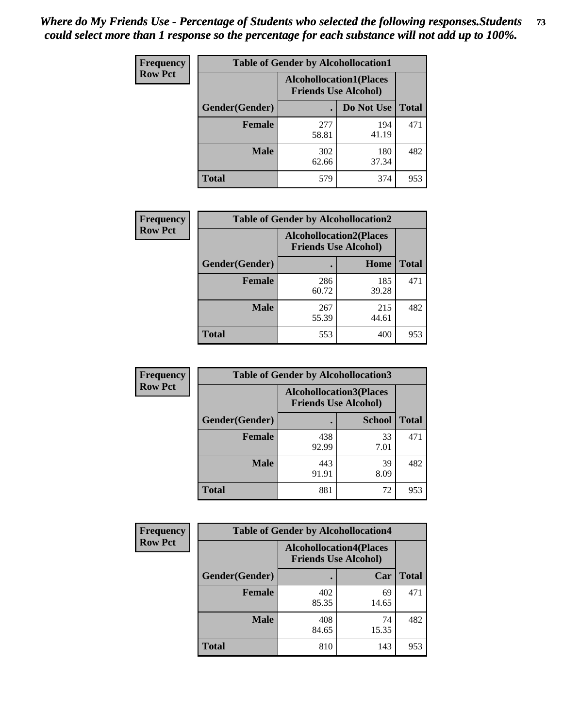*Where do My Friends Use - Percentage of Students who selected the following responses.Students could select more than 1 response so the percentage for each substance will not add up to 100%.*

**Frequency Row Pct**

| Table of Gender by Alcohollocation1 | | | |
|---|---|---|---|
| | Alcohollocation1(Places Friends Use Alcohol) | | |
| Gender(Gender) | . | Do Not Use | Total |
| **Female** | 277<br>58.81 | 194<br>41.19 | 471 |
| **Male** | 302<br>62.66 | 180<br>37.34 | 482 |
| **Total** | 579 | 374 | 953 |

**Frequency Row Pct**

| Table of Gender by Alcohollocation2 | | | |
|---|---|---|---|
| | Alcohollocation2(Places Friends Use Alcohol) | | |
| Gender(Gender) | . | Home | Total |
| **Female** | 286<br>60.72 | 185<br>39.28 | 471 |
| **Male** | 267<br>55.39 | 215<br>44.61 | 482 |
| **Total** | 553 | 400 | 953 |

**Frequency Row Pct**

| Table of Gender by Alcohollocation3 | | | |
|---|---|---|---|
| | Alcohollocation3(Places Friends Use Alcohol) | | |
| Gender(Gender) | . | School | Total |
| **Female** | 438<br>92.99 | 33<br>7.01 | 471 |
| **Male** | 443<br>91.91 | 39<br>8.09 | 482 |
| **Total** | 881 | 72 | 953 |

**Frequency Row Pct**

| Table of Gender by Alcohollocation4 | | | |
|---|---|---|---|
| | Alcohollocation4(Places Friends Use Alcohol) | | |
| Gender(Gender) | . | Car | Total |
| **Female** | 402<br>85.35 | 69<br>14.65 | 471 |
| **Male** | 408<br>84.65 | 74<br>15.35 | 482 |
| **Total** | 810 | 143 | 953 |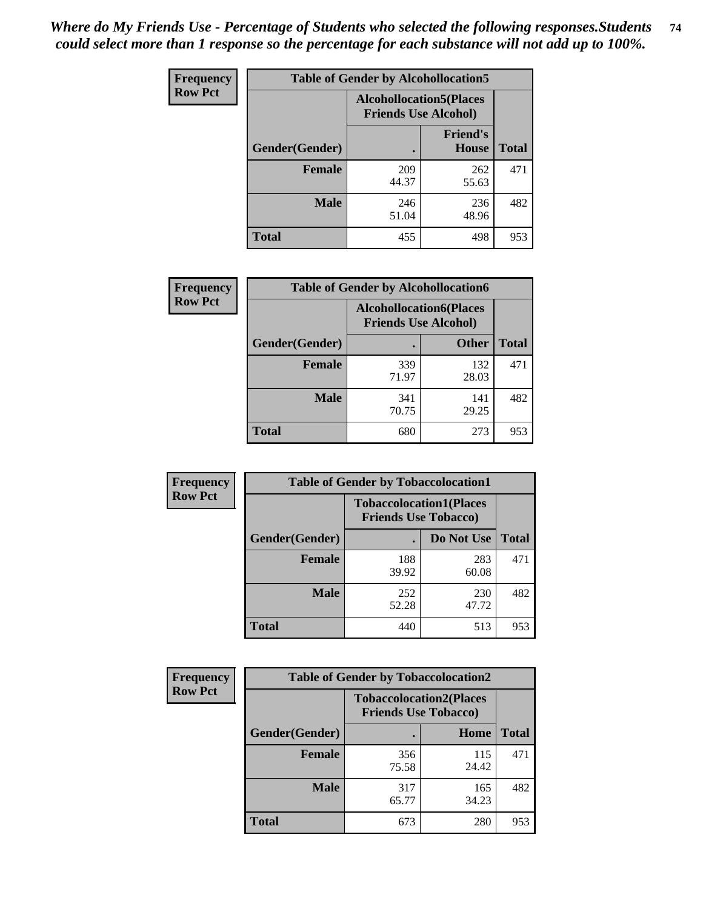*Where do My Friends Use - Percentage of Students who selected the following responses.Students could select more than 1 response so the percentage for each substance will not add up to 100%.*

**Frequency / Row Pct**

| Table of Gender by Alcohollocation5 | | | |
|---|---|---|---|
| | Alcohollocation5(Places Friends Use Alcohol) | | |
| Gender(Gender) | . | Friend's House | Total |
| Female | 209<br>44.37 | 262<br>55.63 | 471 |
| Male | 246<br>51.04 | 236<br>48.96 | 482 |
| Total | 455 | 498 | 953 |

**Frequency / Row Pct**

| Table of Gender by Alcohollocation6 | | | |
|---|---|---|---|
| | Alcohollocation6(Places Friends Use Alcohol) | | |
| Gender(Gender) | . | Other | Total |
| Female | 339<br>71.97 | 132<br>28.03 | 471 |
| Male | 341<br>70.75 | 141<br>29.25 | 482 |
| Total | 680 | 273 | 953 |

**Frequency / Row Pct**

| Table of Gender by Tobaccolocation1 | | | |
|---|---|---|---|
| | Tobaccolocation1(Places Friends Use Tobacco) | | |
| Gender(Gender) | . | Do Not Use | Total |
| Female | 188<br>39.92 | 283<br>60.08 | 471 |
| Male | 252<br>52.28 | 230<br>47.72 | 482 |
| Total | 440 | 513 | 953 |

**Frequency / Row Pct**

| Table of Gender by Tobaccolocation2 | | | |
|---|---|---|---|
| | Tobaccolocation2(Places Friends Use Tobacco) | | |
| Gender(Gender) | . | Home | Total |
| Female | 356<br>75.58 | 115<br>24.42 | 471 |
| Male | 317<br>65.77 | 165<br>34.23 | 482 |
| Total | 673 | 280 | 953 |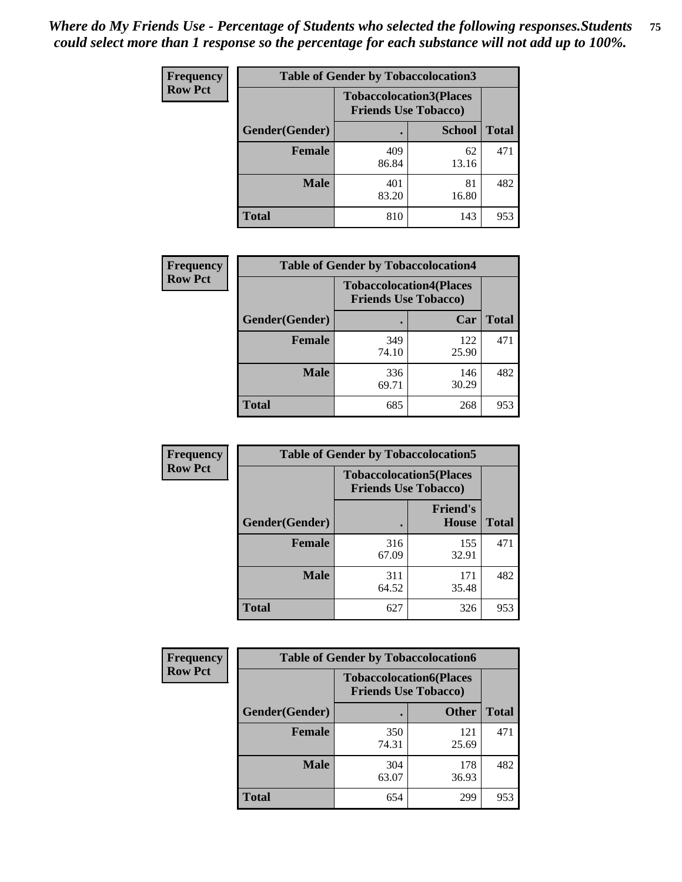*Where do My Friends Use - Percentage of Students who selected the following responses.Students could select more than 1 response so the percentage for each substance will not add up to 100%.*

**Frequency**
**Row Pct**

| Table of Gender by Tobaccolocation3 | | | |
|---|---|---|---|
| | Tobaccolocation3(Places Friends Use Tobacco) | | |
| Gender(Gender) | . | School | Total |
| Female | 409<br>86.84 | 62<br>13.16 | 471 |
| Male | 401<br>83.20 | 81<br>16.80 | 482 |
| Total | 810 | 143 | 953 |

**Frequency**
**Row Pct**

| Table of Gender by Tobaccolocation4 | | | |
|---|---|---|---|
| | Tobaccolocation4(Places Friends Use Tobacco) | | |
| Gender(Gender) | . | Car | Total |
| Female | 349<br>74.10 | 122<br>25.90 | 471 |
| Male | 336<br>69.71 | 146<br>30.29 | 482 |
| Total | 685 | 268 | 953 |

**Frequency**
**Row Pct**

| Table of Gender by Tobaccolocation5 | | | |
|---|---|---|---|
| | Tobaccolocation5(Places Friends Use Tobacco) | | |
| Gender(Gender) | . | Friend's House | Total |
| Female | 316<br>67.09 | 155<br>32.91 | 471 |
| Male | 311<br>64.52 | 171<br>35.48 | 482 |
| Total | 627 | 326 | 953 |

**Frequency**
**Row Pct**

| Table of Gender by Tobaccolocation6 | | | |
|---|---|---|---|
| | Tobaccolocation6(Places Friends Use Tobacco) | | |
| Gender(Gender) | . | Other | Total |
| Female | 350<br>74.31 | 121<br>25.69 | 471 |
| Male | 304<br>63.07 | 178<br>36.93 | 482 |
| Total | 654 | 299 | 953 |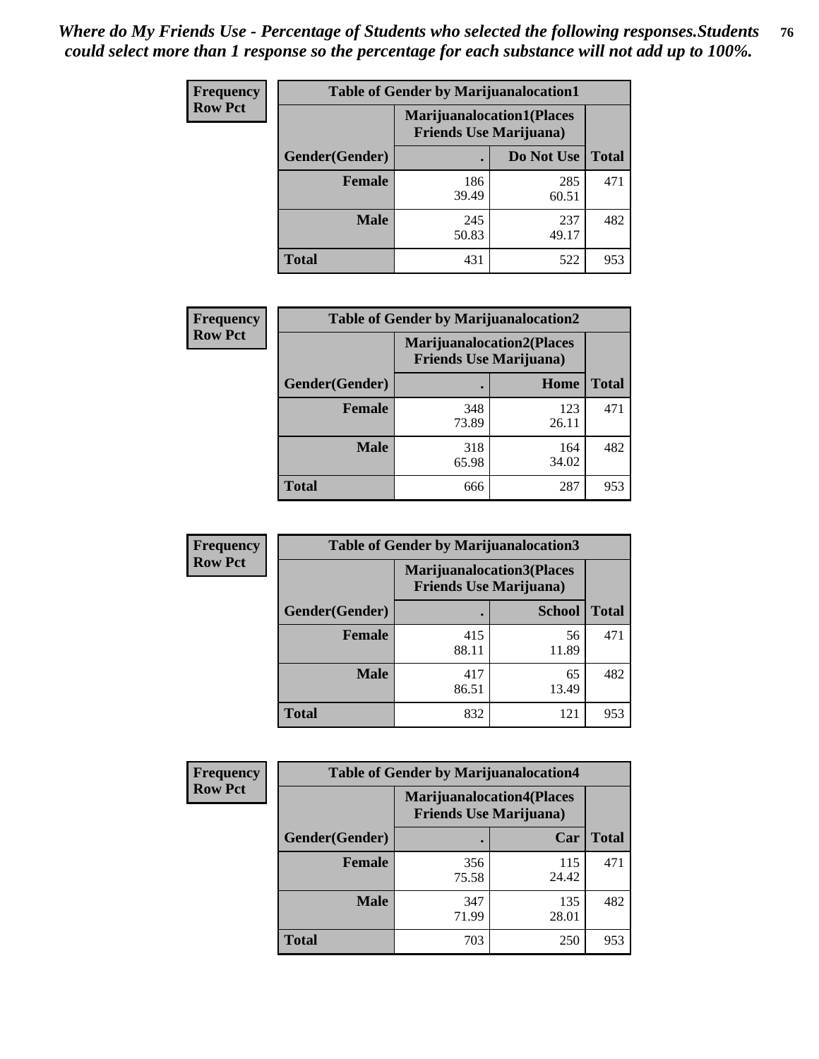*Where do My Friends Use - Percentage of Students who selected the following responses.Students could select more than 1 response so the percentage for each substance will not add up to 100%.*

**Frequency / Row Pct**

| Table of Gender by Marijuanalocation1 | | | |
|---|---|---|---|
| | Marijuanalocation1(Places Friends Use Marijuana) | | |
| Gender(Gender) | . | Do Not Use | Total |
| Female | 186<br>39.49 | 285<br>60.51 | 471 |
| Male | 245<br>50.83 | 237<br>49.17 | 482 |
| Total | 431 | 522 | 953 |

**Frequency / Row Pct**

| Table of Gender by Marijuanalocation2 | | | |
|---|---|---|---|
| | Marijuanalocation2(Places Friends Use Marijuana) | | |
| Gender(Gender) | . | Home | Total |
| Female | 348<br>73.89 | 123<br>26.11 | 471 |
| Male | 318<br>65.98 | 164<br>34.02 | 482 |
| Total | 666 | 287 | 953 |

**Frequency / Row Pct**

| Table of Gender by Marijuanalocation3 | | | |
|---|---|---|---|
| | Marijuanalocation3(Places Friends Use Marijuana) | | |
| Gender(Gender) | . | School | Total |
| Female | 415<br>88.11 | 56<br>11.89 | 471 |
| Male | 417<br>86.51 | 65<br>13.49 | 482 |
| Total | 832 | 121 | 953 |

**Frequency / Row Pct**

| Table of Gender by Marijuanalocation4 | | | |
|---|---|---|---|
| | Marijuanalocation4(Places Friends Use Marijuana) | | |
| Gender(Gender) | . | Car | Total |
| Female | 356<br>75.58 | 115<br>24.42 | 471 |
| Male | 347<br>71.99 | 135<br>28.01 | 482 |
| Total | 703 | 250 | 953 |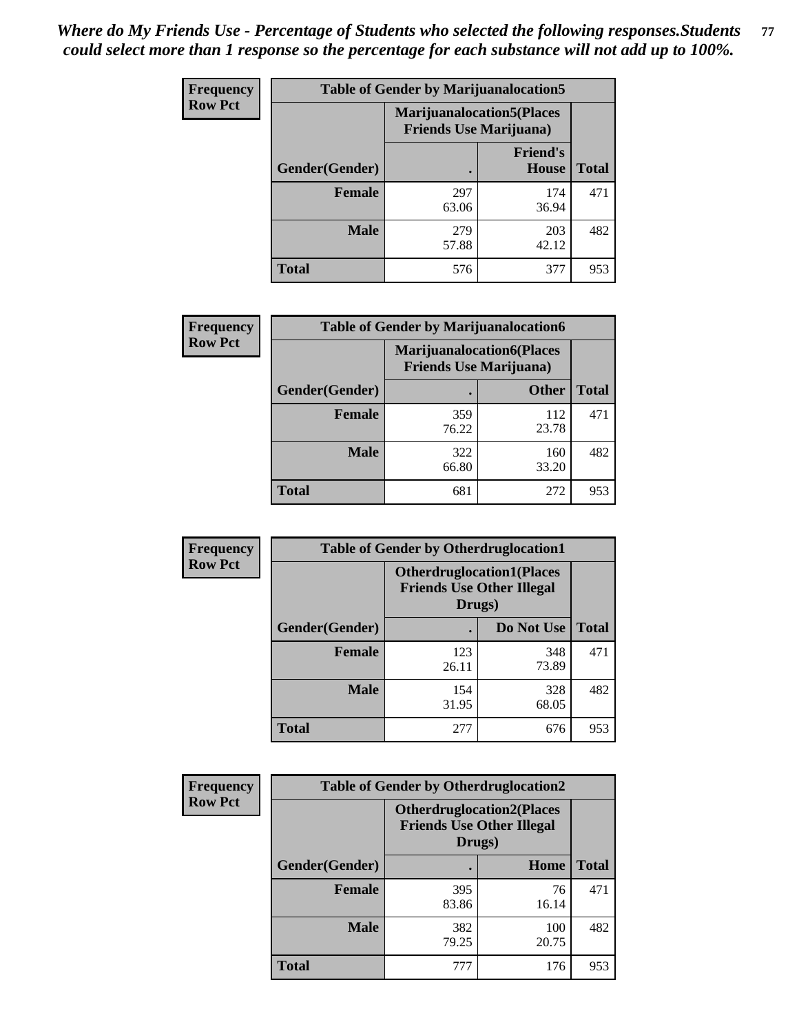*Where do My Friends Use - Percentage of Students who selected the following responses.Students could select more than 1 response so the percentage for each substance will not add up to 100%.*

**Frequency Row Pct**

| Table of Gender by Marijuanalocation5 | | | |
|---|---|---|---|
| | Marijuanalocation5(Places Friends Use Marijuana) | | |
| Gender(Gender) | . | Friend's House | Total |
| **Female** | 297<br>63.06 | 174<br>36.94 | 471 |
| **Male** | 279<br>57.88 | 203<br>42.12 | 482 |
| **Total** | 576 | 377 | 953 |

**Frequency Row Pct**

| Table of Gender by Marijuanalocation6 | | | |
|---|---|---|---|
| | Marijuanalocation6(Places Friends Use Marijuana) | | |
| Gender(Gender) | . | Other | Total |
| **Female** | 359<br>76.22 | 112<br>23.78 | 471 |
| **Male** | 322<br>66.80 | 160<br>33.20 | 482 |
| **Total** | 681 | 272 | 953 |

**Frequency Row Pct**

| Table of Gender by Otherdruglocation1 | | | |
|---|---|---|---|
| | Otherdruglocation1(Places Friends Use Other Illegal Drugs) | | |
| Gender(Gender) | . | Do Not Use | Total |
| **Female** | 123<br>26.11 | 348<br>73.89 | 471 |
| **Male** | 154<br>31.95 | 328<br>68.05 | 482 |
| **Total** | 277 | 676 | 953 |

**Frequency Row Pct**

| Table of Gender by Otherdruglocation2 | | | |
|---|---|---|---|
| | Otherdruglocation2(Places Friends Use Other Illegal Drugs) | | |
| Gender(Gender) | . | Home | Total |
| **Female** | 395<br>83.86 | 76<br>16.14 | 471 |
| **Male** | 382<br>79.25 | 100<br>20.75 | 482 |
| **Total** | 777 | 176 | 953 |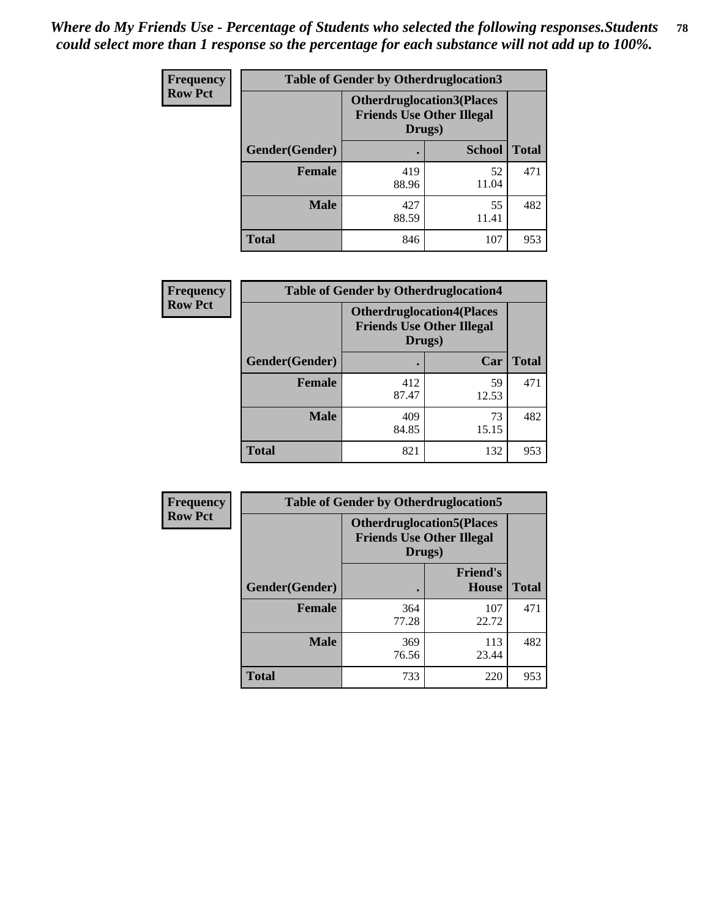*Where do My Friends Use - Percentage of Students who selected the following responses.Students could select more than 1 response so the percentage for each substance will not add up to 100%.*

**Frequency**
**Row Pct**

| Table of Gender by Otherdruglocation3 | | | |
|---|---|---|---|
| | Otherdruglocation3(Places Friends Use Other Illegal Drugs) | | |
| Gender(Gender) | . | School | Total |
| **Female** | 419<br>88.96 | 52<br>11.04 | 471 |
| **Male** | 427<br>88.59 | 55<br>11.41 | 482 |
| **Total** | 846 | 107 | 953 |

**Frequency**
**Row Pct**

| Table of Gender by Otherdruglocation4 | | | |
|---|---|---|---|
| | Otherdruglocation4(Places Friends Use Other Illegal Drugs) | | |
| Gender(Gender) | . | Car | Total |
| **Female** | 412<br>87.47 | 59<br>12.53 | 471 |
| **Male** | 409<br>84.85 | 73<br>15.15 | 482 |
| **Total** | 821 | 132 | 953 |

**Frequency**
**Row Pct**

| Table of Gender by Otherdruglocation5 | | | |
|---|---|---|---|
| | Otherdruglocation5(Places Friends Use Other Illegal Drugs) | | |
| Gender(Gender) | . | Friend's House | Total |
| **Female** | 364<br>77.28 | 107<br>22.72 | 471 |
| **Male** | 369<br>76.56 | 113<br>23.44 | 482 |
| **Total** | 733 | 220 | 953 |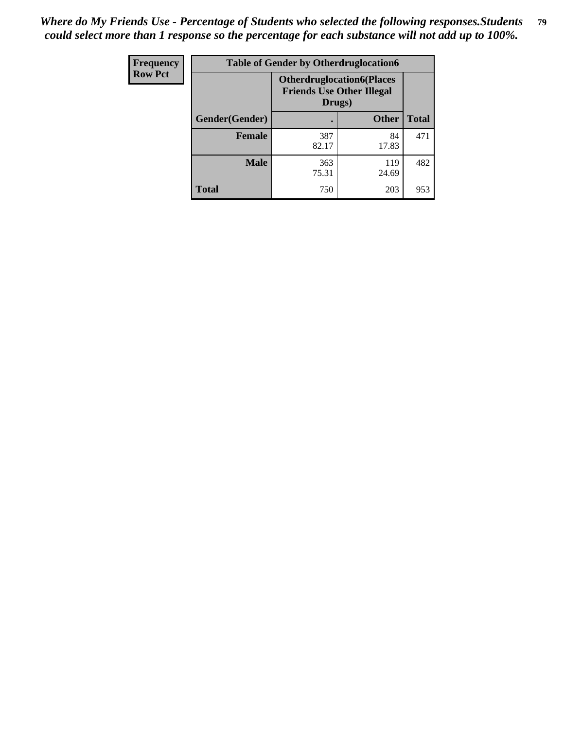*Where do My Friends Use - Percentage of Students who selected the following responses.Students could select more than 1 response so the percentage for each substance will not add up to 100%.*

| Frequency Row Pct | Table of Gender by Otherdruglocation6 | | |
|---|---|---|---|
| | Otherdruglocation6(Places Friends Use Other Illegal Drugs) | | |
| Gender(Gender) | . | Other | Total |
| Female | 387 82.17 | 84 17.83 | 471 |
| Male | 363 75.31 | 119 24.69 | 482 |
| Total | 750 | 203 | 953 |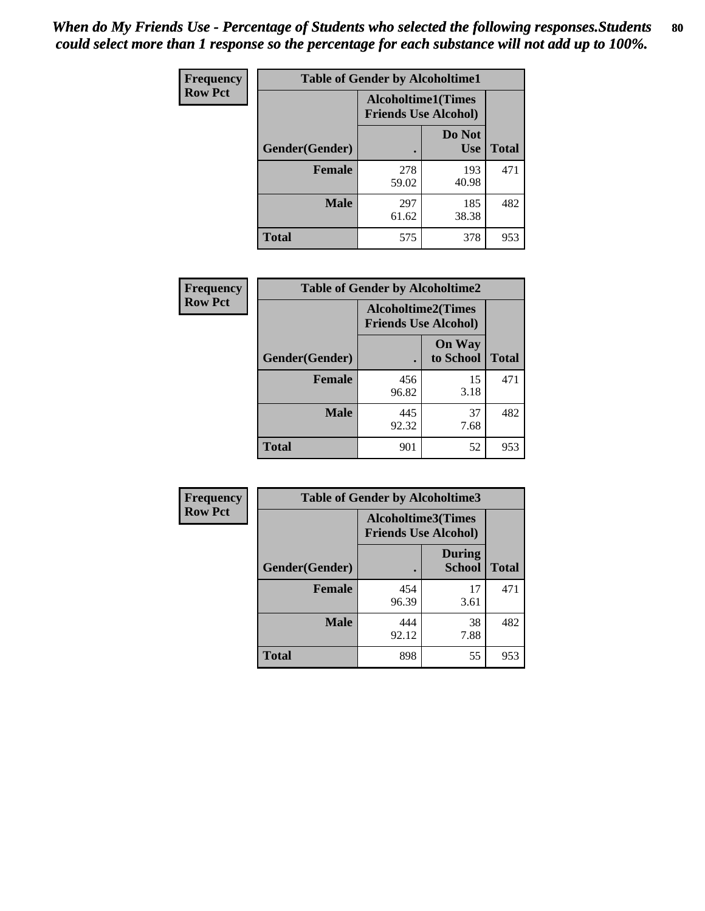*When do My Friends Use - Percentage of Students who selected the following responses.Students could select more than 1 response so the percentage for each substance will not add up to 100%.*

**Frequency**
**Row Pct**

| Table of Gender by Alcoholtime1 | | | |
|---|---|---|---|
| | Alcoholtime1(Times Friends Use Alcohol) | | |
| Gender(Gender) | . | Do Not Use | Total |
| **Female** | 278<br>59.02 | 193<br>40.98 | 471 |
| **Male** | 297<br>61.62 | 185<br>38.38 | 482 |
| **Total** | 575 | 378 | 953 |

**Frequency**
**Row Pct**

| Table of Gender by Alcoholtime2 | | | |
|---|---|---|---|
| | Alcoholtime2(Times Friends Use Alcohol) | | |
| Gender(Gender) | . | On Way to School | Total |
| **Female** | 456<br>96.82 | 15<br>3.18 | 471 |
| **Male** | 445<br>92.32 | 37<br>7.68 | 482 |
| **Total** | 901 | 52 | 953 |

**Frequency**
**Row Pct**

| Table of Gender by Alcoholtime3 | | | |
|---|---|---|---|
| | Alcoholtime3(Times Friends Use Alcohol) | | |
| Gender(Gender) | . | During School | Total |
| **Female** | 454<br>96.39 | 17<br>3.61 | 471 |
| **Male** | 444<br>92.12 | 38<br>7.88 | 482 |
| **Total** | 898 | 55 | 953 |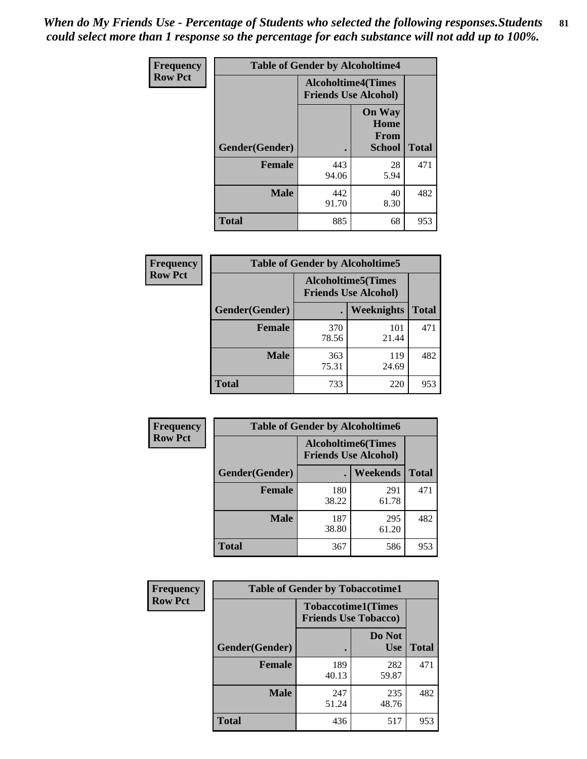*When do My Friends Use - Percentage of Students who selected the following responses.Students could select more than 1 response so the percentage for each substance will not add up to 100%.*

**Frequency**
**Row Pct**

| Table of Gender by Alcoholtime4 | | | |
|---|---|---|---|
| | Alcoholtime4(Times Friends Use Alcohol) | | |
| Gender(Gender) | . | On Way Home From School | Total |
| **Female** | 443<br>94.06 | 28<br>5.94 | 471 |
| **Male** | 442<br>91.70 | 40<br>8.30 | 482 |
| **Total** | 885 | 68 | 953 |

**Frequency**
**Row Pct**

| Table of Gender by Alcoholtime5 | | | |
|---|---|---|---|
| | Alcoholtime5(Times Friends Use Alcohol) | | |
| Gender(Gender) | . | Weeknights | Total |
| **Female** | 370<br>78.56 | 101<br>21.44 | 471 |
| **Male** | 363<br>75.31 | 119<br>24.69 | 482 |
| **Total** | 733 | 220 | 953 |

**Frequency**
**Row Pct**

| Table of Gender by Alcoholtime6 | | | |
|---|---|---|---|
| | Alcoholtime6(Times Friends Use Alcohol) | | |
| Gender(Gender) | . | Weekends | Total |
| **Female** | 180<br>38.22 | 291<br>61.78 | 471 |
| **Male** | 187<br>38.80 | 295<br>61.20 | 482 |
| **Total** | 367 | 586 | 953 |

**Frequency**
**Row Pct**

| Table of Gender by Tobaccotime1 | | | |
|---|---|---|---|
| | Tobaccotime1(Times Friends Use Tobacco) | | |
| Gender(Gender) | . | Do Not Use | Total |
| **Female** | 189<br>40.13 | 282<br>59.87 | 471 |
| **Male** | 247<br>51.24 | 235<br>48.76 | 482 |
| **Total** | 436 | 517 | 953 |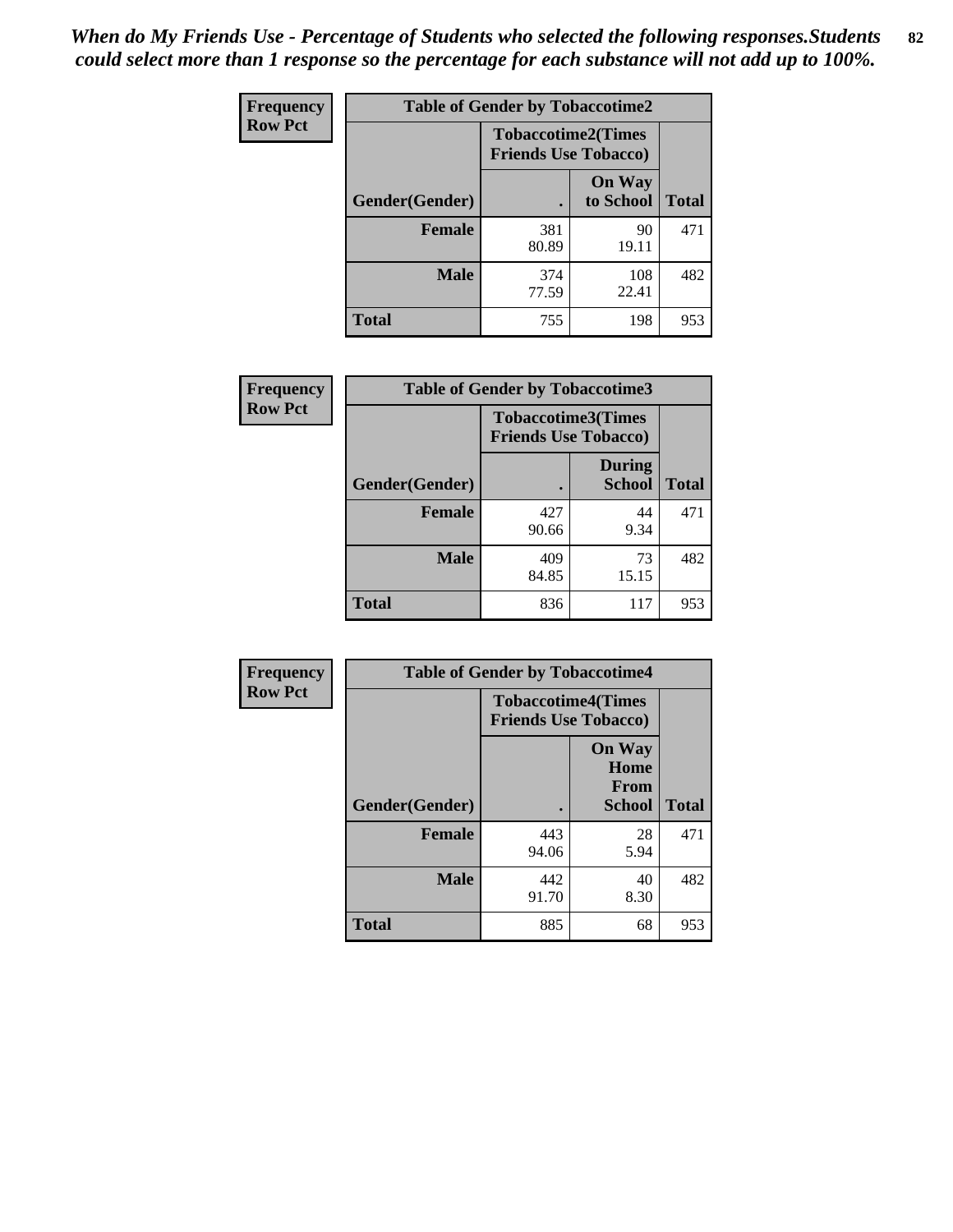*When do My Friends Use - Percentage of Students who selected the following responses.Students could select more than 1 response so the percentage for each substance will not add up to 100%.*

**Frequency**
**Row Pct**

| Table of Gender by Tobaccotime2 | | | |
|---|---|---|---|
| | Tobaccotime2(Times Friends Use Tobacco) | | |
| Gender(Gender) | . | On Way to School | Total |
| **Female** | 381<br>80.89 | 90<br>19.11 | 471 |
| **Male** | 374<br>77.59 | 108<br>22.41 | 482 |
| **Total** | 755 | 198 | 953 |

**Frequency**
**Row Pct**

| Table of Gender by Tobaccotime3 | | | |
|---|---|---|---|
| | Tobaccotime3(Times Friends Use Tobacco) | | |
| Gender(Gender) | . | During School | Total |
| **Female** | 427<br>90.66 | 44<br>9.34 | 471 |
| **Male** | 409<br>84.85 | 73<br>15.15 | 482 |
| **Total** | 836 | 117 | 953 |

**Frequency**
**Row Pct**

| Table of Gender by Tobaccotime4 | | | |
|---|---|---|---|
| | Tobaccotime4(Times Friends Use Tobacco) | | |
| Gender(Gender) | . | On Way Home From School | Total |
| **Female** | 443<br>94.06 | 28<br>5.94 | 471 |
| **Male** | 442<br>91.70 | 40<br>8.30 | 482 |
| **Total** | 885 | 68 | 953 |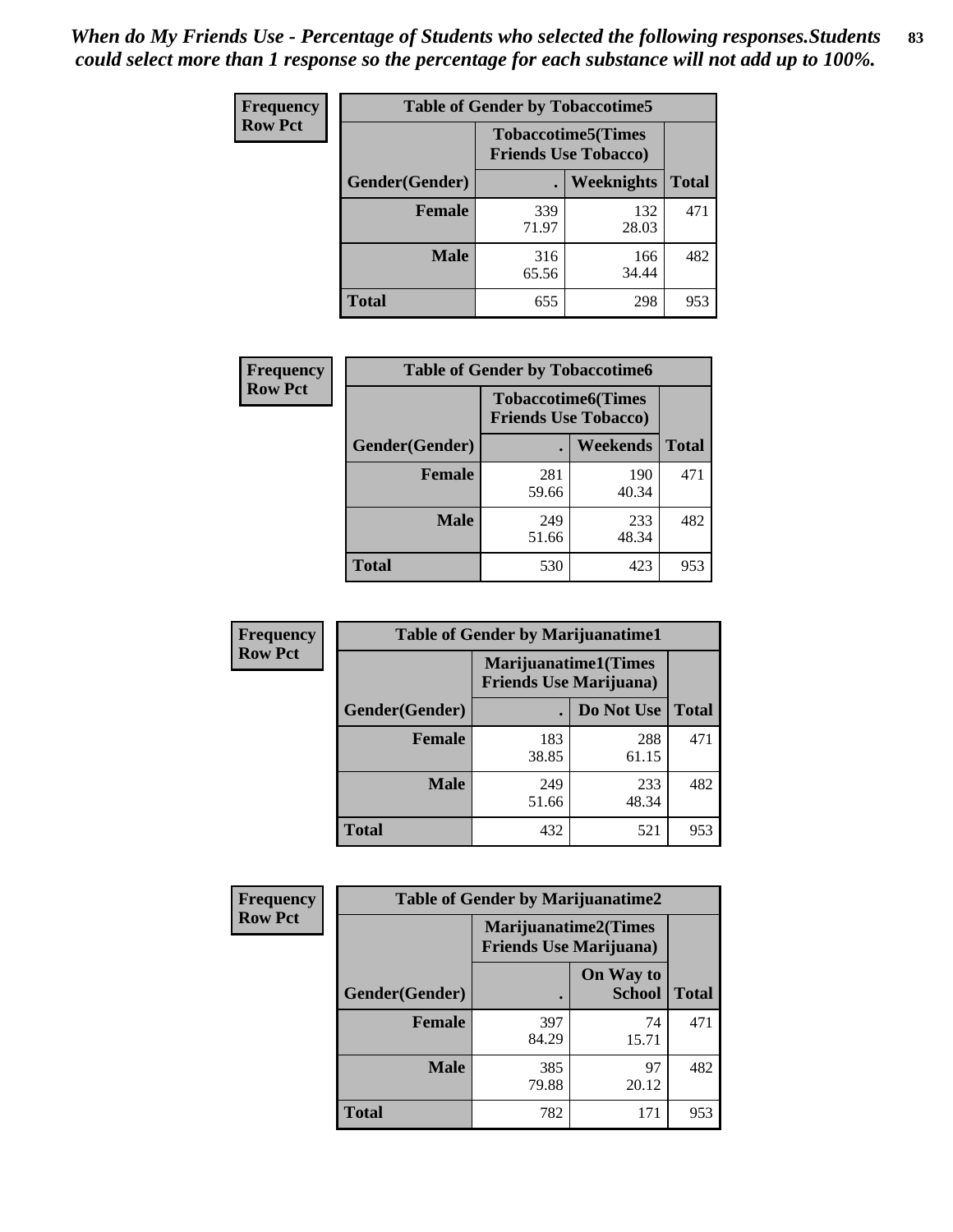*When do My Friends Use - Percentage of Students who selected the following responses.Students could select more than 1 response so the percentage for each substance will not add up to 100%.*

**Frequency**
**Row Pct**

| Table of Gender by Tobaccotime5 | | | |
|---|---|---|---|
| | Tobaccotime5(Times Friends Use Tobacco) | | |
| Gender(Gender) | . | Weeknights | Total |
| **Female** | 339<br>71.97 | 132<br>28.03 | 471 |
| **Male** | 316<br>65.56 | 166<br>34.44 | 482 |
| **Total** | 655 | 298 | 953 |

**Frequency**
**Row Pct**

| Table of Gender by Tobaccotime6 | | | |
|---|---|---|---|
| | Tobaccotime6(Times Friends Use Tobacco) | | |
| Gender(Gender) | . | Weekends | Total |
| **Female** | 281<br>59.66 | 190<br>40.34 | 471 |
| **Male** | 249<br>51.66 | 233<br>48.34 | 482 |
| **Total** | 530 | 423 | 953 |

**Frequency**
**Row Pct**

| Table of Gender by Marijuanatime1 | | | |
|---|---|---|---|
| | Marijuanatime1(Times Friends Use Marijuana) | | |
| Gender(Gender) | . | Do Not Use | Total |
| **Female** | 183<br>38.85 | 288<br>61.15 | 471 |
| **Male** | 249<br>51.66 | 233<br>48.34 | 482 |
| **Total** | 432 | 521 | 953 |

**Frequency**
**Row Pct**

| Table of Gender by Marijuanatime2 | | | |
|---|---|---|---|
| | Marijuanatime2(Times Friends Use Marijuana) | | |
| Gender(Gender) | . | On Way to School | Total |
| **Female** | 397<br>84.29 | 74<br>15.71 | 471 |
| **Male** | 385<br>79.88 | 97<br>20.12 | 482 |
| **Total** | 782 | 171 | 953 |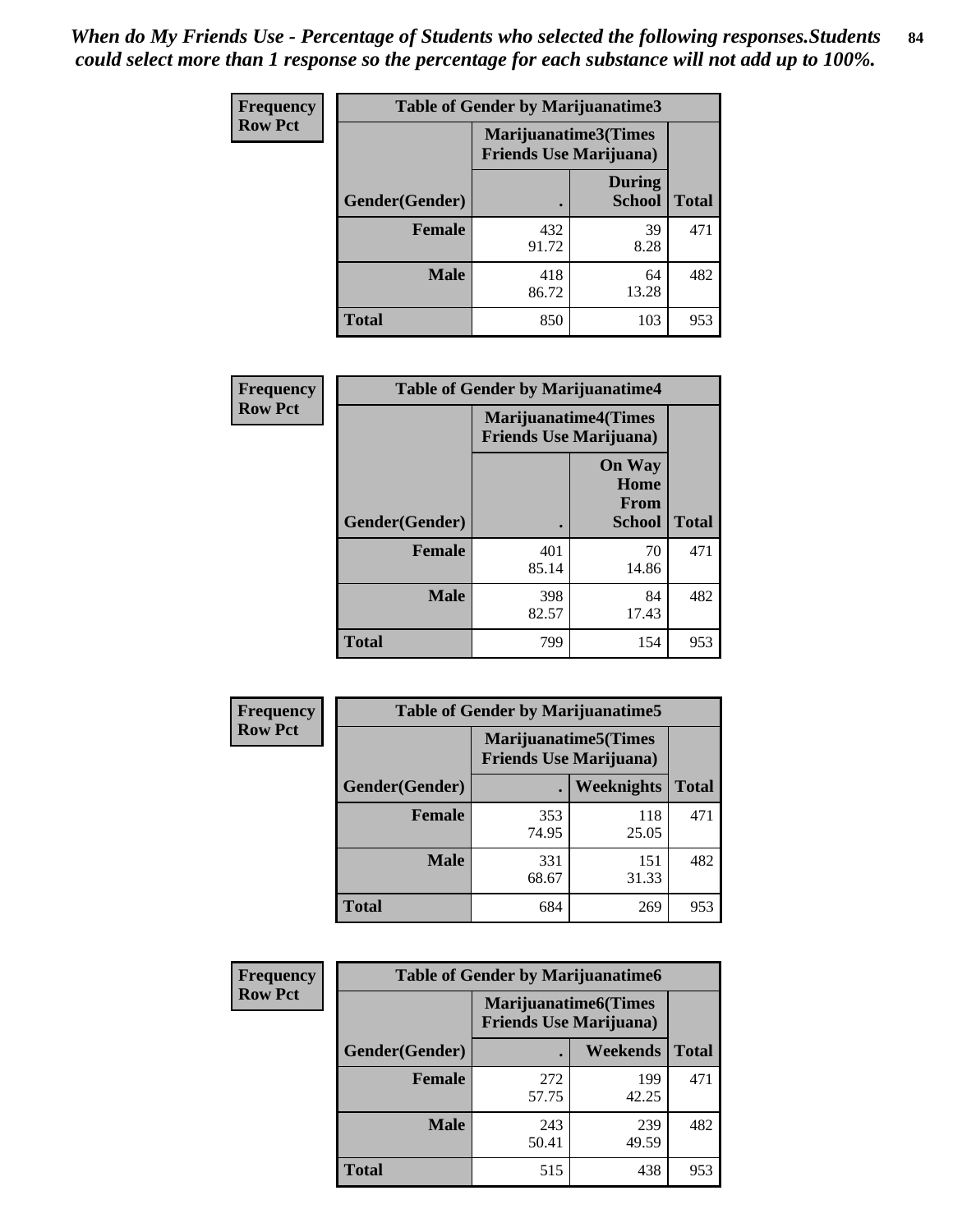*When do My Friends Use - Percentage of Students who selected the following responses.Students could select more than 1 response so the percentage for each substance will not add up to 100%.*

**Frequency Row Pct**

| Table of Gender by Marijuanatime3 | | | |
|---|---|---|---|
| | Marijuanatime3(Times Friends Use Marijuana) | | |
| Gender(Gender) | . | During School | Total |
| **Female** | 432<br>91.72 | 39<br>8.28 | 471 |
| **Male** | 418<br>86.72 | 64<br>13.28 | 482 |
| **Total** | 850 | 103 | 953 |

**Frequency Row Pct**

| Table of Gender by Marijuanatime4 | | | |
|---|---|---|---|
| | Marijuanatime4(Times Friends Use Marijuana) | | |
| Gender(Gender) | . | On Way Home From School | Total |
| **Female** | 401<br>85.14 | 70<br>14.86 | 471 |
| **Male** | 398<br>82.57 | 84<br>17.43 | 482 |
| **Total** | 799 | 154 | 953 |

**Frequency Row Pct**

| Table of Gender by Marijuanatime5 | | | |
|---|---|---|---|
| | Marijuanatime5(Times Friends Use Marijuana) | | |
| Gender(Gender) | . | Weeknights | Total |
| **Female** | 353<br>74.95 | 118<br>25.05 | 471 |
| **Male** | 331<br>68.67 | 151<br>31.33 | 482 |
| **Total** | 684 | 269 | 953 |

**Frequency Row Pct**

| Table of Gender by Marijuanatime6 | | | |
|---|---|---|---|
| | Marijuanatime6(Times Friends Use Marijuana) | | |
| Gender(Gender) | . | Weekends | Total |
| **Female** | 272<br>57.75 | 199<br>42.25 | 471 |
| **Male** | 243<br>50.41 | 239<br>49.59 | 482 |
| **Total** | 515 | 438 | 953 |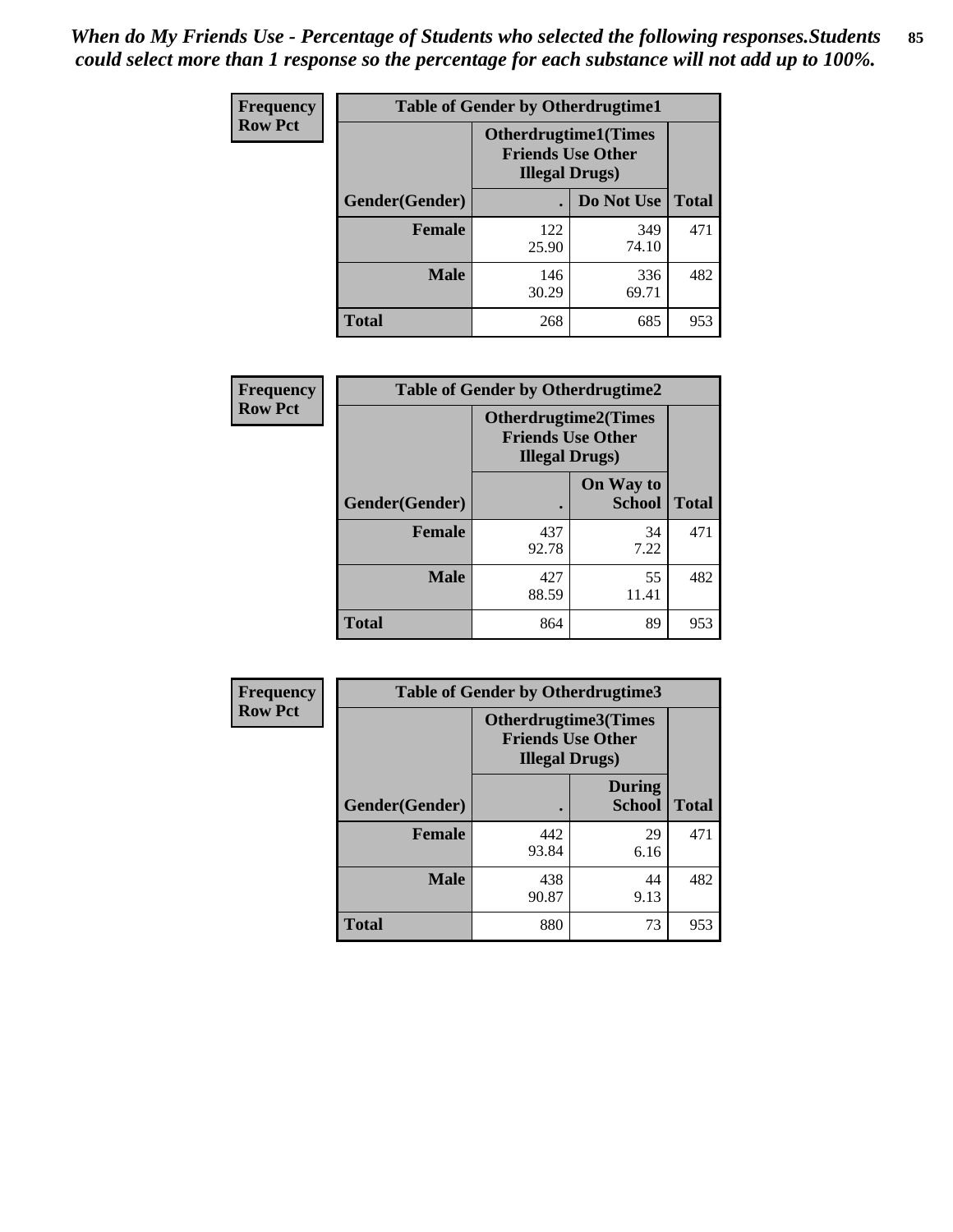*When do My Friends Use - Percentage of Students who selected the following responses.Students could select more than 1 response so the percentage for each substance will not add up to 100%.*

**Frequency**
**Row Pct**

| Table of Gender by Otherdrugtime1 | | | |
|---|---|---|---|
| | Otherdrugtime1(Times Friends Use Other Illegal Drugs) | | |
| Gender(Gender) | . | Do Not Use | Total |
| **Female** | 122<br>25.90 | 349<br>74.10 | 471 |
| **Male** | 146<br>30.29 | 336<br>69.71 | 482 |
| **Total** | 268 | 685 | 953 |

**Frequency**
**Row Pct**

| Table of Gender by Otherdrugtime2 | | | |
|---|---|---|---|
| | Otherdrugtime2(Times Friends Use Other Illegal Drugs) | | |
| Gender(Gender) | . | On Way to School | Total |
| **Female** | 437<br>92.78 | 34<br>7.22 | 471 |
| **Male** | 427<br>88.59 | 55<br>11.41 | 482 |
| **Total** | 864 | 89 | 953 |

**Frequency**
**Row Pct**

| Table of Gender by Otherdrugtime3 | | | |
|---|---|---|---|
| | Otherdrugtime3(Times Friends Use Other Illegal Drugs) | | |
| Gender(Gender) | . | During School | Total |
| **Female** | 442<br>93.84 | 29<br>6.16 | 471 |
| **Male** | 438<br>90.87 | 44<br>9.13 | 482 |
| **Total** | 880 | 73 | 953 |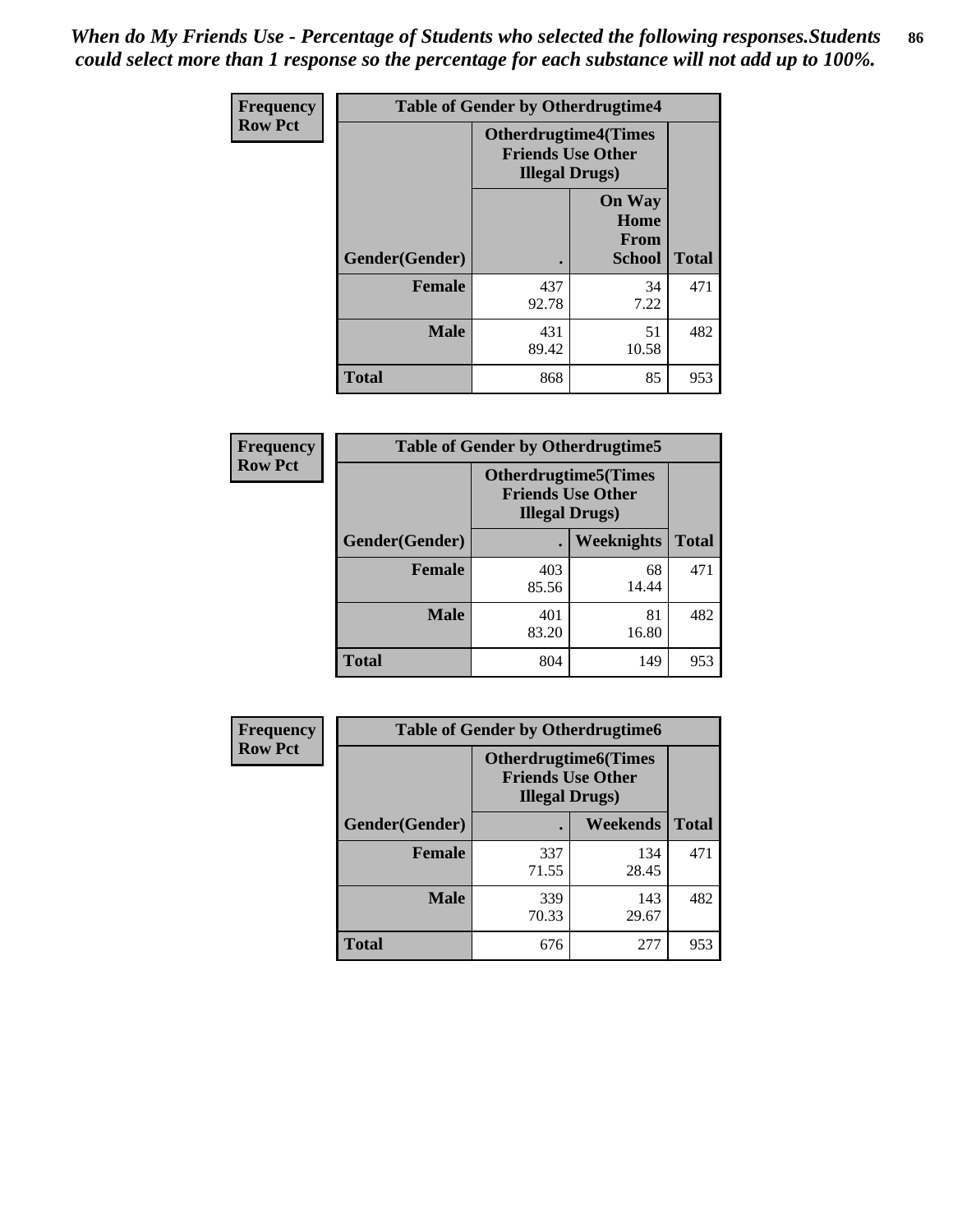*When do My Friends Use - Percentage of Students who selected the following responses.Students could select more than 1 response so the percentage for each substance will not add up to 100%.*

**Frequency**
**Row Pct**

| Table of Gender by Otherdrugtime4 | | | |
|---|---|---|---|
| | Otherdrugtime4(Times Friends Use Other Illegal Drugs) | | |
| Gender(Gender) | . | On Way Home From School | Total |
| Female | 437<br>92.78 | 34<br>7.22 | 471 |
| Male | 431<br>89.42 | 51<br>10.58 | 482 |
| Total | 868 | 85 | 953 |

**Frequency**
**Row Pct**

| Table of Gender by Otherdrugtime5 | | | |
|---|---|---|---|
| | Otherdrugtime5(Times Friends Use Other Illegal Drugs) | | |
| Gender(Gender) | . | Weeknights | Total |
| Female | 403<br>85.56 | 68<br>14.44 | 471 |
| Male | 401<br>83.20 | 81<br>16.80 | 482 |
| Total | 804 | 149 | 953 |

**Frequency**
**Row Pct**

| Table of Gender by Otherdrugtime6 | | | |
|---|---|---|---|
| | Otherdrugtime6(Times Friends Use Other Illegal Drugs) | | |
| Gender(Gender) | . | Weekends | Total |
| Female | 337<br>71.55 | 134<br>28.45 | 471 |
| Male | 339<br>70.33 | 143<br>29.67 | 482 |
| Total | 676 | 277 | 953 |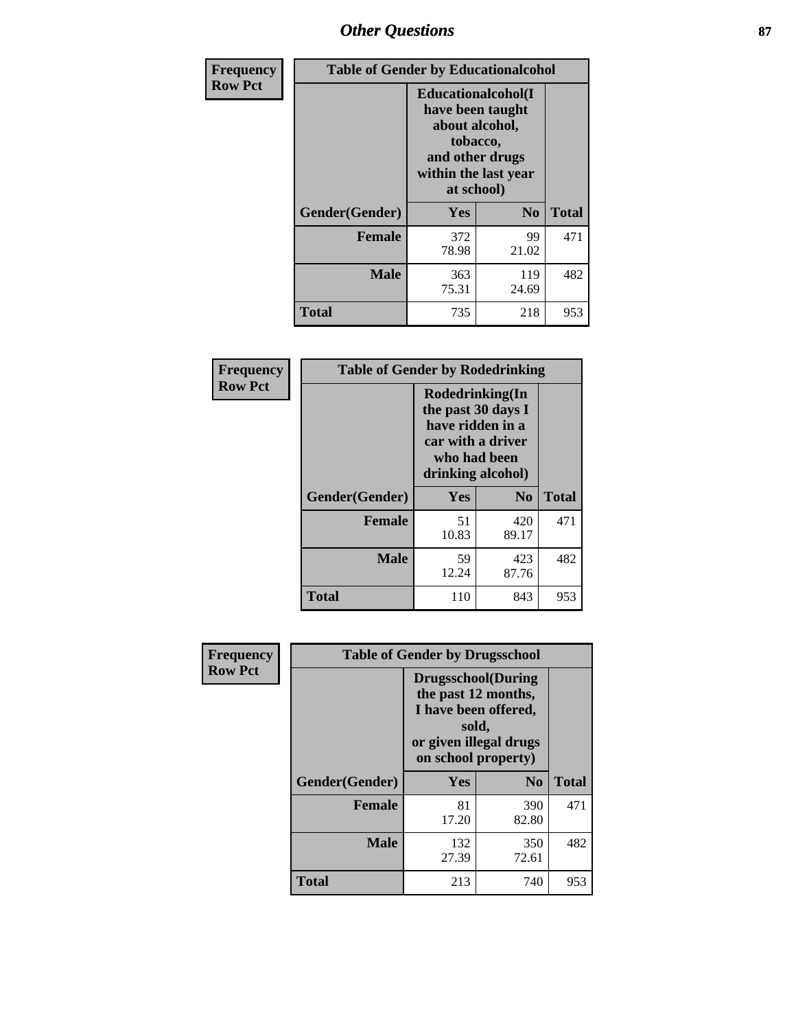# Other Questions

**Frequency**
**Row Pct**

| Table of Gender by Educationalcohol | | | |
|---|---|---|---|
| | Educationalcohol(I have been taught about alcohol, tobacco, and other drugs within the last year at school) | | |
| Gender(Gender) | Yes | No | Total |
| Female | 372<br>78.98 | 99<br>21.02 | 471 |
| Male | 363<br>75.31 | 119<br>24.69 | 482 |
| Total | 735 | 218 | 953 |

**Frequency**
**Row Pct**

| Table of Gender by Rodedrinking | | | |
|---|---|---|---|
| | Rodedrinking(In the past 30 days I have ridden in a car with a driver who had been drinking alcohol) | | |
| Gender(Gender) | Yes | No | Total |
| Female | 51<br>10.83 | 420<br>89.17 | 471 |
| Male | 59<br>12.24 | 423<br>87.76 | 482 |
| Total | 110 | 843 | 953 |

**Frequency**
**Row Pct**

| Table of Gender by Drugsschool | | | |
|---|---|---|---|
| | Drugsschool(During the past 12 months, I have been offered, sold, or given illegal drugs on school property) | | |
| Gender(Gender) | Yes | No | Total |
| Female | 81<br>17.20 | 390<br>82.80 | 471 |
| Male | 132<br>27.39 | 350<br>72.61 | 482 |
| Total | 213 | 740 | 953 |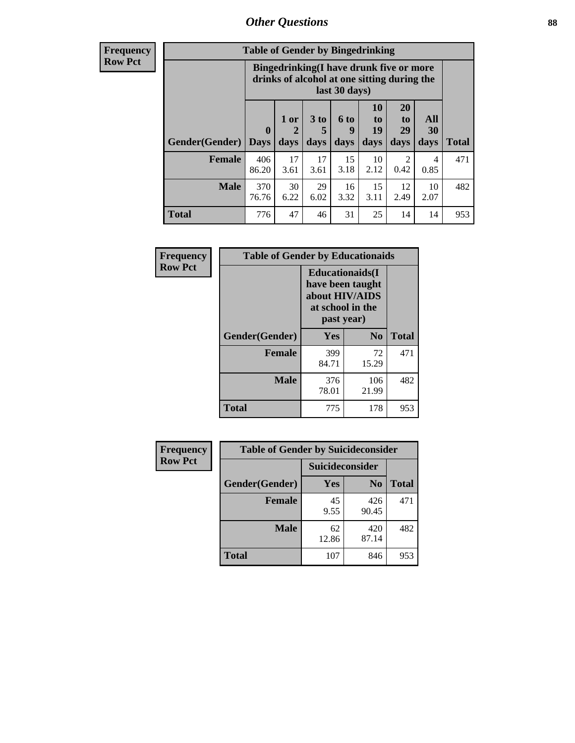| Frequency<br>Row Pct |
|---|

| Table of Gender by Bingedrinking | | | | | | | | |
|---|---|---|---|---|---|---|---|---|
| | Bingedrinking(I have drunk five or more drinks of alcohol at one sitting during the last 30 days) | | | | | | | |
| Gender(Gender) | 0 Days | 1 or 2 days | 3 to 5 days | 6 to 9 days | 10 to 19 days | 20 to 29 days | All 30 days | Total |
| **Female** | 406<br>86.20 | 17<br>3.61 | 17<br>3.61 | 15<br>3.18 | 10<br>2.12 | 2<br>0.42 | 4<br>0.85 | 471 |
| **Male** | 370<br>76.76 | 30<br>6.22 | 29<br>6.02 | 16<br>3.32 | 15<br>3.11 | 12<br>2.49 | 10<br>2.07 | 482 |
| **Total** | 776 | 47 | 46 | 31 | 25 | 14 | 14 | 953 |

| Frequency<br>Row Pct |
|---|

| Table of Gender by Educationaids | | | |
|---|---|---|---|
| | Educationaids(I have been taught about HIV/AIDS at school in the past year) | | |
| Gender(Gender) | Yes | No | Total |
| **Female** | 399<br>84.71 | 72<br>15.29 | 471 |
| **Male** | 376<br>78.01 | 106<br>21.99 | 482 |
| **Total** | 775 | 178 | 953 |

| Frequency<br>Row Pct |
|---|

| Table of Gender by Suicideconsider | | | |
|---|---|---|---|
| | Suicideconsider | | |
| Gender(Gender) | Yes | No | Total |
| **Female** | 45<br>9.55 | 426<br>90.45 | 471 |
| **Male** | 62<br>12.86 | 420<br>87.14 | 482 |
| **Total** | 107 | 846 | 953 |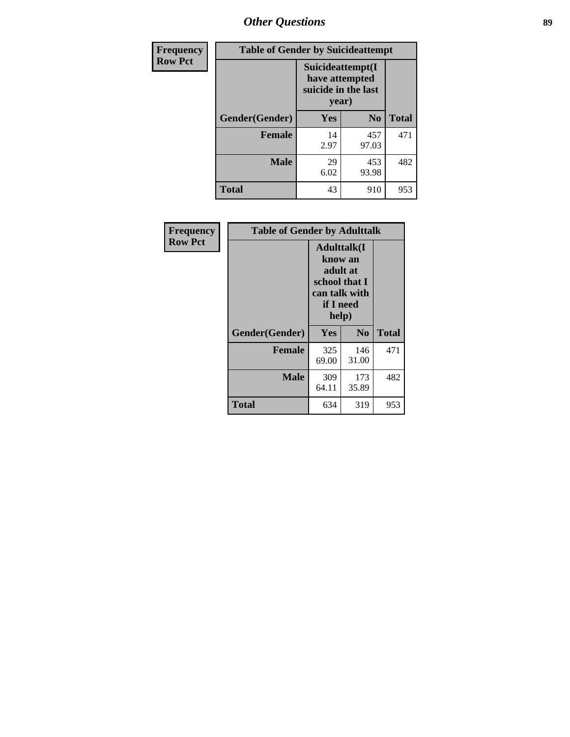| Frequency<br>Row Pct | Table of Gender by Suicideattempt | | |
|---|---|---|---|
| | Suicideattempt(I have attempted suicide in the last year) | | |
| Gender(Gender) | Yes | No | Total |
| Female | 14<br>2.97 | 457<br>97.03 | 471 |
| Male | 29<br>6.02 | 453<br>93.98 | 482 |
| Total | 43 | 910 | 953 |

| Frequency<br>Row Pct | Table of Gender by Adulttalk | | |
|---|---|---|---|
| | Adulttalk(I know an adult at school that I can talk with if I need help) | | |
| Gender(Gender) | Yes | No | Total |
| Female | 325<br>69.00 | 146<br>31.00 | 471 |
| Male | 309<br>64.11 | 173<br>35.89 | 482 |
| Total | 634 | 319 | 953 |